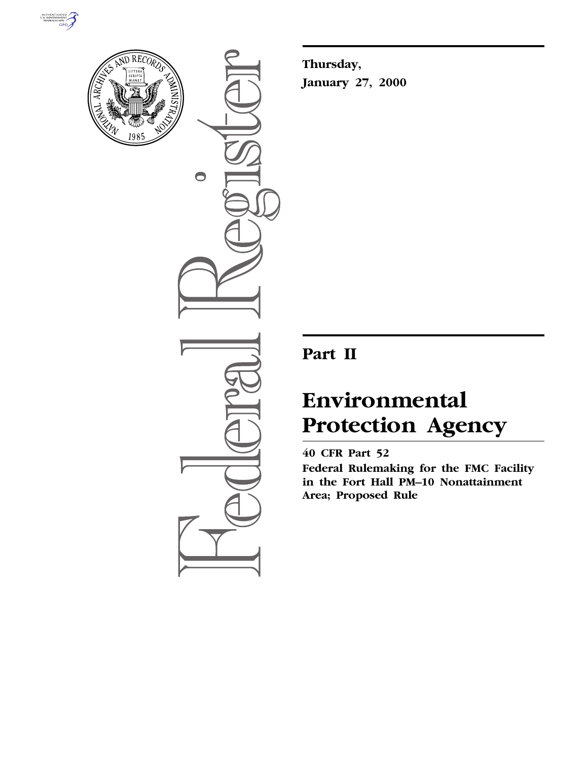Thursday,

January 27, 2000

# Part II

# Environmental Protection Agency

## 40 CFR Part 52

## Federal Rulemaking for the FMC Facility in the Fort Hall PM–10 Nonattainment Area; Proposed Rule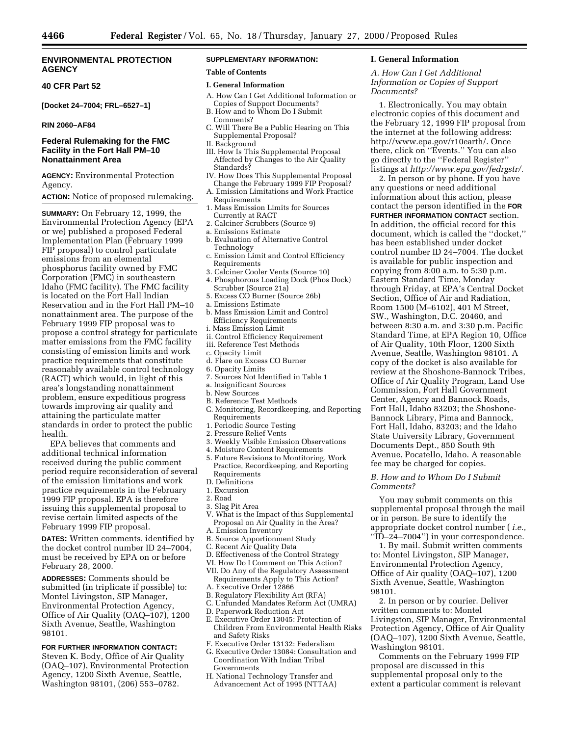## ENVIRONMENTAL PROTECTION AGENCY

## 40 CFR Part 52

**[Docket 24–7004; FRL–6527–1]**

**RIN 2060–AF84**

## Federal Rulemaking for the FMC Facility in the Fort Hall PM–10 Nonattainment Area

**AGENCY:** Environmental Protection Agency.

**ACTION:** Notice of proposed rulemaking.

**SUMMARY:** On February 12, 1999, the Environmental Protection Agency (EPA or we) published a proposed Federal Implementation Plan (February 1999 FIP proposal) to control particulate emissions from an elemental phosphorus facility owned by FMC Corporation (FMC) in southeastern Idaho (FMC facility). The FMC facility is located on the Fort Hall Indian Reservation and in the Fort Hall PM–10 nonattainment area. The purpose of the February 1999 FIP proposal was to propose a control strategy for particulate matter emissions from the FMC facility consisting of emission limits and work practice requirements that constitute reasonably available control technology (RACT) which would, in light of this area's longstanding nonattainment problem, ensure expeditious progress towards improving air quality and attaining the particulate matter standards in order to protect the public health.

EPA believes that comments and additional technical information received during the public comment period require reconsideration of several of the emission limitations and work practice requirements in the February 1999 FIP proposal. EPA is therefore issuing this supplemental proposal to revise certain limited aspects of the February 1999 FIP proposal.

**DATES:** Written comments, identified by the docket control number ID 24–7004, must be received by EPA on or before February 28, 2000.

**ADDRESSES:** Comments should be submitted (in triplicate if possible) to: Montel Livingston, SIP Manager, Environmental Protection Agency, Office of Air Quality (OAQ–107), 1200 Sixth Avenue, Seattle, Washington 98101.

**FOR FURTHER INFORMATION CONTACT:** Steven K. Body, Office of Air Quality (OAQ–107), Environmental Protection Agency, 1200 Sixth Avenue, Seattle, Washington 98101, (206) 553–0782.

**SUPPLEMENTARY INFORMATION:**

**Table of Contents**

**I. General Information**

A. How Can I Get Additional Information or Copies of Support Documents?
B. How and to Whom Do I Submit Comments?
C. Will There Be a Public Hearing on This Supplemental Proposal?

II. Background

III. How Is This Supplemental Proposal Affected by Changes to the Air Quality Standards?

IV. How Does This Supplemental Proposal Change the February 1999 FIP Proposal?

A. Emission Limitations and Work Practice Requirements
1. Mass Emission Limits for Sources Currently at RACT
2. Calciner Scrubbers (Source 9)
a. Emissions Estimate
b. Evaluation of Alternative Control Technology
c. Emission Limit and Control Efficiency Requirements
3. Calciner Cooler Vents (Source 10)
4. Phosphorous Loading Dock (Phos Dock) Scrubber (Source 21a)
5. Excess CO Burner (Source 26b)
a. Emissions Estimate
b. Mass Emission Limit and Control Efficiency Requirements
i. Mass Emission Limit
ii. Control Efficiency Requirement
iii. Reference Test Methods
c. Opacity Limit
d. Flare on Excess CO Burner
6. Opacity Limits
7. Sources Not Identified in Table 1
a. Insignificant Sources
b. New Sources
B. Reference Test Methods
C. Monitoring, Recordkeeping, and Reporting Requirements
1. Periodic Source Testing
2. Pressure Relief Vents
3. Weekly Visible Emission Observations
4. Moisture Content Requirements
5. Future Revisions to Montitoring, Work Practice, Recordkeeping, and Reporting Requirements
D. Definitions
1. Excursion
2. Road
3. Slag Pit Area

V. What is the Impact of this Supplemental Proposal on Air Quality in the Area?

A. Emission Inventory
B. Source Apportionment Study
C. Recent Air Quality Data
D. Effectiveness of the Control Strategy

VI. How Do I Comment on This Action?

VII. Do Any of the Regulatory Assessment Requirements Apply to This Action?

A. Executive Order 12866
B. Regulatory Flexibility Act (RFA)
C. Unfunded Mandates Reform Act (UMRA)
D. Paperwork Reduction Act
E. Executive Order 13045: Protection of Children From Environmental Health Risks and Safety Risks
F. Executive Order 13132: Federalism
G. Executive Order 13084: Consultation and Coordination With Indian Tribal Governments
H. National Technology Transfer and Advancement Act of 1995 (NTTAA)

## I. General Information

### *A. How Can I Get Additional Information or Copies of Support Documents?*

1. Electronically. You may obtain electronic copies of this document and the February 12, 1999 FIP proposal from the internet at the following address: http://www.epa.gov/r10earth/. Once there, click on ''Events.'' You can also go directly to the ''Federal Register'' listings at *http://www.epa.gov/fedrgstr/.*

2. In person or by phone. If you have any questions or need additional information about this action, please contact the person identified in the **FOR FURTHER INFORMATION CONTACT** section. In addition, the official record for this document, which is called the ''docket,'' has been established under docket control number ID 24–7004. The docket is available for public inspection and copying from 8:00 a.m. to 5:30 p.m. Eastern Standard Time, Monday through Friday, at EPA's Central Docket Section, Office of Air and Radiation, Room 1500 (M–6102), 401 M Street, SW., Washington, D.C. 20460, and between 8:30 a.m. and 3:30 p.m. Pacific Standard Time, at EPA Region 10, Office of Air Quality, 10th Floor, 1200 Sixth Avenue, Seattle, Washington 98101. A copy of the docket is also available for review at the Shoshone-Bannock Tribes, Office of Air Quality Program, Land Use Commission, Fort Hall Government Center, Agency and Bannock Roads, Fort Hall, Idaho 83203; the Shoshone-Bannock Library, Pima and Bannock, Fort Hall, Idaho, 83203; and the Idaho State University Library, Government Documents Dept., 850 South 9th Avenue, Pocatello, Idaho. A reasonable fee may be charged for copies.

### *B. How and to Whom Do I Submit Comments?*

You may submit comments on this supplemental proposal through the mail or in person. Be sure to identify the appropriate docket control number ( *i.e.*, ''ID–24–7004'') in your correspondence.

1. By mail. Submit written comments to: Montel Livingston, SIP Manager, Environmental Protection Agency, Office of Air quality (OAQ–107), 1200 Sixth Avenue, Seattle, Washington 98101.

2. In person or by courier. Deliver written comments to: Montel Livingston, SIP Manager, Environmental Protection Agency, Office of Air Quality (OAQ–107), 1200 Sixth Avenue, Seattle, Washington 98101.

Comments on the February 1999 FIP proposal are discussed in this supplemental proposal only to the extent a particular comment is relevant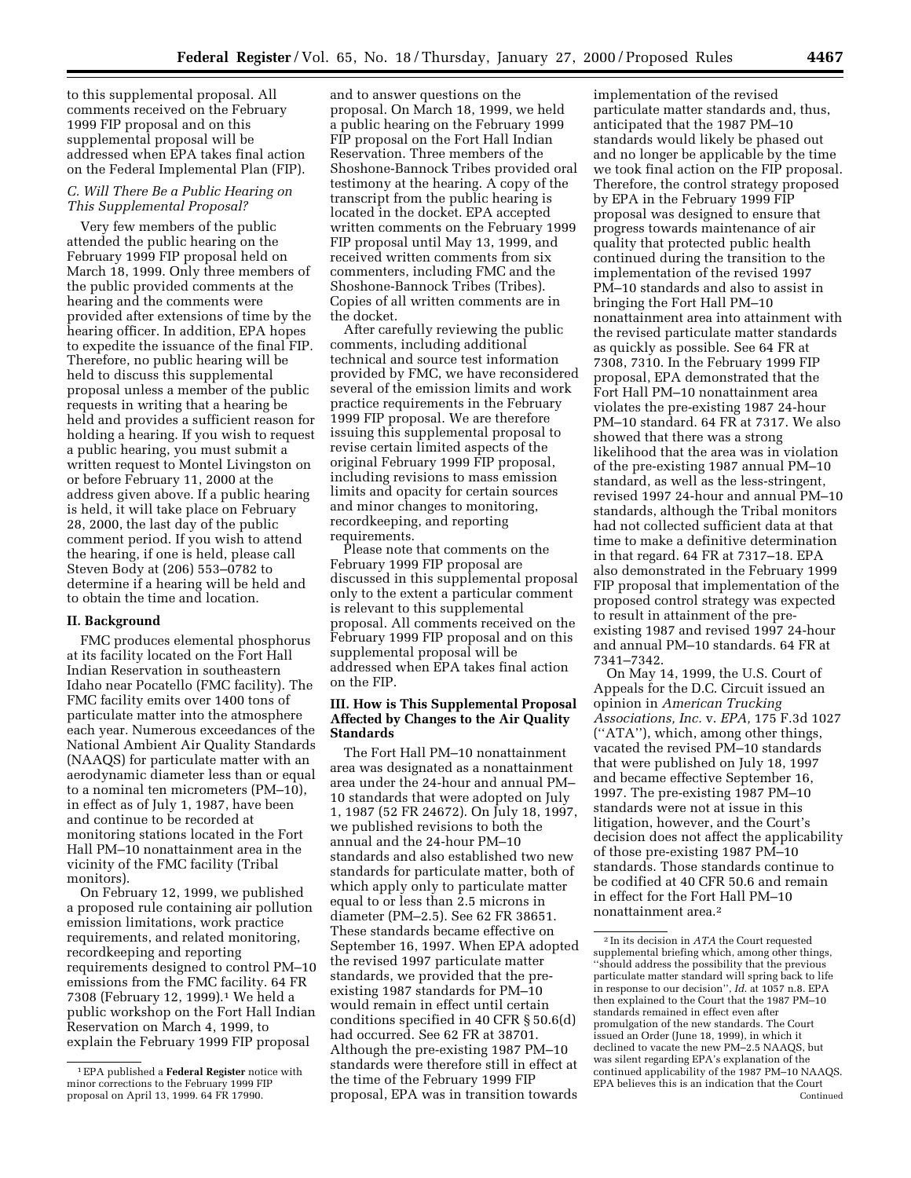to this supplemental proposal. All comments received on the February 1999 FIP proposal and on this supplemental proposal will be addressed when EPA takes final action on the Federal Implemental Plan (FIP).

### C. Will There Be a Public Hearing on This Supplemental Proposal?

Very few members of the public attended the public hearing on the February 1999 FIP proposal held on March 18, 1999. Only three members of the public provided comments at the hearing and the comments were provided after extensions of time by the hearing officer. In addition, EPA hopes to expedite the issuance of the final FIP. Therefore, no public hearing will be held to discuss this supplemental proposal unless a member of the public requests in writing that a hearing be held and provides a sufficient reason for holding a hearing. If you wish to request a public hearing, you must submit a written request to Montel Livingston on or before February 11, 2000 at the address given above. If a public hearing is held, it will take place on February 28, 2000, the last day of the public comment period. If you wish to attend the hearing, if one is held, please call Steven Body at (206) 553–0782 to determine if a hearing will be held and to obtain the time and location.

## II. Background

FMC produces elemental phosphorus at its facility located on the Fort Hall Indian Reservation in southeastern Idaho near Pocatello (FMC facility). The FMC facility emits over 1400 tons of particulate matter into the atmosphere each year. Numerous exceedances of the National Ambient Air Quality Standards (NAAQS) for particulate matter with an aerodynamic diameter less than or equal to a nominal ten micrometers (PM–10), in effect as of July 1, 1987, have been and continue to be recorded at monitoring stations located in the Fort Hall PM–10 nonattainment area in the vicinity of the FMC facility (Tribal monitors).

On February 12, 1999, we published a proposed rule containing air pollution emission limitations, work practice requirements, and related monitoring, recordkeeping and reporting requirements designed to control PM–10 emissions from the FMC facility. 64 FR 7308 (February 12, 1999).[1] We held a public workshop on the Fort Hall Indian Reservation on March 4, 1999, to explain the February 1999 FIP proposal and to answer questions on the proposal. On March 18, 1999, we held a public hearing on the February 1999 FIP proposal on the Fort Hall Indian Reservation. Three members of the Shoshone-Bannock Tribes provided oral testimony at the hearing. A copy of the transcript from the public hearing is located in the docket. EPA accepted written comments on the February 1999 FIP proposal until May 13, 1999, and received written comments from six commenters, including FMC and the Shoshone-Bannock Tribes (Tribes). Copies of all written comments are in the docket.

After carefully reviewing the public comments, including additional technical and source test information provided by FMC, we have reconsidered several of the emission limits and work practice requirements in the February 1999 FIP proposal. We are therefore issuing this supplemental proposal to revise certain limited aspects of the original February 1999 FIP proposal, including revisions to mass emission limits and opacity for certain sources and minor changes to monitoring, recordkeeping, and reporting requirements.

Please note that comments on the February 1999 FIP proposal are discussed in this supplemental proposal only to the extent a particular comment is relevant to this supplemental proposal. All comments received on the February 1999 FIP proposal and on this supplemental proposal will be addressed when EPA takes final action on the FIP.

## III. How is This Supplemental Proposal Affected by Changes to the Air Quality Standards

The Fort Hall PM–10 nonattainment area was designated as a nonattainment area under the 24-hour and annual PM–10 standards that were adopted on July 1, 1987 (52 FR 24672). On July 18, 1997, we published revisions to both the annual and the 24-hour PM–10 standards and also established two new standards for particulate matter, both of which apply only to particulate matter equal to or less than 2.5 microns in diameter (PM–2.5). See 62 FR 38651. These standards became effective on September 16, 1997. When EPA adopted the revised 1997 particulate matter standards, we provided that the pre-existing 1987 standards for PM–10 would remain in effect until certain conditions specified in 40 CFR § 50.6(d) had occurred. See 62 FR at 38701. Although the pre-existing 1987 PM–10 standards were therefore still in effect at the time of the February 1999 FIP proposal, EPA was in transition towards implementation of the revised particulate matter standards and, thus, anticipated that the 1987 PM–10 standards would likely be phased out and no longer be applicable by the time we took final action on the FIP proposal. Therefore, the control strategy proposed by EPA in the February 1999 FIP proposal was designed to ensure that progress towards maintenance of air quality that protected public health continued during the transition to the implementation of the revised 1997 PM–10 standards and also to assist in bringing the Fort Hall PM–10 nonattainment area into attainment with the revised particulate matter standards as quickly as possible. See 64 FR at 7308, 7310. In the February 1999 FIP proposal, EPA demonstrated that the Fort Hall PM–10 nonattainment area violates the pre-existing 1987 24-hour PM–10 standard. 64 FR at 7317. We also showed that there was a strong likelihood that the area was in violation of the pre-existing 1987 annual PM–10 standard, as well as the less-stringent, revised 1997 24-hour and annual PM–10 standards, although the Tribal monitors had not collected sufficient data at that time to make a definitive determination in that regard. 64 FR at 7317–18. EPA also demonstrated in the February 1999 FIP proposal that implementation of the proposed control strategy was expected to result in attainment of the pre-existing 1987 and revised 1997 24-hour and annual PM–10 standards. 64 FR at 7341–7342.

On May 14, 1999, the U.S. Court of Appeals for the D.C. Circuit issued an opinion in *American Trucking Associations, Inc.* v. *EPA,* 175 F.3d 1027 (''ATA''), which, among other things, vacated the revised PM–10 standards that were published on July 18, 1997 and became effective September 16, 1997. The pre-existing 1987 PM–10 standards were not at issue in this litigation, however, and the Court's decision does not affect the applicability of those pre-existing 1987 PM–10 standards. Those standards continue to be codified at 40 CFR 50.6 and remain in effect for the Fort Hall PM–10 nonattainment area.[2]

---

[1] EPA published a **Federal Register** notice with minor corrections to the February 1999 FIP proposal on April 13, 1999. 64 FR 17990.

[2] In its decision in *ATA* the Court requested supplemental briefing which, among other things, ''should address the possibility that the previous particulate matter standard will spring back to life in response to our decision'', *Id.* at 1057 n.8. EPA then explained to the Court that the 1987 PM–10 standards remained in effect even after promulgation of the new standards. The Court issued an Order (June 18, 1999), in which it declined to vacate the new PM–2.5 NAAQS, but was silent regarding EPA's explanation of the continued applicability of the 1987 PM–10 NAAQS. EPA believes this is an indication that the Court
Continued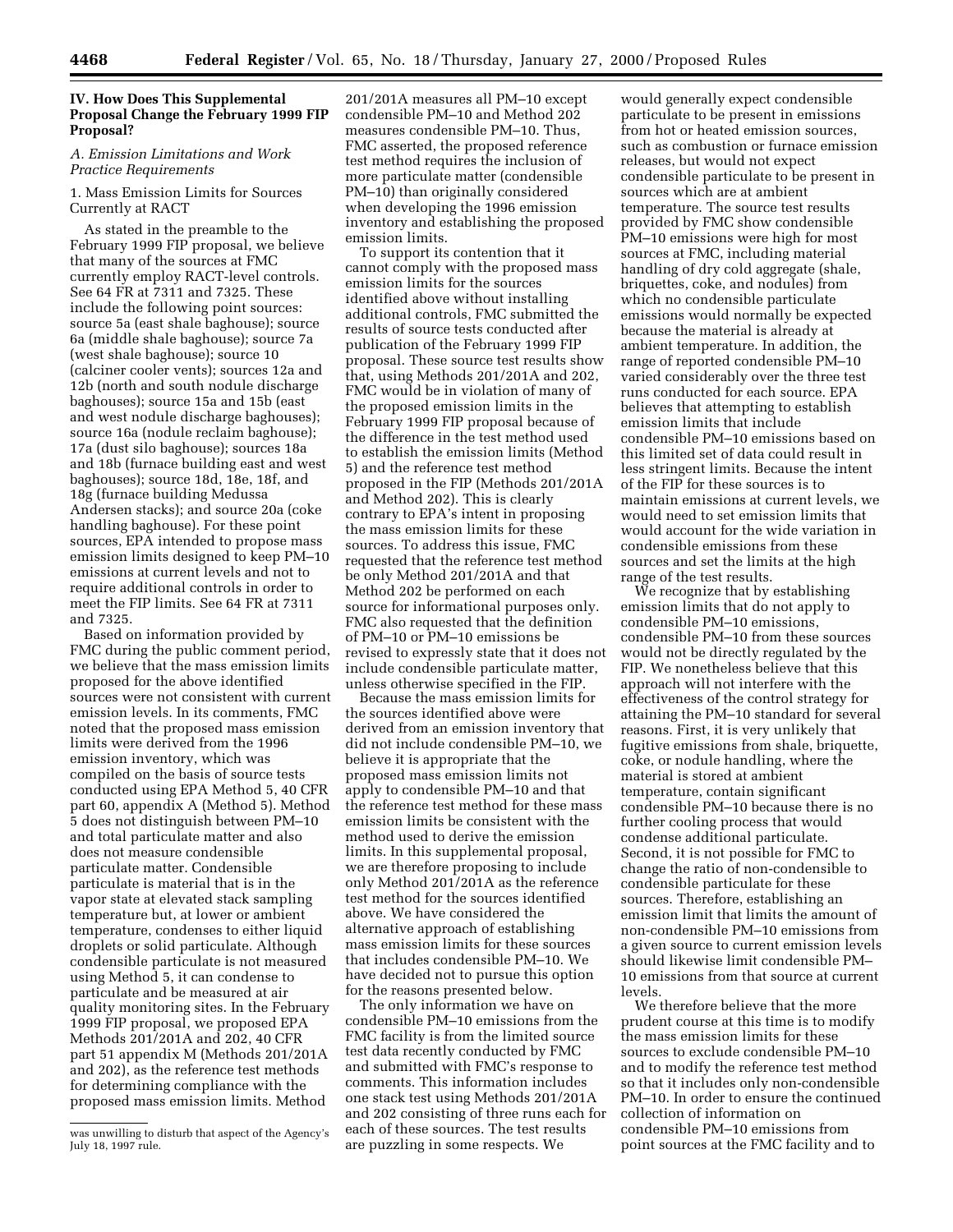## IV. How Does This Supplemental Proposal Change the February 1999 FIP Proposal?

### A. Emission Limitations and Work Practice Requirements

1. Mass Emission Limits for Sources Currently at RACT

As stated in the preamble to the February 1999 FIP proposal, we believe that many of the sources at FMC currently employ RACT-level controls. See 64 FR at 7311 and 7325. These include the following point sources: source 5a (east shale baghouse); source 6a (middle shale baghouse); source 7a (west shale baghouse); source 10 (calciner cooler vents); sources 12a and 12b (north and south nodule discharge baghouses); source 15a and 15b (east and west nodule discharge baghouses); source 16a (nodule reclaim baghouse); 17a (dust silo baghouse); sources 18a and 18b (furnace building east and west baghouses); source 18d, 18e, 18f, and 18g (furnace building Medussa Andersen stacks); and source 20a (coke handling baghouse). For these point sources, EPA intended to propose mass emission limits designed to keep PM–10 emissions at current levels and not to require additional controls in order to meet the FIP limits. See 64 FR at 7311 and 7325.

Based on information provided by FMC during the public comment period, we believe that the mass emission limits proposed for the above identified sources were not consistent with current emission levels. In its comments, FMC noted that the proposed mass emission limits were derived from the 1996 emission inventory, which was compiled on the basis of source tests conducted using EPA Method 5, 40 CFR part 60, appendix A (Method 5). Method 5 does not distinguish between PM–10 and total particulate matter and also does not measure condensible particulate matter. Condensible particulate is material that is in the vapor state at elevated stack sampling temperature but, at lower or ambient temperature, condenses to either liquid droplets or solid particulate. Although condensible particulate is not measured using Method 5, it can condense to particulate and be measured at air quality monitoring sites. In the February 1999 FIP proposal, we proposed EPA Methods 201/201A and 202, 40 CFR part 51 appendix M (Methods 201/201A and 202), as the reference test methods for determining compliance with the proposed mass emission limits. Method 201/201A measures all PM–10 except condensible PM–10 and Method 202 measures condensible PM–10. Thus, FMC asserted, the proposed reference test method requires the inclusion of more particulate matter (condensible PM–10) than originally considered when developing the 1996 emission inventory and establishing the proposed emission limits.

To support its contention that it cannot comply with the proposed mass emission limits for the sources identified above without installing additional controls, FMC submitted the results of source tests conducted after publication of the February 1999 FIP proposal. These source test results show that, using Methods 201/201A and 202, FMC would be in violation of many of the proposed emission limits in the February 1999 FIP proposal because of the difference in the test method used to establish the emission limits (Method 5) and the reference test method proposed in the FIP (Methods 201/201A and Method 202). This is clearly contrary to EPA's intent in proposing the mass emission limits for these sources. To address this issue, FMC requested that the reference test method be only Method 201/201A and that Method 202 be performed on each source for informational purposes only. FMC also requested that the definition of PM–10 or PM–10 emissions be revised to expressly state that it does not include condensible particulate matter, unless otherwise specified in the FIP.

Because the mass emission limits for the sources identified above were derived from an emission inventory that did not include condensible PM–10, we believe it is appropriate that the proposed mass emission limits not apply to condensible PM–10 and that the reference test method for these mass emission limits be consistent with the method used to derive the emission limits. In this supplemental proposal, we are therefore proposing to include only Method 201/201A as the reference test method for the sources identified above. We have considered the alternative approach of establishing mass emission limits for these sources that includes condensible PM–10. We have decided not to pursue this option for the reasons presented below.

The only information we have on condensible PM–10 emissions from the FMC facility is from the limited source test data recently conducted by FMC and submitted with FMC's response to comments. This information includes one stack test using Methods 201/201A and 202 consisting of three runs each for each of these sources. The test results are puzzling in some respects. We would generally expect condensible particulate to be present in emissions from hot or heated emission sources, such as combustion or furnace emission releases, but would not expect condensible particulate to be present in sources which are at ambient temperature. The source test results provided by FMC show condensible PM–10 emissions were high for most sources at FMC, including material handling of dry cold aggregate (shale, briquettes, coke, and nodules) from which no condensible particulate emissions would normally be expected because the material is already at ambient temperature. In addition, the range of reported condensible PM–10 varied considerably over the three test runs conducted for each source. EPA believes that attempting to establish emission limits that include condensible PM–10 emissions based on this limited set of data could result in less stringent limits. Because the intent of the FIP for these sources is to maintain emissions at current levels, we would need to set emission limits that would account for the wide variation in condensible emissions from these sources and set the limits at the high range of the test results.

We recognize that by establishing emission limits that do not apply to condensible PM–10 emissions, condensible PM–10 from these sources would not be directly regulated by the FIP. We nonetheless believe that this approach will not interfere with the effectiveness of the control strategy for attaining the PM–10 standard for several reasons. First, it is very unlikely that fugitive emissions from shale, briquette, coke, or nodule handling, where the material is stored at ambient temperature, contain significant condensible PM–10 because there is no further cooling process that would condense additional particulate. Second, it is not possible for FMC to change the ratio of non-condensible to condensible particulate for these sources. Therefore, establishing an emission limit that limits the amount of non-condensible PM–10 emissions from a given source to current emission levels should likewise limit condensible PM–10 emissions from that source at current levels.

We therefore believe that the more prudent course at this time is to modify the mass emission limits for these sources to exclude condensible PM–10 and to modify the reference test method so that it includes only non-condensible PM–10. In order to ensure the continued collection of information on condensible PM–10 emissions from point sources at the FMC facility and to

---

was unwilling to disturb that aspect of the Agency's July 18, 1997 rule.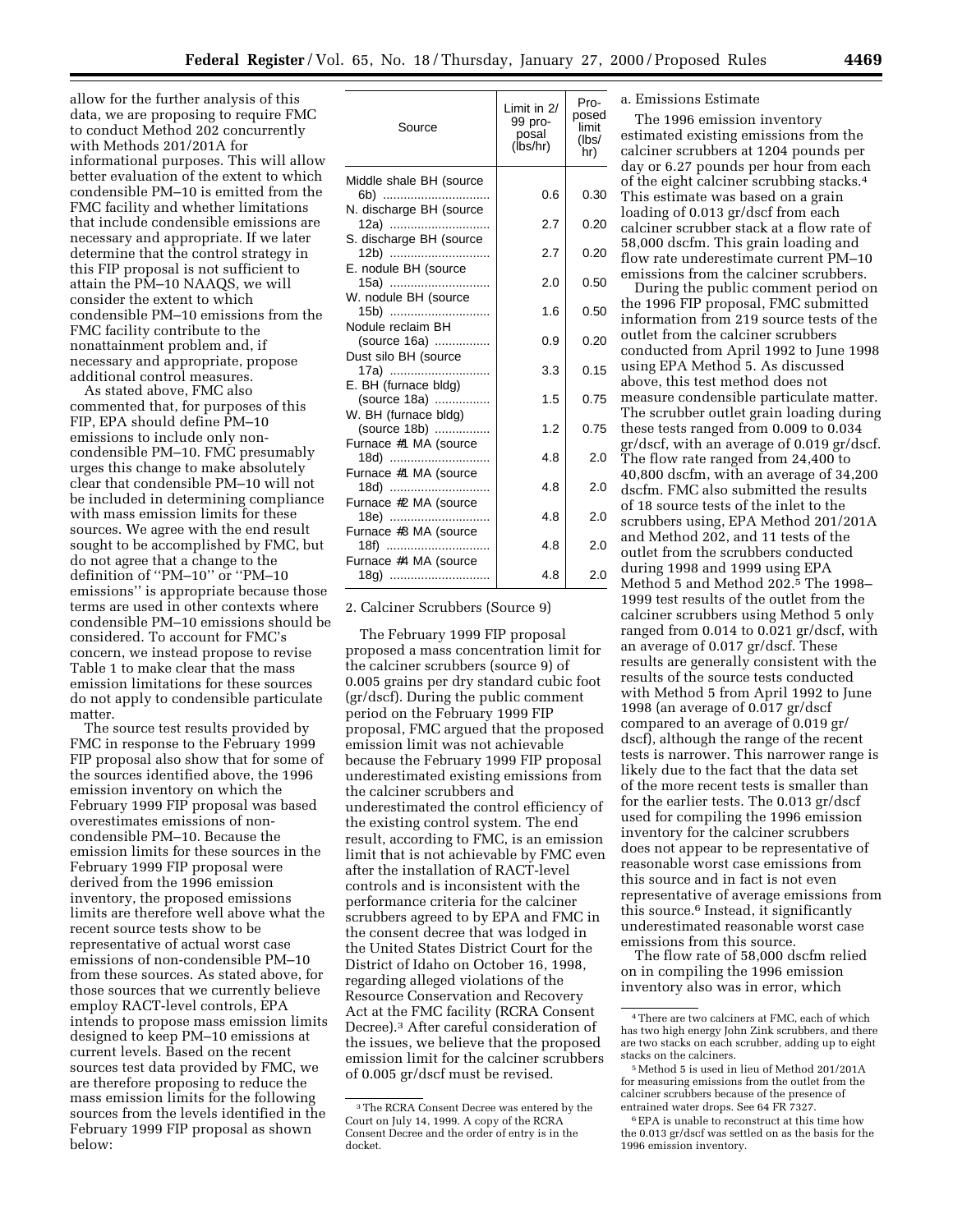allow for the further analysis of this data, we are proposing to require FMC to conduct Method 202 concurrently with Methods 201/201A for informational purposes. This will allow better evaluation of the extent to which condensible PM–10 is emitted from the FMC facility and whether limitations that include condensible emissions are necessary and appropriate. If we later determine that the control strategy in this FIP proposal is not sufficient to attain the PM–10 NAAQS, we will consider the extent to which condensible PM–10 emissions from the FMC facility contribute to the nonattainment problem and, if necessary and appropriate, propose additional control measures.

As stated above, FMC also commented that, for purposes of this FIP, EPA should define PM–10 emissions to include only non-condensible PM–10. FMC presumably urges this change to make absolutely clear that condensible PM–10 will not be included in determining compliance with mass emission limits for these sources. We agree with the end result sought to be accomplished by FMC, but do not agree that a change to the definition of "PM–10" or "PM–10 emissions" is appropriate because those terms are used in other contexts where condensible PM–10 emissions should be considered. To account for FMC's concern, we instead propose to revise Table 1 to make clear that the mass emission limitations for these sources do not apply to condensible particulate matter.

The source test results provided by FMC in response to the February 1999 FIP proposal also show that for some of the sources identified above, the 1996 emission inventory on which the February 1999 FIP proposal was based overestimates emissions of non-condensible PM–10. Because the emission limits for these sources in the February 1999 FIP proposal were derived from the 1996 emission inventory, the proposed emissions limits are therefore well above what the recent source tests show to be representative of actual worst case emissions of non-condensible PM–10 from these sources. As stated above, for those sources that we currently believe employ RACT-level controls, EPA intends to propose mass emission limits designed to keep PM–10 emissions at current levels. Based on the recent sources test data provided by FMC, we are therefore proposing to reduce the mass emission limits for the following sources from the levels identified in the February 1999 FIP proposal as shown below:

| Source | Limit in 2/99 proposal (lbs/hr) | Proposed limit (lbs/hr) |
|---|---|---|
| Middle shale BH (source 6b) | 0.6 | 0.30 |
| N. discharge BH (source 12a) | 2.7 | 0.20 |
| S. discharge BH (source 12b) | 2.7 | 0.20 |
| E. nodule BH (source 15a) | 2.0 | 0.50 |
| W. nodule BH (source 15b) | 1.6 | 0.50 |
| Nodule reclaim BH (source 16a) | 0.9 | 0.20 |
| Dust silo BH (source 17a) | 3.3 | 0.15 |
| E. BH (furnace bldg) (source 18a) | 1.5 | 0.75 |
| W. BH (furnace bldg) (source 18b) | 1.2 | 0.75 |
| Furnace #1 MA (source 18d) | 4.8 | 2.0 |
| Furnace #1 MA (source 18d) | 4.8 | 2.0 |
| Furnace #2 MA (source 18e) | 4.8 | 2.0 |
| Furnace #3 MA (source 18f) | 4.8 | 2.0 |
| Furnace #4 MA (source 18g) | 4.8 | 2.0 |

2. Calciner Scrubbers (Source 9)

The February 1999 FIP proposal proposed a mass concentration limit for the calciner scrubbers (source 9) of 0.005 grains per dry standard cubic foot (gr/dscf). During the public comment period on the February 1999 FIP proposal, FMC argued that the proposed emission limit was not achievable because the February 1999 FIP proposal underestimated existing emissions from the calciner scrubbers and underestimated the control efficiency of the existing control system. The end result, according to FMC, is an emission limit that is not achievable by FMC even after the installation of RACT-level controls and is inconsistent with the performance criteria for the calciner scrubbers agreed to by EPA and FMC in the consent decree that was lodged in the United States District Court for the District of Idaho on October 16, 1998, regarding alleged violations of the Resource Conservation and Recovery Act at the FMC facility (RCRA Consent Decree).[3] After careful consideration of the issues, we believe that the proposed emission limit for the calciner scrubbers of 0.005 gr/dscf must be revised.

a. Emissions Estimate

The 1996 emission inventory estimated existing emissions from the calciner scrubbers at 1204 pounds per day or 6.27 pounds per hour from each of the eight calciner scrubbing stacks.[4] This estimate was based on a grain loading of 0.013 gr/dscf from each calciner scrubber stack at a flow rate of 58,000 dscfm. This grain loading and flow rate underestimate current PM–10 emissions from the calciner scrubbers.

During the public comment period on the 1996 FIP proposal, FMC submitted information from 219 source tests of the outlet from the calciner scrubbers conducted from April 1992 to June 1998 using EPA Method 5. As discussed above, this test method does not measure condensible particulate matter. The scrubber outlet grain loading during these tests ranged from 0.009 to 0.034 gr/dscf, with an average of 0.019 gr/dscf. The flow rate ranged from 24,400 to 40,800 dscfm, with an average of 34,200 dscfm. FMC also submitted the results of 18 source tests of the inlet to the scrubbers using, EPA Method 201/201A and Method 202, and 11 tests of the outlet from the scrubbers conducted during 1998 and 1999 using EPA Method 5 and Method 202.[5] The 1998–1999 test results of the outlet from the calciner scrubbers using Method 5 only ranged from 0.014 to 0.021 gr/dscf, with an average of 0.017 gr/dscf. These results are generally consistent with the results of the source tests conducted with Method 5 from April 1992 to June 1998 (an average of 0.017 gr/dscf compared to an average of 0.019 gr/dscf), although the range of the recent tests is narrower. This narrower range is likely due to the fact that the data set of the more recent tests is smaller than for the earlier tests. The 0.013 gr/dscf used for compiling the 1996 emission inventory for the calciner scrubbers does not appear to be representative of reasonable worst case emissions from this source and in fact is not even representative of average emissions from this source.[6] Instead, it significantly underestimated reasonable worst case emissions from this source.

The flow rate of 58,000 dscfm relied on in compiling the 1996 emission inventory also was in error, which

---

[3] The RCRA Consent Decree was entered by the Court on July 14, 1999. A copy of the RCRA Consent Decree and the order of entry is in the docket.

[4] There are two calciners at FMC, each of which has two high energy John Zink scrubbers, and there are two stacks on each scrubber, adding up to eight stacks on the calciners.

[5] Method 5 is used in lieu of Method 201/201A for measuring emissions from the outlet from the calciner scrubbers because of the presence of entrained water drops. See 64 FR 7327.

[6] EPA is unable to reconstruct at this time how the 0.013 gr/dscf was settled on as the basis for the 1996 emission inventory.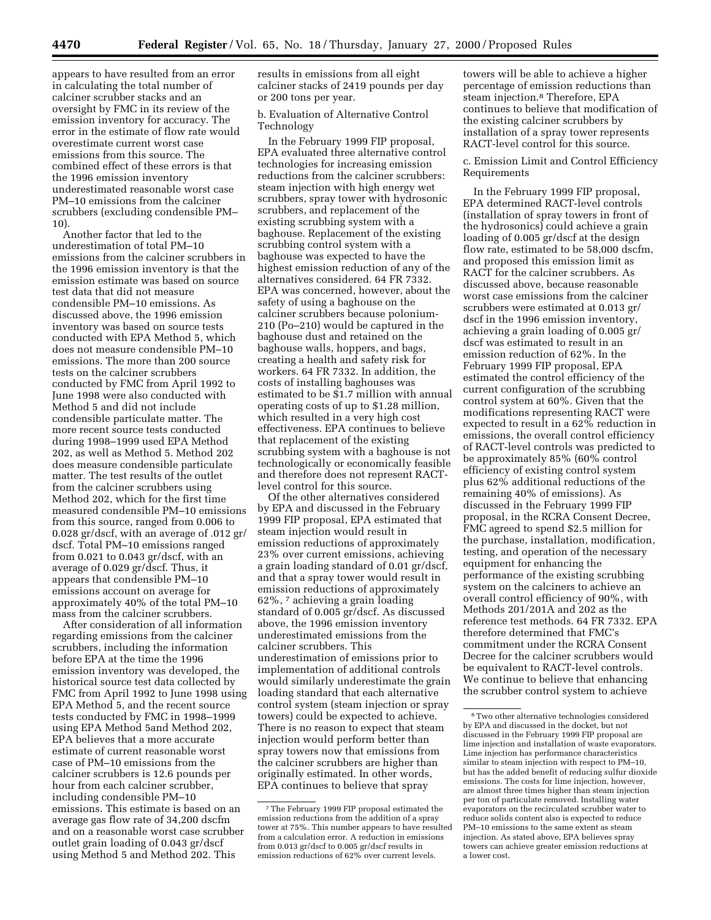appears to have resulted from an error in calculating the total number of calciner scrubber stacks and an oversight by FMC in its review of the emission inventory for accuracy. The error in the estimate of flow rate would overestimate current worst case emissions from this source. The combined effect of these errors is that the 1996 emission inventory underestimated reasonable worst case PM–10 emissions from the calciner scrubbers (excluding condensible PM–10).

Another factor that led to the underestimation of total PM–10 emissions from the calciner scrubbers in the 1996 emission inventory is that the emission estimate was based on source test data that did not measure condensible PM–10 emissions. As discussed above, the 1996 emission inventory was based on source tests conducted with EPA Method 5, which does not measure condensible PM–10 emissions. The more than 200 source tests on the calciner scrubbers conducted by FMC from April 1992 to June 1998 were also conducted with Method 5 and did not include condensible particulate matter. The more recent source tests conducted during 1998–1999 used EPA Method 202, as well as Method 5. Method 202 does measure condensible particulate matter. The test results of the outlet from the calciner scrubbers using Method 202, which for the first time measured condensible PM–10 emissions from this source, ranged from 0.006 to 0.028 gr/dscf, with an average of .012 gr/dscf. Total PM–10 emissions ranged from 0.021 to 0.043 gr/dscf, with an average of 0.029 gr/dscf. Thus, it appears that condensible PM–10 emissions account on average for approximately 40% of the total PM–10 mass from the calciner scrubbers.

After consideration of all information regarding emissions from the calciner scrubbers, including the information before EPA at the time the 1996 emission inventory was developed, the historical source test data collected by FMC from April 1992 to June 1998 using EPA Method 5, and the recent source tests conducted by FMC in 1998–1999 using EPA Method 5and Method 202, EPA believes that a more accurate estimate of current reasonable worst case of PM–10 emissions from the calciner scrubbers is 12.6 pounds per hour from each calciner scrubber, including condensible PM–10 emissions. This estimate is based on an average gas flow rate of 34,200 dscfm and on a reasonable worst case scrubber outlet grain loading of 0.043 gr/dscf using Method 5 and Method 202. This results in emissions from all eight calciner stacks of 2419 pounds per day or 200 tons per year.

b. Evaluation of Alternative Control Technology

In the February 1999 FIP proposal, EPA evaluated three alternative control technologies for increasing emission reductions from the calciner scrubbers: steam injection with high energy wet scrubbers, spray tower with hydrosonic scrubbers, and replacement of the existing scrubbing system with a baghouse. Replacement of the existing scrubbing control system with a baghouse was expected to have the highest emission reduction of any of the alternatives considered. 64 FR 7332. EPA was concerned, however, about the safety of using a baghouse on the calciner scrubbers because polonium-210 (Po–210) would be captured in the baghouse dust and retained on the baghouse walls, hoppers, and bags, creating a health and safety risk for workers. 64 FR 7332. In addition, the costs of installing baghouses was estimated to be $1.7 million with annual operating costs of up to $1.28 million, which resulted in a very high cost effectiveness. EPA continues to believe that replacement of the existing scrubbing system with a baghouse is not technologically or economically feasible and therefore does not represent RACT-level control for this source.

Of the other alternatives considered by EPA and discussed in the February 1999 FIP proposal, EPA estimated that steam injection would result in emission reductions of approximately 23% over current emissions, achieving a grain loading standard of 0.01 gr/dscf, and that a spray tower would result in emission reductions of approximately 62%, [7] achieving a grain loading standard of 0.005 gr/dscf. As discussed above, the 1996 emission inventory underestimated emissions from the calciner scrubbers. This underestimation of emissions prior to implementation of additional controls would similarly underestimate the grain loading standard that each alternative control system (steam injection or spray towers) could be expected to achieve. There is no reason to expect that steam injection would perform better than spray towers now that emissions from the calciner scrubbers are higher than originally estimated. In other words, EPA continues to believe that spray towers will be able to achieve a higher percentage of emission reductions than steam injection.[8] Therefore, EPA continues to believe that modification of the existing calciner scrubbers by installation of a spray tower represents RACT-level control for this source.

c. Emission Limit and Control Efficiency Requirements

In the February 1999 FIP proposal, EPA determined RACT-level controls (installation of spray towers in front of the hydrosonics) could achieve a grain loading of 0.005 gr/dscf at the design flow rate, estimated to be 58,000 dscfm, and proposed this emission limit as RACT for the calciner scrubbers. As discussed above, because reasonable worst case emissions from the calciner scrubbers were estimated at 0.013 gr/dscf in the 1996 emission inventory, achieving a grain loading of 0.005 gr/dscf was estimated to result in an emission reduction of 62%. In the February 1999 FIP proposal, EPA estimated the control efficiency of the current configuration of the scrubbing control system at 60%. Given that the modifications representing RACT were expected to result in a 62% reduction in emissions, the overall control efficiency of RACT-level controls was predicted to be approximately 85% (60% control efficiency of existing control system plus 62% additional reductions of the remaining 40% of emissions). As discussed in the February 1999 FIP proposal, in the RCRA Consent Decree, FMC agreed to spend $2.5 million for the purchase, installation, modification, testing, and operation of the necessary equipment for enhancing the performance of the existing scrubbing system on the calciners to achieve an overall control efficiency of 90%, with Methods 201/201A and 202 as the reference test methods. 64 FR 7332. EPA therefore determined that FMC's commitment under the RCRA Consent Decree for the calciner scrubbers would be equivalent to RACT-level controls. We continue to believe that enhancing the scrubber control system to achieve

---

[7] The February 1999 FIP proposal estimated the emission reductions from the addition of a spray tower at 75%. This number appears to have resulted from a calculation error. A reduction in emissions from 0.013 gr/dscf to 0.005 gr/dscf results in emission reductions of 62% over current levels.

[8] Two other alternative technologies considered by EPA and discussed in the docket, but not discussed in the February 1999 FIP proposal are lime injection and installation of waste evaporators. Lime injection has performance characteristics similar to steam injection with respect to PM–10, but has the added benefit of reducing sulfur dioxide emissions. The costs for lime injection, however, are almost three times higher than steam injection per ton of particulate removed. Installing water evaporators on the recirculated scrubber water to reduce solids content also is expected to reduce PM–10 emissions to the same extent as steam injection. As stated above, EPA believes spray towers can achieve greater emission reductions at a lower cost.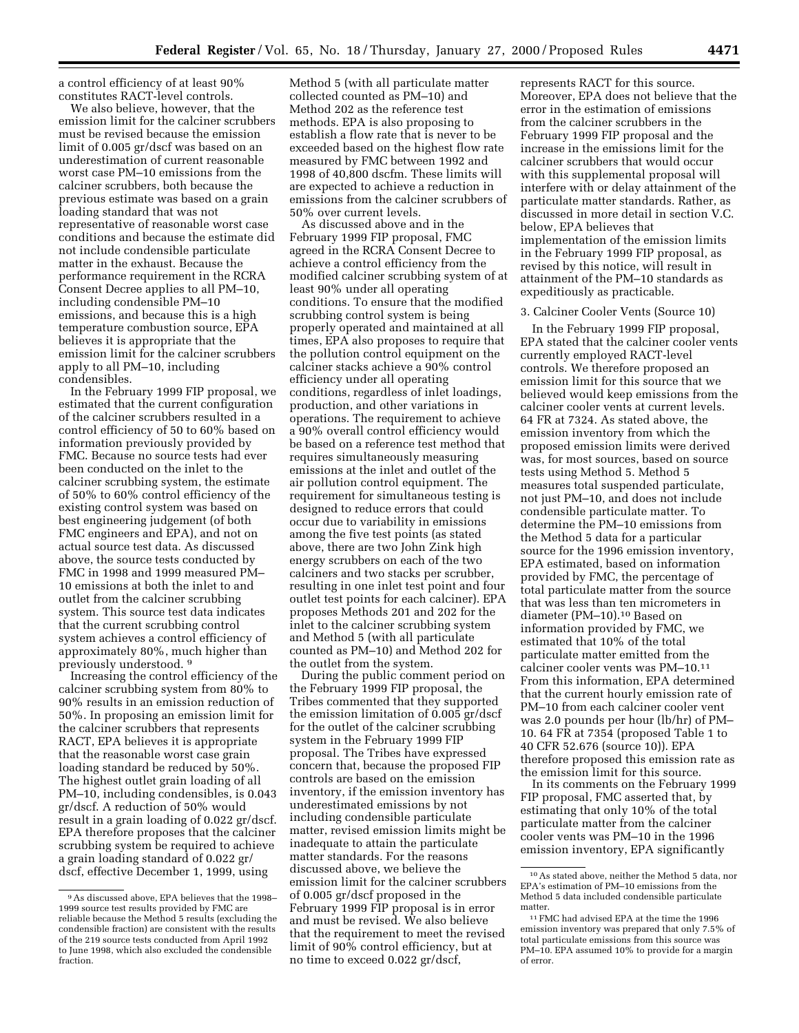a control efficiency of at least 90% constitutes RACT-level controls.

We also believe, however, that the emission limit for the calciner scrubbers must be revised because the emission limit of 0.005 gr/dscf was based on an underestimation of current reasonable worst case PM–10 emissions from the calciner scrubbers, both because the previous estimate was based on a grain loading standard that was not representative of reasonable worst case conditions and because the estimate did not include condensible particulate matter in the exhaust. Because the performance requirement in the RCRA Consent Decree applies to all PM–10, including condensible PM–10 emissions, and because this is a high temperature combustion source, EPA believes it is appropriate that the emission limit for the calciner scrubbers apply to all PM–10, including condensibles.

In the February 1999 FIP proposal, we estimated that the current configuration of the calciner scrubbers resulted in a control efficiency of 50 to 60% based on information previously provided by FMC. Because no source tests had ever been conducted on the inlet to the calciner scrubbing system, the estimate of 50% to 60% control efficiency of the existing control system was based on best engineering judgement (of both FMC engineers and EPA), and not on actual source test data. As discussed above, the source tests conducted by FMC in 1998 and 1999 measured PM–10 emissions at both the inlet to and outlet from the calciner scrubbing system. This source test data indicates that the current scrubbing control system achieves a control efficiency of approximately 80%, much higher than previously understood.[9]

Increasing the control efficiency of the calciner scrubbing system from 80% to 90% results in an emission reduction of 50%. In proposing an emission limit for the calciner scrubbers that represents RACT, EPA believes it is appropriate that the reasonable worst case grain loading standard be reduced by 50%. The highest outlet grain loading of all PM–10, including condensibles, is 0.043 gr/dscf. A reduction of 50% would result in a grain loading of 0.022 gr/dscf. EPA therefore proposes that the calciner scrubbing system be required to achieve a grain loading standard of 0.022 gr/dscf, effective December 1, 1999, using Method 5 (with all particulate matter collected counted as PM–10) and Method 202 as the reference test methods. EPA is also proposing to establish a flow rate that is never to be exceeded based on the highest flow rate measured by FMC between 1992 and 1998 of 40,800 dscfm. These limits will are expected to achieve a reduction in emissions from the calciner scrubbers of 50% over current levels.

As discussed above and in the February 1999 FIP proposal, FMC agreed in the RCRA Consent Decree to achieve a control efficiency from the modified calciner scrubbing system of at least 90% under all operating conditions. To ensure that the modified scrubbing control system is being properly operated and maintained at all times, EPA also proposes to require that the pollution control equipment on the calciner stacks achieve a 90% control efficiency under all operating conditions, regardless of inlet loadings, production, and other variations in operations. The requirement to achieve a 90% overall control efficiency would be based on a reference test method that requires simultaneously measuring emissions at the inlet and outlet of the air pollution control equipment. The requirement for simultaneous testing is designed to reduce errors that could occur due to variability in emissions among the five test points (as stated above, there are two John Zink high energy scrubbers on each of the two calciners and two stacks per scrubber, resulting in one inlet test point and four outlet test points for each calciner). EPA proposes Methods 201 and 202 for the inlet to the calciner scrubbing system and Method 5 (with all particulate counted as PM–10) and Method 202 for the outlet from the system.

During the public comment period on the February 1999 FIP proposal, the Tribes commented that they supported the emission limitation of 0.005 gr/dscf for the outlet of the calciner scrubbing system in the February 1999 FIP proposal. The Tribes have expressed concern that, because the proposed FIP controls are based on the emission inventory, if the emission inventory has underestimated emissions by not including condensible particulate matter, revised emission limits might be inadequate to attain the particulate matter standards. For the reasons discussed above, we believe the emission limit for the calciner scrubbers of 0.005 gr/dscf proposed in the February 1999 FIP proposal is in error and must be revised. We also believe that the requirement to meet the revised limit of 90% control efficiency, but at no time to exceed 0.022 gr/dscf, represents RACT for this source. Moreover, EPA does not believe that the error in the estimation of emissions from the calciner scrubbers in the February 1999 FIP proposal and the increase in the emissions limit for the calciner scrubbers that would occur with this supplemental proposal will interfere with or delay attainment of the particulate matter standards. Rather, as discussed in more detail in section V.C. below, EPA believes that implementation of the emission limits in the February 1999 FIP proposal, as revised by this notice, will result in attainment of the PM–10 standards as expeditiously as practicable.

3. Calciner Cooler Vents (Source 10)

In the February 1999 FIP proposal, EPA stated that the calciner cooler vents currently employed RACT-level controls. We therefore proposed an emission limit for this source that we believed would keep emissions from the calciner cooler vents at current levels. 64 FR at 7324. As stated above, the emission inventory from which the proposed emission limits were derived was, for most sources, based on source tests using Method 5. Method 5 measures total suspended particulate, not just PM–10, and does not include condensible particulate matter. To determine the PM–10 emissions from the Method 5 data for a particular source for the 1996 emission inventory, EPA estimated, based on information provided by FMC, the percentage of total particulate matter from the source that was less than ten micrometers in diameter (PM–10).[10] Based on information provided by FMC, we estimated that 10% of the total particulate matter emitted from the calciner cooler vents was PM–10.[11] From this information, EPA determined that the current hourly emission rate of PM–10 from each calciner cooler vent was 2.0 pounds per hour (lb/hr) of PM–10. 64 FR at 7354 (proposed Table 1 to 40 CFR 52.676 (source 10)). EPA therefore proposed this emission rate as the emission limit for this source.

In its comments on the February 1999 FIP proposal, FMC asserted that, by estimating that only 10% of the total particulate matter from the calciner cooler vents was PM–10 in the 1996 emission inventory, EPA significantly

---

[9] As discussed above, EPA believes that the 1998–1999 source test results provided by FMC are reliable because the Method 5 results (excluding the condensible fraction) are consistent with the results of the 219 source tests conducted from April 1992 to June 1998, which also excluded the condensible fraction.

[10] As stated above, neither the Method 5 data, nor EPA's estimation of PM–10 emissions from the Method 5 data included condensible particulate matter.

[11] FMC had advised EPA at the time the 1996 emission inventory was prepared that only 7.5% of total particulate emissions from this source was PM–10. EPA assumed 10% to provide for a margin of error.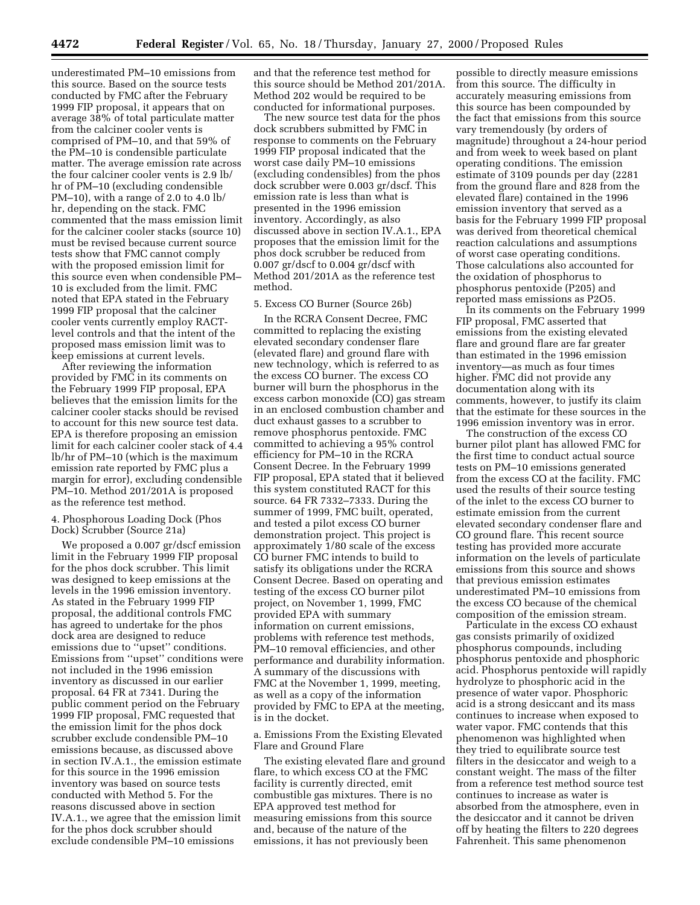underestimated PM–10 emissions from this source. Based on the source tests conducted by FMC after the February 1999 FIP proposal, it appears that on average 38% of total particulate matter from the calciner cooler vents is comprised of PM–10, and that 59% of the PM–10 is condensible particulate matter. The average emission rate across the four calciner cooler vents is 2.9 lb/hr of PM–10 (excluding condensible PM–10), with a range of 2.0 to 4.0 lb/hr, depending on the stack. FMC commented that the mass emission limit for the calciner cooler stacks (source 10) must be revised because current source tests show that FMC cannot comply with the proposed emission limit for this source even when condensible PM–10 is excluded from the limit. FMC noted that EPA stated in the February 1999 FIP proposal that the calciner cooler vents currently employ RACT-level controls and that the intent of the proposed mass emission limit was to keep emissions at current levels.

After reviewing the information provided by FMC in its comments on the February 1999 FIP proposal, EPA believes that the emission limits for the calciner cooler stacks should be revised to account for this new source test data. EPA is therefore proposing an emission limit for each calciner cooler stack of 4.4 lb/hr of PM–10 (which is the maximum emission rate reported by FMC plus a margin for error), excluding condensible PM–10. Method 201/201A is proposed as the reference test method.

4. Phosphorous Loading Dock (Phos Dock) Scrubber (Source 21a)

We proposed a 0.007 gr/dscf emission limit in the February 1999 FIP proposal for the phos dock scrubber. This limit was designed to keep emissions at the levels in the 1996 emission inventory. As stated in the February 1999 FIP proposal, the additional controls FMC has agreed to undertake for the phos dock area are designed to reduce emissions due to ''upset'' conditions. Emissions from ''upset'' conditions were not included in the 1996 emission inventory as discussed in our earlier proposal. 64 FR at 7341. During the public comment period on the February 1999 FIP proposal, FMC requested that the emission limit for the phos dock scrubber exclude condensible PM–10 emissions because, as discussed above in section IV.A.1., the emission estimate for this source in the 1996 emission inventory was based on source tests conducted with Method 5. For the reasons discussed above in section IV.A.1., we agree that the emission limit for the phos dock scrubber should exclude condensible PM–10 emissions and that the reference test method for this source should be Method 201/201A. Method 202 would be required to be conducted for informational purposes.

The new source test data for the phos dock scrubbers submitted by FMC in response to comments on the February 1999 FIP proposal indicated that the worst case daily PM–10 emissions (excluding condensibles) from the phos dock scrubber were 0.003 gr/dscf. This emission rate is less than what is presented in the 1996 emission inventory. Accordingly, as also discussed above in section IV.A.1., EPA proposes that the emission limit for the phos dock scrubber be reduced from 0.007 gr/dscf to 0.004 gr/dscf with Method 201/201A as the reference test method.

5. Excess CO Burner (Source 26b)

In the RCRA Consent Decree, FMC committed to replacing the existing elevated secondary condenser flare (elevated flare) and ground flare with new technology, which is referred to as the excess CO burner. The excess CO burner will burn the phosphorus in the excess carbon monoxide (CO) gas stream in an enclosed combustion chamber and duct exhaust gasses to a scrubber to remove phosphorus pentoxide. FMC committed to achieving a 95% control efficiency for PM–10 in the RCRA Consent Decree. In the February 1999 FIP proposal, EPA stated that it believed this system constituted RACT for this source. 64 FR 7332–7333. During the summer of 1999, FMC built, operated, and tested a pilot excess CO burner demonstration project. This project is approximately 1/80 scale of the excess CO burner FMC intends to build to satisfy its obligations under the RCRA Consent Decree. Based on operating and testing of the excess CO burner pilot project, on November 1, 1999, FMC provided EPA with summary information on current emissions, problems with reference test methods, PM–10 removal efficiencies, and other performance and durability information. A summary of the discussions with FMC at the November 1, 1999, meeting, as well as a copy of the information provided by FMC to EPA at the meeting, is in the docket.

a. Emissions From the Existing Elevated Flare and Ground Flare

The existing elevated flare and ground flare, to which excess CO at the FMC facility is currently directed, emit combustible gas mixtures. There is no EPA approved test method for measuring emissions from this source and, because of the nature of the emissions, it has not previously been possible to directly measure emissions from this source. The difficulty in accurately measuring emissions from this source has been compounded by the fact that emissions from this source vary tremendously (by orders of magnitude) throughout a 24-hour period and from week to week based on plant operating conditions. The emission estimate of 3109 pounds per day (2281 from the ground flare and 828 from the elevated flare) contained in the 1996 emission inventory that served as a basis for the February 1999 FIP proposal was derived from theoretical chemical reaction calculations and assumptions of worst case operating conditions. Those calculations also accounted for the oxidation of phosphorus to phosphorus pentoxide ($P_2O_5$) and reported mass emissions as $P_2O_5$.

In its comments on the February 1999 FIP proposal, FMC asserted that emissions from the existing elevated flare and ground flare are far greater than estimated in the 1996 emission inventory—as much as four times higher. FMC did not provide any documentation along with its comments, however, to justify its claim that the estimate for these sources in the 1996 emission inventory was in error.

The construction of the excess CO burner pilot plant has allowed FMC for the first time to conduct actual source tests on PM–10 emissions generated from the excess CO at the facility. FMC used the results of their source testing of the inlet to the excess CO burner to estimate emission from the current elevated secondary condenser flare and CO ground flare. This recent source testing has provided more accurate information on the levels of particulate emissions from this source and shows that previous emission estimates underestimated PM–10 emissions from the excess CO because of the chemical composition of the emission stream.

Particulate in the excess CO exhaust gas consists primarily of oxidized phosphorus compounds, including phosphorus pentoxide and phosphoric acid. Phosphorus pentoxide will rapidly hydrolyze to phosphoric acid in the presence of water vapor. Phosphoric acid is a strong desiccant and its mass continues to increase when exposed to water vapor. FMC contends that this phenomenon was highlighted when they tried to equilibrate source test filters in the desiccator and weigh to a constant weight. The mass of the filter from a reference test method source test continues to increase as water is absorbed from the atmosphere, even in the desiccator and it cannot be driven off by heating the filters to 220 degrees Fahrenheit. This same phenomenon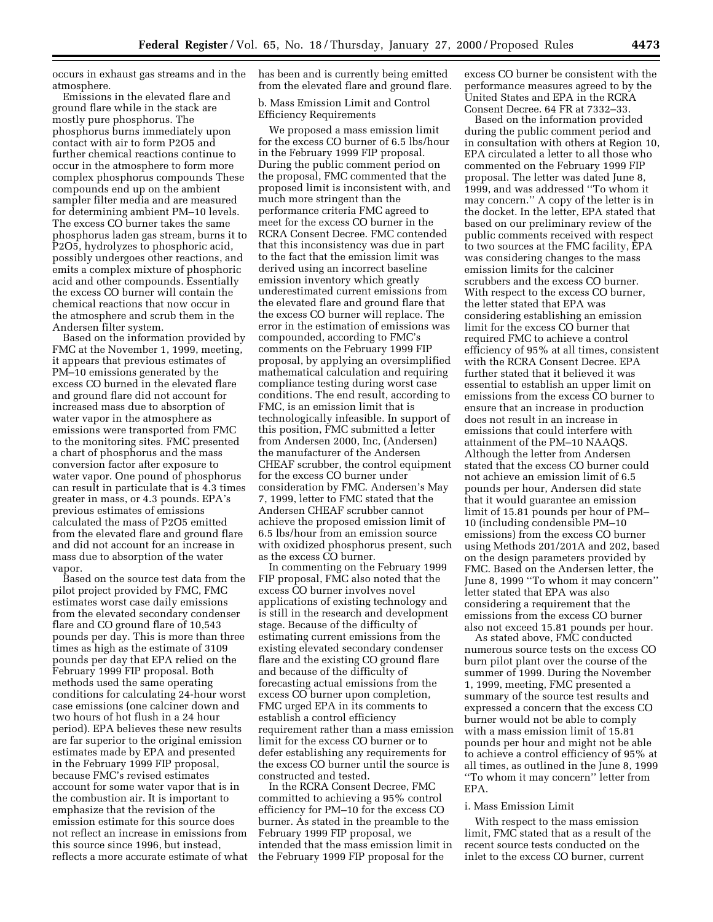occurs in exhaust gas streams and in the atmosphere.

Emissions in the elevated flare and ground flare while in the stack are mostly pure phosphorus. The phosphorus burns immediately upon contact with air to form $P_2O_5$ and further chemical reactions continue to occur in the atmosphere to form more complex phosphorus compounds These compounds end up on the ambient sampler filter media and are measured for determining ambient PM–10 levels. The excess CO burner takes the same phosphorus laden gas stream, burns it to $P_2O_5$, hydrolyzes to phosphoric acid, possibly undergoes other reactions, and emits a complex mixture of phosphoric acid and other compounds. Essentially the excess CO burner will contain the chemical reactions that now occur in the atmosphere and scrub them in the Andersen filter system.

Based on the information provided by FMC at the November 1, 1999, meeting, it appears that previous estimates of PM–10 emissions generated by the excess CO burned in the elevated flare and ground flare did not account for increased mass due to absorption of water vapor in the atmosphere as emissions were transported from FMC to the monitoring sites. FMC presented a chart of phosphorus and the mass conversion factor after exposure to water vapor. One pound of phosphorus can result in particulate that is 4.3 times greater in mass, or 4.3 pounds. EPA's previous estimates of emissions calculated the mass of $P_2O_5$ emitted from the elevated flare and ground flare and did not account for an increase in mass due to absorption of the water vapor.

Based on the source test data from the pilot project provided by FMC, FMC estimates worst case daily emissions from the elevated secondary condenser flare and CO ground flare of 10,543 pounds per day. This is more than three times as high as the estimate of 3109 pounds per day that EPA relied on the February 1999 FIP proposal. Both methods used the same operating conditions for calculating 24-hour worst case emissions (one calciner down and two hours of hot flush in a 24 hour period). EPA believes these new results are far superior to the original emission estimates made by EPA and presented in the February 1999 FIP proposal, because FMC's revised estimates account for some water vapor that is in the combustion air. It is important to emphasize that the revision of the emission estimate for this source does not reflect an increase in emissions from this source since 1996, but instead, reflects a more accurate estimate of what has been and is currently being emitted from the elevated flare and ground flare.

b. Mass Emission Limit and Control Efficiency Requirements

We proposed a mass emission limit for the excess CO burner of 6.5 lbs/hour in the February 1999 FIP proposal. During the public comment period on the proposal, FMC commented that the proposed limit is inconsistent with, and much more stringent than the performance criteria FMC agreed to meet for the excess CO burner in the RCRA Consent Decree. FMC contended that this inconsistency was due in part to the fact that the emission limit was derived using an incorrect baseline emission inventory which greatly underestimated current emissions from the elevated flare and ground flare that the excess CO burner will replace. The error in the estimation of emissions was compounded, according to FMC's comments on the February 1999 FIP proposal, by applying an oversimplified mathematical calculation and requiring compliance testing during worst case conditions. The end result, according to FMC, is an emission limit that is technologically infeasible. In support of this position, FMC submitted a letter from Andersen 2000, Inc, (Andersen) the manufacturer of the Andersen CHEAF scrubber, the control equipment for the excess CO burner under consideration by FMC. Andersen's May 7, 1999, letter to FMC stated that the Andersen CHEAF scrubber cannot achieve the proposed emission limit of 6.5 lbs/hour from an emission source with oxidized phosphorus present, such as the excess CO burner.

In commenting on the February 1999 FIP proposal, FMC also noted that the excess CO burner involves novel applications of existing technology and is still in the research and development stage. Because of the difficulty of estimating current emissions from the existing elevated secondary condenser flare and the existing CO ground flare and because of the difficulty of forecasting actual emissions from the excess CO burner upon completion, FMC urged EPA in its comments to establish a control efficiency requirement rather than a mass emission limit for the excess CO burner or to defer establishing any requirements for the excess CO burner until the source is constructed and tested.

In the RCRA Consent Decree, FMC committed to achieving a 95% control efficiency for PM–10 for the excess CO burner. As stated in the preamble to the February 1999 FIP proposal, we intended that the mass emission limit in the February 1999 FIP proposal for the excess CO burner be consistent with the performance measures agreed to by the United States and EPA in the RCRA Consent Decree. 64 FR at 7332–33.

Based on the information provided during the public comment period and in consultation with others at Region 10, EPA circulated a letter to all those who commented on the February 1999 FIP proposal. The letter was dated June 8, 1999, and was addressed ''To whom it may concern.'' A copy of the letter is in the docket. In the letter, EPA stated that based on our preliminary review of the public comments received with respect to two sources at the FMC facility, EPA was considering changes to the mass emission limits for the calciner scrubbers and the excess CO burner. With respect to the excess CO burner, the letter stated that EPA was considering establishing an emission limit for the excess CO burner that required FMC to achieve a control efficiency of 95% at all times, consistent with the RCRA Consent Decree. EPA further stated that it believed it was essential to establish an upper limit on emissions from the excess CO burner to ensure that an increase in production does not result in an increase in emissions that could interfere with attainment of the PM–10 NAAQS. Although the letter from Andersen stated that the excess CO burner could not achieve an emission limit of 6.5 pounds per hour, Andersen did state that it would guarantee an emission limit of 15.81 pounds per hour of PM–10 (including condensible PM–10 emissions) from the excess CO burner using Methods 201/201A and 202, based on the design parameters provided by FMC. Based on the Andersen letter, the June 8, 1999 ''To whom it may concern'' letter stated that EPA was also considering a requirement that the emissions from the excess CO burner also not exceed 15.81 pounds per hour.

As stated above, FMC conducted numerous source tests on the excess CO burn pilot plant over the course of the summer of 1999. During the November 1, 1999, meeting, FMC presented a summary of the source test results and expressed a concern that the excess CO burner would not be able to comply with a mass emission limit of 15.81 pounds per hour and might not be able to achieve a control efficiency of 95% at all times, as outlined in the June 8, 1999 ''To whom it may concern'' letter from EPA.

i. Mass Emission Limit

With respect to the mass emission limit, FMC stated that as a result of the recent source tests conducted on the inlet to the excess CO burner, current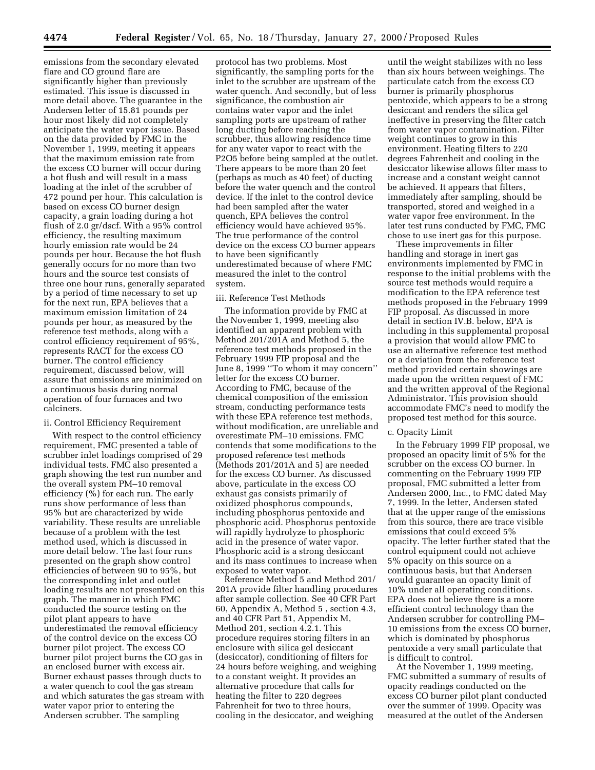emissions from the secondary elevated flare and CO ground flare are significantly higher than previously estimated. This issue is discussed in more detail above. The guarantee in the Andersen letter of 15.81 pounds per hour most likely did not completely anticipate the water vapor issue. Based on the data provided by FMC in the November 1, 1999, meeting it appears that the maximum emission rate from the excess CO burner will occur during a hot flush and will result in a mass loading at the inlet of the scrubber of 472 pound per hour. This calculation is based on excess CO burner design capacity, a grain loading during a hot flush of 2.0 gr/dscf. With a 95% control efficiency, the resulting maximum hourly emission rate would be 24 pounds per hour. Because the hot flush generally occurs for no more than two hours and the source test consists of three one hour runs, generally separated by a period of time necessary to set up for the next run, EPA believes that a maximum emission limitation of 24 pounds per hour, as measured by the reference test methods, along with a control efficiency requirement of 95%, represents RACT for the excess CO burner. The control efficiency requirement, discussed below, will assure that emissions are minimized on a continuous basis during normal operation of four furnaces and two calciners.

ii. Control Efficiency Requirement

With respect to the control efficiency requirement, FMC presented a table of scrubber inlet loadings comprised of 29 individual tests. FMC also presented a graph showing the test run number and the overall system PM–10 removal efficiency (%) for each run. The early runs show performance of less than 95% but are characterized by wide variability. These results are unreliable because of a problem with the test method used, which is discussed in more detail below. The last four runs presented on the graph show control efficiencies of between 90 to 95%, but the corresponding inlet and outlet loading results are not presented on this graph. The manner in which FMC conducted the source testing on the pilot plant appears to have underestimated the removal efficiency of the control device on the excess CO burner pilot project. The excess CO burner pilot project burns the CO gas in an enclosed burner with excess air. Burner exhaust passes through ducts to a water quench to cool the gas stream and which saturates the gas stream with water vapor prior to entering the Andersen scrubber. The sampling protocol has two problems. Most significantly, the sampling ports for the inlet to the scrubber are upstream of the water quench. And secondly, but of less significance, the combustion air contains water vapor and the inlet sampling ports are upstream of rather long ducting before reaching the scrubber, thus allowing residence time for any water vapor to react with the P2O5 before being sampled at the outlet. There appears to be more than 20 feet (perhaps as much as 40 feet) of ducting before the water quench and the control device. If the inlet to the control device had been sampled after the water quench, EPA believes the control efficiency would have achieved 95%. The true performance of the control device on the excess CO burner appears to have been significantly underestimated because of where FMC measured the inlet to the control system.

iii. Reference Test Methods

The information provide by FMC at the November 1, 1999, meeting also identified an apparent problem with Method 201/201A and Method 5, the reference test methods proposed in the February 1999 FIP proposal and the June 8, 1999 ''To whom it may concern'' letter for the excess CO burner. According to FMC, because of the chemical composition of the emission stream, conducting performance tests with these EPA reference test methods, without modification, are unreliable and overestimate PM–10 emissions. FMC contends that some modifications to the proposed reference test methods (Methods 201/201A and 5) are needed for the excess CO burner. As discussed above, particulate in the excess CO exhaust gas consists primarily of oxidized phosphorus compounds, including phosphorus pentoxide and phosphoric acid. Phosphorus pentoxide will rapidly hydrolyze to phosphoric acid in the presence of water vapor. Phosphoric acid is a strong desiccant and its mass continues to increase when exposed to water vapor.

Reference Method 5 and Method 201/201A provide filter handling procedures after sample collection. See 40 CFR Part 60, Appendix A, Method 5 , section 4.3, and 40 CFR Part 51, Appendix M, Method 201, section 4.2.1. This procedure requires storing filters in an enclosure with silica gel desiccant (desiccator), conditioning of filters for 24 hours before weighing, and weighing to a constant weight. It provides an alternative procedure that calls for heating the filter to 220 degrees Fahrenheit for two to three hours, cooling in the desiccator, and weighing until the weight stabilizes with no less than six hours between weighings. The particulate catch from the excess CO burner is primarily phosphorus pentoxide, which appears to be a strong desiccant and renders the silica gel ineffective in preserving the filter catch from water vapor contamination. Filter weight continues to grow in this environment. Heating filters to 220 degrees Fahrenheit and cooling in the desiccator likewise allows filter mass to increase and a constant weight cannot be achieved. It appears that filters, immediately after sampling, should be transported, stored and weighed in a water vapor free environment. In the later test runs conducted by FMC, FMC chose to use inert gas for this purpose.

These improvements in filter handling and storage in inert gas environments implemented by FMC in response to the initial problems with the source test methods would require a modification to the EPA reference test methods proposed in the February 1999 FIP proposal. As discussed in more detail in section IV.B. below, EPA is including in this supplemental proposal a provision that would allow FMC to use an alternative reference test method or a deviation from the reference test method provided certain showings are made upon the written request of FMC and the written approval of the Regional Administrator. This provision should accommodate FMC's need to modify the proposed test method for this source.

c. Opacity Limit

In the February 1999 FIP proposal, we proposed an opacity limit of 5% for the scrubber on the excess CO burner. In commenting on the February 1999 FIP proposal, FMC submitted a letter from Andersen 2000, Inc., to FMC dated May 7, 1999. In the letter, Andersen stated that at the upper range of the emissions from this source, there are trace visible emissions that could exceed 5% opacity. The letter further stated that the control equipment could not achieve 5% opacity on this source on a continuous basis, but that Andersen would guarantee an opacity limit of 10% under all operating conditions. EPA does not believe there is a more efficient control technology than the Andersen scrubber for controlling PM–10 emissions from the excess CO burner, which is dominated by phosphorus pentoxide a very small particulate that is difficult to control.

At the November 1, 1999 meeting, FMC submitted a summary of results of opacity readings conducted on the excess CO burner pilot plant conducted over the summer of 1999. Opacity was measured at the outlet of the Andersen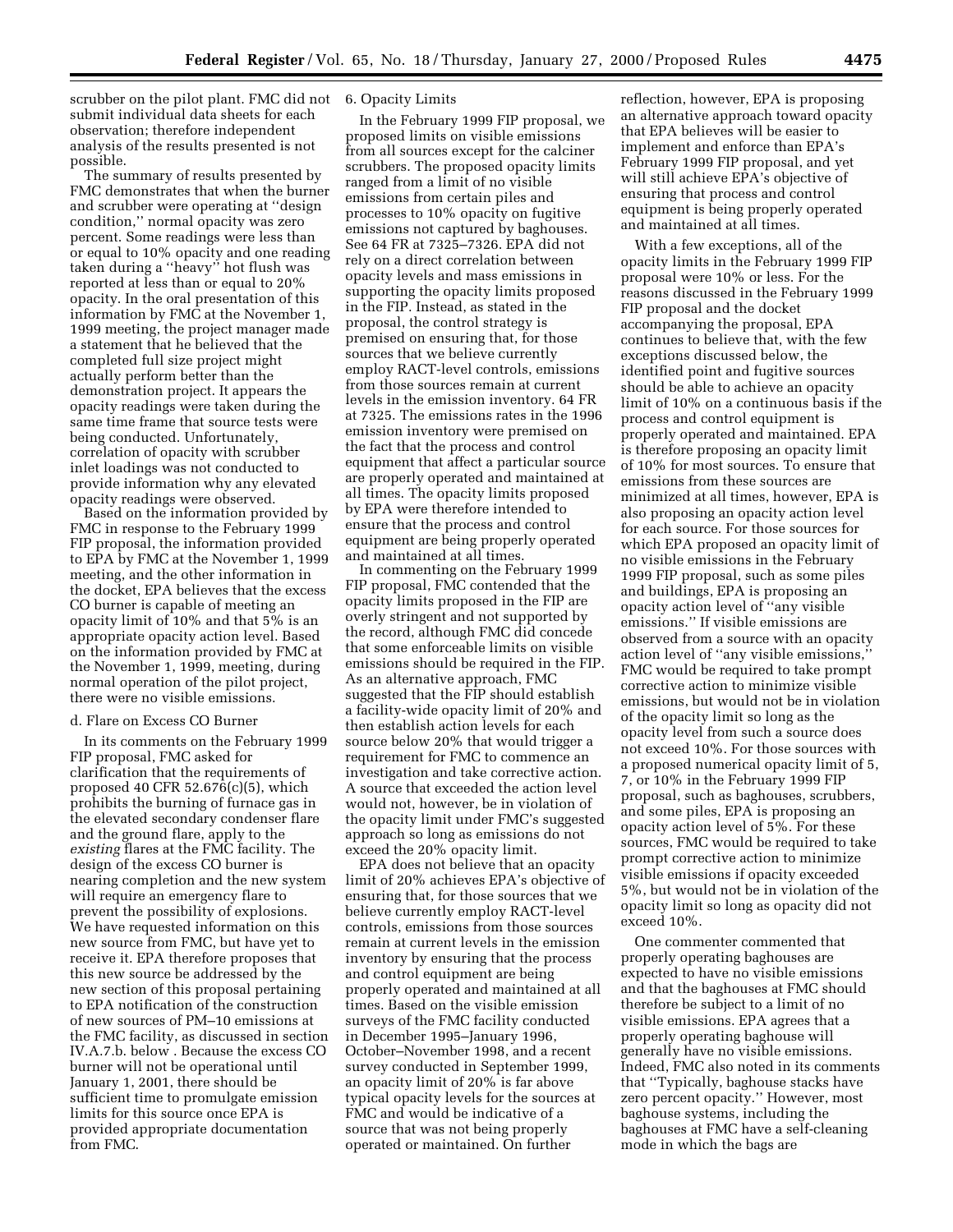scrubber on the pilot plant. FMC did not submit individual data sheets for each observation; therefore independent analysis of the results presented is not possible.

The summary of results presented by FMC demonstrates that when the burner and scrubber were operating at ''design condition,'' normal opacity was zero percent. Some readings were less than or equal to 10% opacity and one reading taken during a ''heavy'' hot flush was reported at less than or equal to 20% opacity. In the oral presentation of this information by FMC at the November 1, 1999 meeting, the project manager made a statement that he believed that the completed full size project might actually perform better than the demonstration project. It appears the opacity readings were taken during the same time frame that source tests were being conducted. Unfortunately, correlation of opacity with scrubber inlet loadings was not conducted to provide information why any elevated opacity readings were observed.

Based on the information provided by FMC in response to the February 1999 FIP proposal, the information provided to EPA by FMC at the November 1, 1999 meeting, and the other information in the docket, EPA believes that the excess CO burner is capable of meeting an opacity limit of 10% and that 5% is an appropriate opacity action level. Based on the information provided by FMC at the November 1, 1999, meeting, during normal operation of the pilot project, there were no visible emissions.

#### d. Flare on Excess CO Burner

In its comments on the February 1999 FIP proposal, FMC asked for clarification that the requirements of proposed 40 CFR 52.676(c)(5), which prohibits the burning of furnace gas in the elevated secondary condenser flare and the ground flare, apply to the *existing* flares at the FMC facility. The design of the excess CO burner is nearing completion and the new system will require an emergency flare to prevent the possibility of explosions. We have requested information on this new source from FMC, but have yet to receive it. EPA therefore proposes that this new source be addressed by the new section of this proposal pertaining to EPA notification of the construction of new sources of PM–10 emissions at the FMC facility, as discussed in section IV.A.7.b. below . Because the excess CO burner will not be operational until January 1, 2001, there should be sufficient time to promulgate emission limits for this source once EPA is provided appropriate documentation from FMC.

### 6. Opacity Limits

In the February 1999 FIP proposal, we proposed limits on visible emissions from all sources except for the calciner scrubbers. The proposed opacity limits ranged from a limit of no visible emissions from certain piles and processes to 10% opacity on fugitive emissions not captured by baghouses. See 64 FR at 7325–7326. EPA did not rely on a direct correlation between opacity levels and mass emissions in supporting the opacity limits proposed in the FIP. Instead, as stated in the proposal, the control strategy is premised on ensuring that, for those sources that we believe currently employ RACT-level controls, emissions from those sources remain at current levels in the emission inventory. 64 FR at 7325. The emissions rates in the 1996 emission inventory were premised on the fact that the process and control equipment that affect a particular source are properly operated and maintained at all times. The opacity limits proposed by EPA were therefore intended to ensure that the process and control equipment are being properly operated and maintained at all times.

In commenting on the February 1999 FIP proposal, FMC contended that the opacity limits proposed in the FIP are overly stringent and not supported by the record, although FMC did concede that some enforceable limits on visible emissions should be required in the FIP. As an alternative approach, FMC suggested that the FIP should establish a facility-wide opacity limit of 20% and then establish action levels for each source below 20% that would trigger a requirement for FMC to commence an investigation and take corrective action. A source that exceeded the action level would not, however, be in violation of the opacity limit under FMC's suggested approach so long as emissions do not exceed the 20% opacity limit.

EPA does not believe that an opacity limit of 20% achieves EPA's objective of ensuring that, for those sources that we believe currently employ RACT-level controls, emissions from those sources remain at current levels in the emission inventory by ensuring that the process and control equipment are being properly operated and maintained at all times. Based on the visible emission surveys of the FMC facility conducted in December 1995–January 1996, October–November 1998, and a recent survey conducted in September 1999, an opacity limit of 20% is far above typical opacity levels for the sources at FMC and would be indicative of a source that was not being properly operated or maintained. On further reflection, however, EPA is proposing an alternative approach toward opacity that EPA believes will be easier to implement and enforce than EPA's February 1999 FIP proposal, and yet will still achieve EPA's objective of ensuring that process and control equipment is being properly operated and maintained at all times.

With a few exceptions, all of the opacity limits in the February 1999 FIP proposal were 10% or less. For the reasons discussed in the February 1999 FIP proposal and the docket accompanying the proposal, EPA continues to believe that, with the few exceptions discussed below, the identified point and fugitive sources should be able to achieve an opacity limit of 10% on a continuous basis if the process and control equipment is properly operated and maintained. EPA is therefore proposing an opacity limit of 10% for most sources. To ensure that emissions from these sources are minimized at all times, however, EPA is also proposing an opacity action level for each source. For those sources for which EPA proposed an opacity limit of no visible emissions in the February 1999 FIP proposal, such as some piles and buildings, EPA is proposing an opacity action level of ''any visible emissions.'' If visible emissions are observed from a source with an opacity action level of ''any visible emissions,'' FMC would be required to take prompt corrective action to minimize visible emissions, but would not be in violation of the opacity limit so long as the opacity level from such a source does not exceed 10%. For those sources with a proposed numerical opacity limit of 5, 7, or 10% in the February 1999 FIP proposal, such as baghouses, scrubbers, and some piles, EPA is proposing an opacity action level of 5%. For these sources, FMC would be required to take prompt corrective action to minimize visible emissions if opacity exceeded 5%, but would not be in violation of the opacity limit so long as opacity did not exceed 10%.

One commenter commented that properly operating baghouses are expected to have no visible emissions and that the baghouses at FMC should therefore be subject to a limit of no visible emissions. EPA agrees that a properly operating baghouse will generally have no visible emissions. Indeed, FMC also noted in its comments that ''Typically, baghouse stacks have zero percent opacity.'' However, most baghouse systems, including the baghouses at FMC have a self-cleaning mode in which the bags are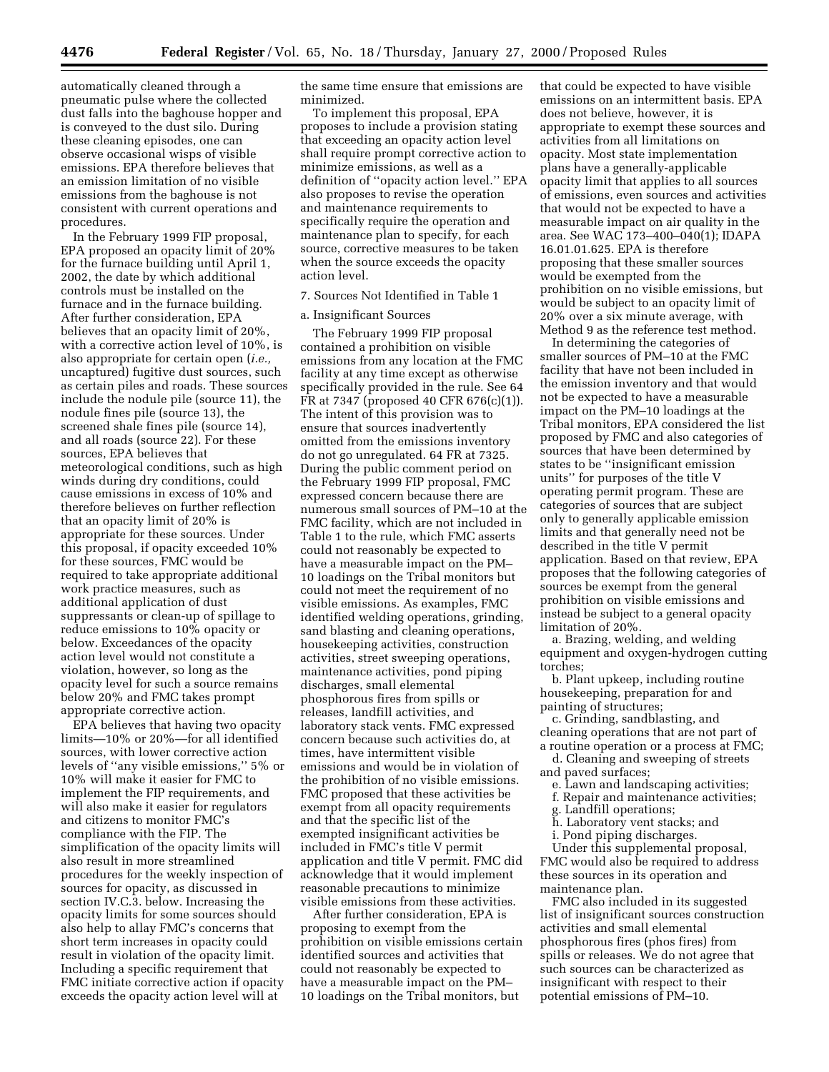automatically cleaned through a pneumatic pulse where the collected dust falls into the baghouse hopper and is conveyed to the dust silo. During these cleaning episodes, one can observe occasional wisps of visible emissions. EPA therefore believes that an emission limitation of no visible emissions from the baghouse is not consistent with current operations and procedures.

In the February 1999 FIP proposal, EPA proposed an opacity limit of 20% for the furnace building until April 1, 2002, the date by which additional controls must be installed on the furnace and in the furnace building. After further consideration, EPA believes that an opacity limit of 20%, with a corrective action level of 10%, is also appropriate for certain open (*i.e.,* uncaptured) fugitive dust sources, such as certain piles and roads. These sources include the nodule pile (source 11), the nodule fines pile (source 13), the screened shale fines pile (source 14), and all roads (source 22). For these sources, EPA believes that meteorological conditions, such as high winds during dry conditions, could cause emissions in excess of 10% and therefore believes on further reflection that an opacity limit of 20% is appropriate for these sources. Under this proposal, if opacity exceeded 10% for these sources, FMC would be required to take appropriate additional work practice measures, such as additional application of dust suppressants or clean-up of spillage to reduce emissions to 10% opacity or below. Exceedances of the opacity action level would not constitute a violation, however, so long as the opacity level for such a source remains below 20% and FMC takes prompt appropriate corrective action.

EPA believes that having two opacity limits—10% or 20%—for all identified sources, with lower corrective action levels of ''any visible emissions,'' 5% or 10% will make it easier for FMC to implement the FIP requirements, and will also make it easier for regulators and citizens to monitor FMC's compliance with the FIP. The simplification of the opacity limits will also result in more streamlined procedures for the weekly inspection of sources for opacity, as discussed in section IV.C.3. below. Increasing the opacity limits for some sources should also help to allay FMC's concerns that short term increases in opacity could result in violation of the opacity limit. Including a specific requirement that FMC initiate corrective action if opacity exceeds the opacity action level will at the same time ensure that emissions are minimized.

To implement this proposal, EPA proposes to include a provision stating that exceeding an opacity action level shall require prompt corrective action to minimize emissions, as well as a definition of ''opacity action level.'' EPA also proposes to revise the operation and maintenance requirements to specifically require the operation and maintenance plan to specify, for each source, corrective measures to be taken when the source exceeds the opacity action level.

7. Sources Not Identified in Table 1

a. Insignificant Sources

The February 1999 FIP proposal contained a prohibition on visible emissions from any location at the FMC facility at any time except as otherwise specifically provided in the rule. See 64 FR at 7347 (proposed 40 CFR 676(c)(1)). The intent of this provision was to ensure that sources inadvertently omitted from the emissions inventory do not go unregulated. 64 FR at 7325. During the public comment period on the February 1999 FIP proposal, FMC expressed concern because there are numerous small sources of PM–10 at the FMC facility, which are not included in Table 1 to the rule, which FMC asserts could not reasonably be expected to have a measurable impact on the PM–10 loadings on the Tribal monitors but could not meet the requirement of no visible emissions. As examples, FMC identified welding operations, grinding, sand blasting and cleaning operations, housekeeping activities, construction activities, street sweeping operations, maintenance activities, pond piping discharges, small elemental phosphorous fires from spills or releases, landfill activities, and laboratory stack vents. FMC expressed concern because such activities do, at times, have intermittent visible emissions and would be in violation of the prohibition of no visible emissions. FMC proposed that these activities be exempt from all opacity requirements and that the specific list of the exempted insignificant activities be included in FMC's title V permit application and title V permit. FMC did acknowledge that it would implement reasonable precautions to minimize visible emissions from these activities.

After further consideration, EPA is proposing to exempt from the prohibition on visible emissions certain identified sources and activities that could not reasonably be expected to have a measurable impact on the PM–10 loadings on the Tribal monitors, but that could be expected to have visible emissions on an intermittent basis. EPA does not believe, however, it is appropriate to exempt these sources and activities from all limitations on opacity. Most state implementation plans have a generally-applicable opacity limit that applies to all sources of emissions, even sources and activities that would not be expected to have a measurable impact on air quality in the area. See WAC 173–400–040(1); IDAPA 16.01.01.625. EPA is therefore proposing that these smaller sources would be exempted from the prohibition on no visible emissions, but would be subject to an opacity limit of 20% over a six minute average, with Method 9 as the reference test method.

In determining the categories of smaller sources of PM–10 at the FMC facility that have not been included in the emission inventory and that would not be expected to have a measurable impact on the PM–10 loadings at the Tribal monitors, EPA considered the list proposed by FMC and also categories of sources that have been determined by states to be ''insignificant emission units'' for purposes of the title V operating permit program. These are categories of sources that are subject only to generally applicable emission limits and that generally need not be described in the title V permit application. Based on that review, EPA proposes that the following categories of sources be exempt from the general prohibition on visible emissions and instead be subject to a general opacity limitation of 20%.

a. Brazing, welding, and welding equipment and oxygen-hydrogen cutting torches;

b. Plant upkeep, including routine housekeeping, preparation for and painting of structures;

c. Grinding, sandblasting, and cleaning operations that are not part of a routine operation or a process at FMC;

d. Cleaning and sweeping of streets and paved surfaces;

e. Lawn and landscaping activities;

f. Repair and maintenance activities;

g. Landfill operations;

h. Laboratory vent stacks; and

i. Pond piping discharges.

Under this supplemental proposal, FMC would also be required to address these sources in its operation and maintenance plan.

FMC also included in its suggested list of insignificant sources construction activities and small elemental phosphorous fires (phos fires) from spills or releases. We do not agree that such sources can be characterized as insignificant with respect to their potential emissions of PM–10.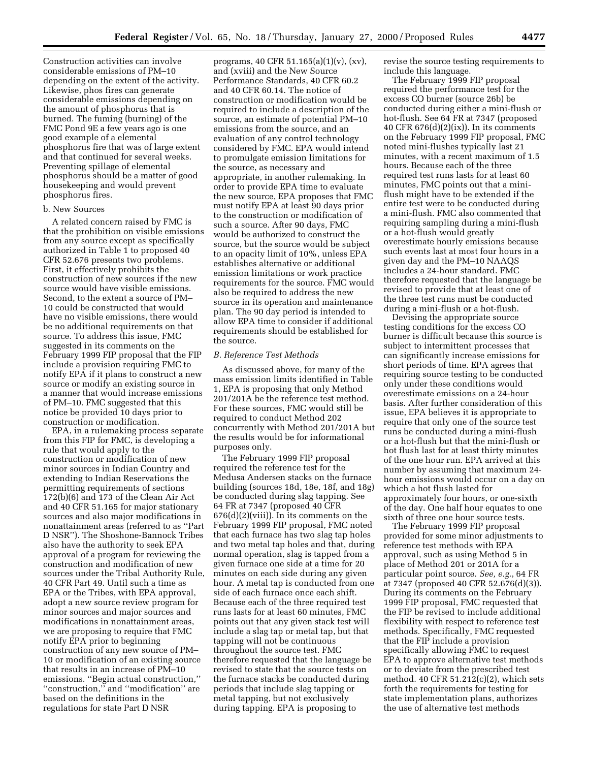Construction activities can involve considerable emissions of PM–10 depending on the extent of the activity. Likewise, phos fires can generate considerable emissions depending on the amount of phosphorus that is burned. The fuming (burning) of the FMC Pond 9E a few years ago is one good example of a elemental phosphorus fire that was of large extent and that continued for several weeks. Preventing spillage of elemental phosphorus should be a matter of good housekeeping and would prevent phosphorus fires.

b. New Sources

A related concern raised by FMC is that the prohibition on visible emissions from any source except as specifically authorized in Table 1 to proposed 40 CFR 52.676 presents two problems. First, it effectively prohibits the construction of new sources if the new source would have visible emissions. Second, to the extent a source of PM–10 could be constructed that would have no visible emissions, there would be no additional requirements on that source. To address this issue, FMC suggested in its comments on the February 1999 FIP proposal that the FIP include a provision requiring FMC to notify EPA if it plans to construct a new source or modify an existing source in a manner that would increase emissions of PM–10. FMC suggested that this notice be provided 10 days prior to construction or modification.

EPA, in a rulemaking process separate from this FIP for FMC, is developing a rule that would apply to the construction or modification of new minor sources in Indian Country and extending to Indian Reservations the permitting requirements of sections 172(b)(6) and 173 of the Clean Air Act and 40 CFR 51.165 for major stationary sources and also major modifications in nonattainment areas (referred to as ''Part D NSR''). The Shoshone-Bannock Tribes also have the authority to seek EPA approval of a program for reviewing the construction and modification of new sources under the Tribal Authority Rule, 40 CFR Part 49. Until such a time as EPA or the Tribes, with EPA approval, adopt a new source review program for minor sources and major sources and modifications in nonattainment areas, we are proposing to require that FMC notify EPA prior to beginning construction of any new source of PM–10 or modification of an existing source that results in an increase of PM–10 emissions. ''Begin actual construction,'' ''construction,'' and ''modification'' are based on the definitions in the regulations for state Part D NSR programs, 40 CFR 51.165(a)(1)(v), (xv), and (xviii) and the New Source Performance Standards, 40 CFR 60.2 and 40 CFR 60.14. The notice of construction or modification would be required to include a description of the source, an estimate of potential PM–10 emissions from the source, and an evaluation of any control technology considered by FMC. EPA would intend to promulgate emission limitations for the source, as necessary and appropriate, in another rulemaking. In order to provide EPA time to evaluate the new source, EPA proposes that FMC must notify EPA at least 90 days prior to the construction or modification of such a source. After 90 days, FMC would be authorized to construct the source, but the source would be subject to an opacity limit of 10%, unless EPA establishes alternative or additional emission limitations or work practice requirements for the source. FMC would also be required to address the new source in its operation and maintenance plan. The 90 day period is intended to allow EPA time to consider if additional requirements should be established for the source.

*B. Reference Test Methods*

As discussed above, for many of the mass emission limits identified in Table 1, EPA is proposing that only Method 201/201A be the reference test method. For these sources, FMC would still be required to conduct Method 202 concurrently with Method 201/201A but the results would be for informational purposes only.

The February 1999 FIP proposal required the reference test for the Medusa Andersen stacks on the furnace building (sources 18d, 18e, 18f, and 18g) be conducted during slag tapping. See 64 FR at 7347 (proposed 40 CFR 676(d)(2)(viii)). In its comments on the February 1999 FIP proposal, FMC noted that each furnace has two slag tap holes and two metal tap holes and that, during normal operation, slag is tapped from a given furnace one side at a time for 20 minutes on each side during any given hour. A metal tap is conducted from one side of each furnace once each shift. Because each of the three required test runs lasts for at least 60 minutes, FMC points out that any given stack test will include a slag tap or metal tap, but that tapping will not be continuous throughout the source test. FMC therefore requested that the language be revised to state that the source tests on the furnace stacks be conducted during periods that include slag tapping or metal tapping, but not exclusively during tapping. EPA is proposing to revise the source testing requirements to include this language.

The February 1999 FIP proposal required the performance test for the excess CO burner (source 26b) be conducted during either a mini-flush or hot-flush. See 64 FR at 7347 (proposed 40 CFR 676(d)(2)(ix)). In its comments on the February 1999 FIP proposal, FMC noted mini-flushes typically last 21 minutes, with a recent maximum of 1.5 hours. Because each of the three required test runs lasts for at least 60 minutes, FMC points out that a mini-flush might have to be extended if the entire test were to be conducted during a mini-flush. FMC also commented that requiring sampling during a mini-flush or a hot-flush would greatly overestimate hourly emissions because such events last at most four hours in a given day and the PM–10 NAAQS includes a 24-hour standard. FMC therefore requested that the language be revised to provide that at least one of the three test runs must be conducted during a mini-flush or a hot-flush.

Devising the appropriate source testing conditions for the excess CO burner is difficult because this source is subject to intermittent processes that can significantly increase emissions for short periods of time. EPA agrees that requiring source testing to be conducted only under these conditions would overestimate emissions on a 24-hour basis. After further consideration of this issue, EPA believes it is appropriate to require that only one of the source test runs be conducted during a mini-flush or a hot-flush but that the mini-flush or hot flush last for at least thirty minutes of the one hour run. EPA arrived at this number by assuming that maximum 24-hour emissions would occur on a day on which a hot flush lasted for approximately four hours, or one-sixth of the day. One half hour equates to one sixth of three one hour source tests.

The February 1999 FIP proposal provided for some minor adjustments to reference test methods with EPA approval, such as using Method 5 in place of Method 201 or 201A for a particular point source. *See, e.g.*, 64 FR at 7347 (proposed 40 CFR 52.676(d)(3)). During its comments on the February 1999 FIP proposal, FMC requested that the FIP be revised to include additional flexibility with respect to reference test methods. Specifically, FMC requested that the FIP include a provision specifically allowing FMC to request EPA to approve alternative test methods or to deviate from the prescribed test method. 40 CFR 51.212(c)(2), which sets forth the requirements for testing for state implementation plans, authorizes the use of alternative test methods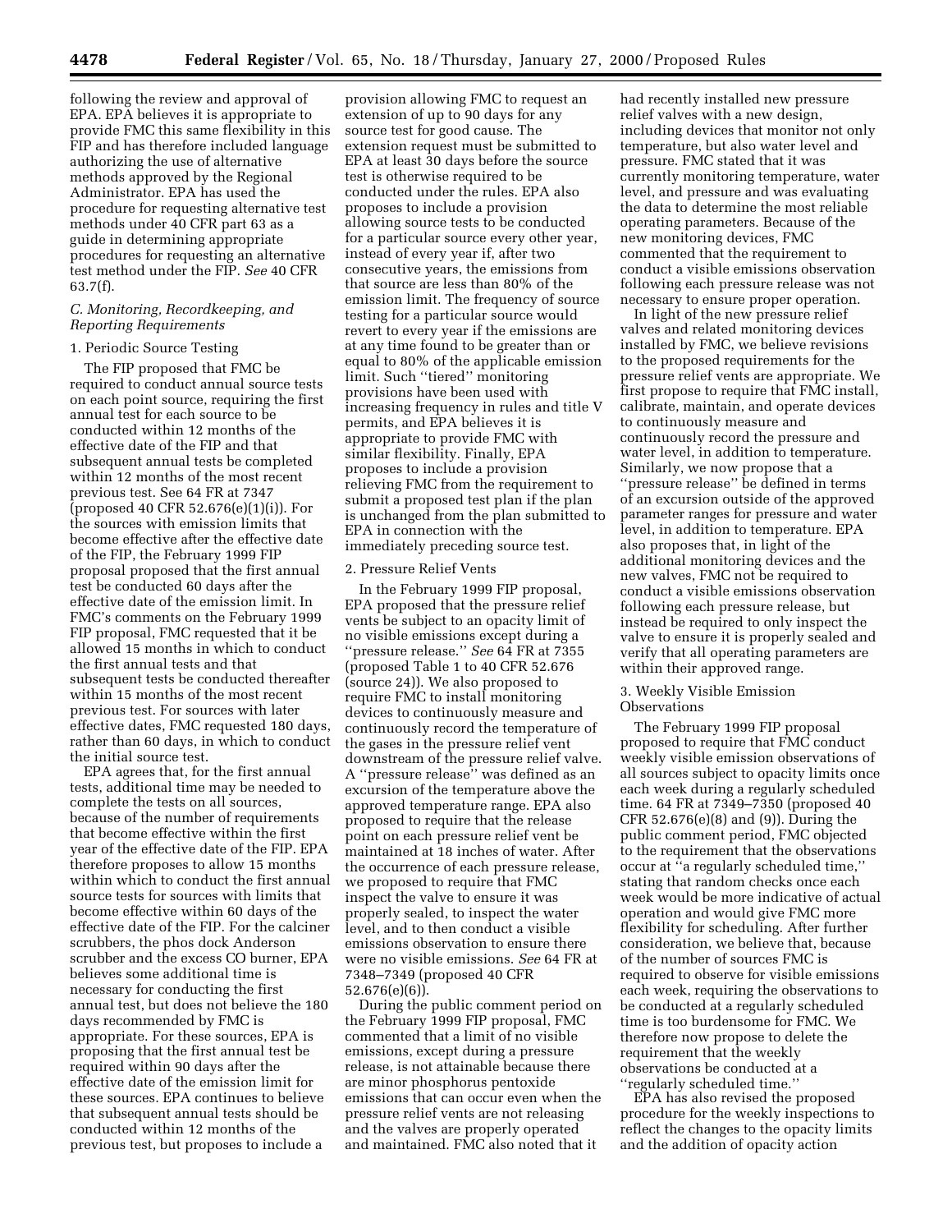following the review and approval of EPA. EPA believes it is appropriate to provide FMC this same flexibility in this FIP and has therefore included language authorizing the use of alternative methods approved by the Regional Administrator. EPA has used the procedure for requesting alternative test methods under 40 CFR part 63 as a guide in determining appropriate procedures for requesting an alternative test method under the FIP. *See* 40 CFR 63.7(f).

### *C. Monitoring, Recordkeeping, and Reporting Requirements*

#### 1. Periodic Source Testing

The FIP proposed that FMC be required to conduct annual source tests on each point source, requiring the first annual test for each source to be conducted within 12 months of the effective date of the FIP and that subsequent annual tests be completed within 12 months of the most recent previous test. See 64 FR at 7347 (proposed 40 CFR 52.676(e)(1)(i)). For the sources with emission limits that become effective after the effective date of the FIP, the February 1999 FIP proposal proposed that the first annual test be conducted 60 days after the effective date of the emission limit. In FMC's comments on the February 1999 FIP proposal, FMC requested that it be allowed 15 months in which to conduct the first annual tests and that subsequent tests be conducted thereafter within 15 months of the most recent previous test. For sources with later effective dates, FMC requested 180 days, rather than 60 days, in which to conduct the initial source test.

EPA agrees that, for the first annual tests, additional time may be needed to complete the tests on all sources, because of the number of requirements that become effective within the first year of the effective date of the FIP. EPA therefore proposes to allow 15 months within which to conduct the first annual source tests for sources with limits that become effective within 60 days of the effective date of the FIP. For the calciner scrubbers, the phos dock Anderson scrubber and the excess CO burner, EPA believes some additional time is necessary for conducting the first annual test, but does not believe the 180 days recommended by FMC is appropriate. For these sources, EPA is proposing that the first annual test be required within 90 days after the effective date of the emission limit for these sources. EPA continues to believe that subsequent annual tests should be conducted within 12 months of the previous test, but proposes to include a provision allowing FMC to request an extension of up to 90 days for any source test for good cause. The extension request must be submitted to EPA at least 30 days before the source test is otherwise required to be conducted under the rules. EPA also proposes to include a provision allowing source tests to be conducted for a particular source every other year, instead of every year if, after two consecutive years, the emissions from that source are less than 80% of the emission limit. The frequency of source testing for a particular source would revert to every year if the emissions are at any time found to be greater than or equal to 80% of the applicable emission limit. Such ''tiered'' monitoring provisions have been used with increasing frequency in rules and title V permits, and EPA believes it is appropriate to provide FMC with similar flexibility. Finally, EPA proposes to include a provision relieving FMC from the requirement to submit a proposed test plan if the plan is unchanged from the plan submitted to EPA in connection with the immediately preceding source test.

#### 2. Pressure Relief Vents

In the February 1999 FIP proposal, EPA proposed that the pressure relief vents be subject to an opacity limit of no visible emissions except during a ''pressure release.'' *See* 64 FR at 7355 (proposed Table 1 to 40 CFR 52.676 (source 24)). We also proposed to require FMC to install monitoring devices to continuously measure and continuously record the temperature of the gases in the pressure relief vent downstream of the pressure relief valve. A ''pressure release'' was defined as an excursion of the temperature above the approved temperature range. EPA also proposed to require that the release point on each pressure relief vent be maintained at 18 inches of water. After the occurrence of each pressure release, we proposed to require that FMC inspect the valve to ensure it was properly sealed, to inspect the water level, and to then conduct a visible emissions observation to ensure there were no visible emissions. *See* 64 FR at 7348–7349 (proposed 40 CFR 52.676(e)(6)).

During the public comment period on the February 1999 FIP proposal, FMC commented that a limit of no visible emissions, except during a pressure release, is not attainable because there are minor phosphorus pentoxide emissions that can occur even when the pressure relief vents are not releasing and the valves are properly operated and maintained. FMC also noted that it had recently installed new pressure relief valves with a new design, including devices that monitor not only temperature, but also water level and pressure. FMC stated that it was currently monitoring temperature, water level, and pressure and was evaluating the data to determine the most reliable operating parameters. Because of the new monitoring devices, FMC commented that the requirement to conduct a visible emissions observation following each pressure release was not necessary to ensure proper operation.

In light of the new pressure relief valves and related monitoring devices installed by FMC, we believe revisions to the proposed requirements for the pressure relief vents are appropriate. We first propose to require that FMC install, calibrate, maintain, and operate devices to continuously measure and continuously record the pressure and water level, in addition to temperature. Similarly, we now propose that a ''pressure release'' be defined in terms of an excursion outside of the approved parameter ranges for pressure and water level, in addition to temperature. EPA also proposes that, in light of the additional monitoring devices and the new valves, FMC not be required to conduct a visible emissions observation following each pressure release, but instead be required to only inspect the valve to ensure it is properly sealed and verify that all operating parameters are within their approved range.

#### 3. Weekly Visible Emission Observations

The February 1999 FIP proposal proposed to require that FMC conduct weekly visible emission observations of all sources subject to opacity limits once each week during a regularly scheduled time. 64 FR at 7349–7350 (proposed 40 CFR 52.676(e)(8) and (9)). During the public comment period, FMC objected to the requirement that the observations occur at ''a regularly scheduled time,'' stating that random checks once each week would be more indicative of actual operation and would give FMC more flexibility for scheduling. After further consideration, we believe that, because of the number of sources FMC is required to observe for visible emissions each week, requiring the observations to be conducted at a regularly scheduled time is too burdensome for FMC. We therefore now propose to delete the requirement that the weekly observations be conducted at a ''regularly scheduled time.''

EPA has also revised the proposed procedure for the weekly inspections to reflect the changes to the opacity limits and the addition of opacity action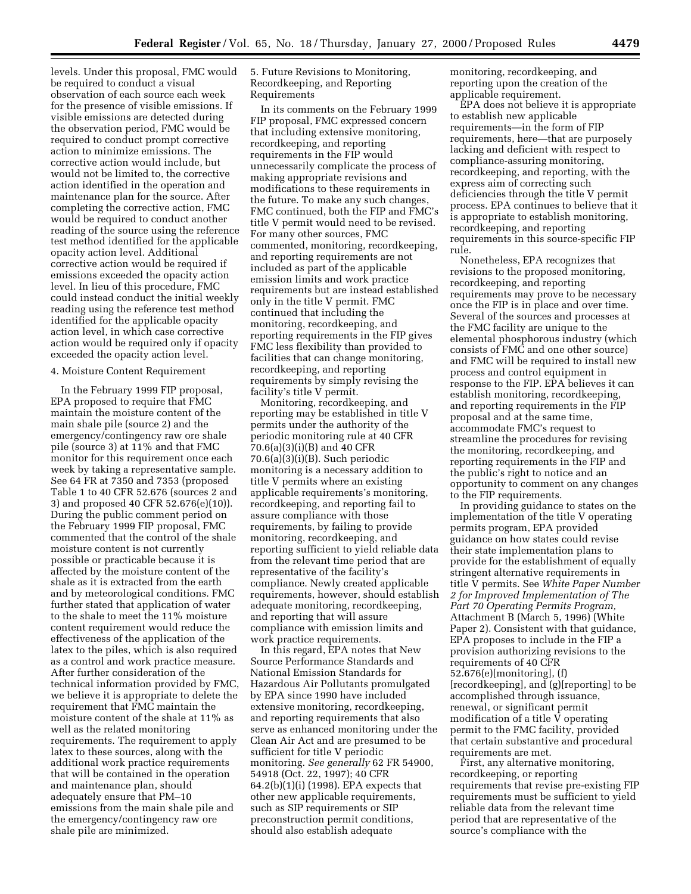levels. Under this proposal, FMC would be required to conduct a visual observation of each source each week for the presence of visible emissions. If visible emissions are detected during the observation period, FMC would be required to conduct prompt corrective action to minimize emissions. The corrective action would include, but would not be limited to, the corrective action identified in the operation and maintenance plan for the source. After completing the corrective action, FMC would be required to conduct another reading of the source using the reference test method identified for the applicable opacity action level. Additional corrective action would be required if emissions exceeded the opacity action level. In lieu of this procedure, FMC could instead conduct the initial weekly reading using the reference test method identified for the applicable opacity action level, in which case corrective action would be required only if opacity exceeded the opacity action level.

4. Moisture Content Requirement

In the February 1999 FIP proposal, EPA proposed to require that FMC maintain the moisture content of the main shale pile (source 2) and the emergency/contingency raw ore shale pile (source 3) at 11% and that FMC monitor for this requirement once each week by taking a representative sample. See 64 FR at 7350 and 7353 (proposed Table 1 to 40 CFR 52.676 (sources 2 and 3) and proposed 40 CFR 52.676(e)(10)). During the public comment period on the February 1999 FIP proposal, FMC commented that the control of the shale moisture content is not currently possible or practicable because it is affected by the moisture content of the shale as it is extracted from the earth and by meteorological conditions. FMC further stated that application of water to the shale to meet the 11% moisture content requirement would reduce the effectiveness of the application of the latex to the piles, which is also required as a control and work practice measure. After further consideration of the technical information provided by FMC, we believe it is appropriate to delete the requirement that FMC maintain the moisture content of the shale at 11% as well as the related monitoring requirements. The requirement to apply latex to these sources, along with the additional work practice requirements that will be contained in the operation and maintenance plan, should adequately ensure that PM–10 emissions from the main shale pile and the emergency/contingency raw ore shale pile are minimized.

5. Future Revisions to Monitoring, Recordkeeping, and Reporting Requirements

In its comments on the February 1999 FIP proposal, FMC expressed concern that including extensive monitoring, recordkeeping, and reporting requirements in the FIP would unnecessarily complicate the process of making appropriate revisions and modifications to these requirements in the future. To make any such changes, FMC continued, both the FIP and FMC's title V permit would need to be revised. For many other sources, FMC commented, monitoring, recordkeeping, and reporting requirements are not included as part of the applicable emission limits and work practice requirements but are instead established only in the title V permit. FMC continued that including the monitoring, recordkeeping, and reporting requirements in the FIP gives FMC less flexibility than provided to facilities that can change monitoring, recordkeeping, and reporting requirements by simply revising the facility's title V permit.

Monitoring, recordkeeping, and reporting may be established in title V permits under the authority of the periodic monitoring rule at 40 CFR 70.6(a)(3)(i)(B) and 40 CFR 70.6(a)(3)(i)(B). Such periodic monitoring is a necessary addition to title V permits where an existing applicable requirements's monitoring, recordkeeping, and reporting fail to assure compliance with those requirements, by failing to provide monitoring, recordkeeping, and reporting sufficient to yield reliable data from the relevant time period that are representative of the facility's compliance. Newly created applicable requirements, however, should establish adequate monitoring, recordkeeping, and reporting that will assure compliance with emission limits and work practice requirements.

In this regard, EPA notes that New Source Performance Standards and National Emission Standards for Hazardous Air Pollutants promulgated by EPA since 1990 have included extensive monitoring, recordkeeping, and reporting requirements that also serve as enhanced monitoring under the Clean Air Act and are presumed to be sufficient for title V periodic monitoring. *See generally* 62 FR 54900, 54918 (Oct. 22, 1997); 40 CFR 64.2(b)(1)(i) (1998). EPA expects that other new applicable requirements, such as SIP requirements or SIP preconstruction permit conditions, should also establish adequate monitoring, recordkeeping, and reporting upon the creation of the applicable requirement.

EPA does not believe it is appropriate to establish new applicable requirements—in the form of FIP requirements, here—that are purposely lacking and deficient with respect to compliance-assuring monitoring, recordkeeping, and reporting, with the express aim of correcting such deficiencies through the title V permit process. EPA continues to believe that it is appropriate to establish monitoring, recordkeeping, and reporting requirements in this source-specific FIP rule.

Nonetheless, EPA recognizes that revisions to the proposed monitoring, recordkeeping, and reporting requirements may prove to be necessary once the FIP is in place and over time. Several of the sources and processes at the FMC facility are unique to the elemental phosphorous industry (which consists of FMC and one other source) and FMC will be required to install new process and control equipment in response to the FIP. EPA believes it can establish monitoring, recordkeeping, and reporting requirements in the FIP proposal and at the same time, accommodate FMC's request to streamline the procedures for revising the monitoring, recordkeeping, and reporting requirements in the FIP and the public's right to notice and an opportunity to comment on any changes to the FIP requirements.

In providing guidance to states on the implementation of the title V operating permits program, EPA provided guidance on how states could revise their state implementation plans to provide for the establishment of equally stringent alternative requirements in title V permits. See *White Paper Number 2 for Improved Implementation of The Part 70 Operating Permits Program,* Attachment B (March 5, 1996) (White Paper 2). Consistent with that guidance, EPA proposes to include in the FIP a provision authorizing revisions to the requirements of 40 CFR 52.676(e)[monitoring], (f) [recordkeeping], and (g)[reporting] to be accomplished through issuance, renewal, or significant permit modification of a title V operating permit to the FMC facility, provided that certain substantive and procedural requirements are met.

First, any alternative monitoring, recordkeeping, or reporting requirements that revise pre-existing FIP requirements must be sufficient to yield reliable data from the relevant time period that are representative of the source's compliance with the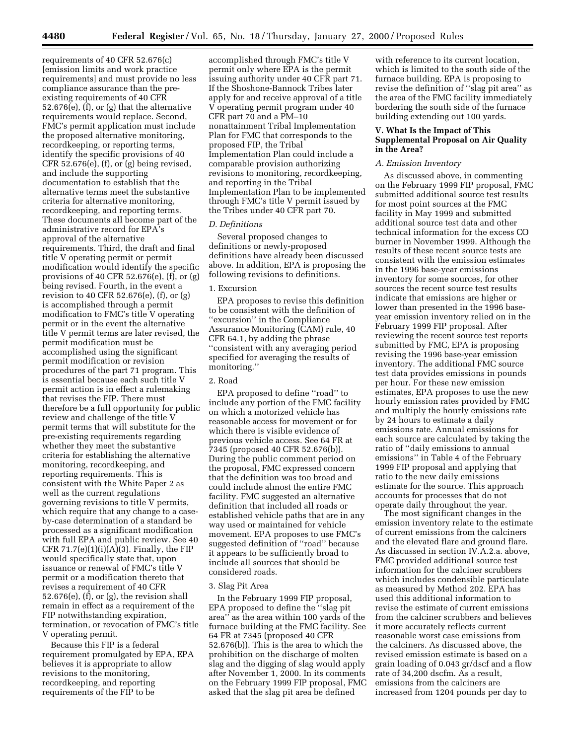requirements of 40 CFR 52.676(c) [emission limits and work practice requirements] and must provide no less compliance assurance than the pre-existing requirements of 40 CFR 52.676(e), (f), or (g) that the alternative requirements would replace. Second, FMC's permit application must include the proposed alternative monitoring, recordkeeping, or reporting terms, identify the specific provisions of 40 CFR 52.676(e), (f), or (g) being revised, and include the supporting documentation to establish that the alternative terms meet the substantive criteria for alternative monitoring, recordkeeping, and reporting terms. These documents all become part of the administrative record for EPA's approval of the alternative requirements. Third, the draft and final title V operating permit or permit modification would identify the specific provisions of 40 CFR 52.676(e), (f), or (g) being revised. Fourth, in the event a revision to 40 CFR 52.676(e), (f), or (g) is accomplished through a permit modification to FMC's title V operating permit or in the event the alternative title V permit terms are later revised, the permit modification must be accomplished using the significant permit modification or revision procedures of the part 71 program. This is essential because each such title V permit action is in effect a rulemaking that revises the FIP. There must therefore be a full opportunity for public review and challenge of the title V permit terms that will substitute for the pre-existing requirements regarding whether they meet the substantive criteria for establishing the alternative monitoring, recordkeeping, and reporting requirements. This is consistent with the White Paper 2 as well as the current regulations governing revisions to title V permits, which require that any change to a case-by-case determination of a standard be processed as a significant modification with full EPA and public review. See 40 CFR 71.7(e)(1)(i)(A)(3). Finally, the FIP would specifically state that, upon issuance or renewal of FMC's title V permit or a modification thereto that revises a requirement of 40 CFR 52.676(e), (f), or (g), the revision shall remain in effect as a requirement of the FIP notwithstanding expiration, termination, or revocation of FMC's title V operating permit.

Because this FIP is a federal requirement promulgated by EPA, EPA believes it is appropriate to allow revisions to the monitoring, recordkeeping, and reporting requirements of the FIP to be accomplished through FMC's title V permit only where EPA is the permit issuing authority under 40 CFR part 71. If the Shoshone-Bannock Tribes later apply for and receive approval of a title V operating permit program under 40 CFR part 70 and a PM–10 nonattainment Tribal Implementation Plan for FMC that corresponds to the proposed FIP, the Tribal Implementation Plan could include a comparable provision authorizing revisions to monitoring, recordkeeping, and reporting in the Tribal Implementation Plan to be implemented through FMC's title V permit issued by the Tribes under 40 CFR part 70.

*D. Definitions*

Several proposed changes to definitions or newly-proposed definitions have already been discussed above. In addition, EPA is proposing the following revisions to definitions.

1. Excursion

EPA proposes to revise this definition to be consistent with the definition of "excursion" in the Compliance Assurance Monitoring (CAM) rule, 40 CFR 64.1, by adding the phrase "consistent with any averaging period specified for averaging the results of monitoring."

2. Road

EPA proposed to define "road" to include any portion of the FMC facility on which a motorized vehicle has reasonable access for movement or for which there is visible evidence of previous vehicle access. See 64 FR at 7345 (proposed 40 CFR 52.676(b)). During the public comment period on the proposal, FMC expressed concern that the definition was too broad and could include almost the entire FMC facility. FMC suggested an alternative definition that included all roads or established vehicle paths that are in any way used or maintained for vehicle movement. EPA proposes to use FMC's suggested definition of "road" because it appears to be sufficiently broad to include all sources that should be considered roads.

3. Slag Pit Area

In the February 1999 FIP proposal, EPA proposed to define the "slag pit area" as the area within 100 yards of the furnace building at the FMC facility. See 64 FR at 7345 (proposed 40 CFR 52.676(b)). This is the area to which the prohibition on the discharge of molten slag and the digging of slag would apply after November 1, 2000. In its comments on the February 1999 FIP proposal, FMC asked that the slag pit area be defined with reference to its current location, which is limited to the south side of the furnace building. EPA is proposing to revise the definition of "slag pit area" as the area of the FMC facility immediately bordering the south side of the furnace building extending out 100 yards.

## V. What Is the Impact of This Supplemental Proposal on Air Quality in the Area?

*A. Emission Inventory*

As discussed above, in commenting on the February 1999 FIP proposal, FMC submitted additional source test results for most point sources at the FMC facility in May 1999 and submitted additional source test data and other technical information for the excess CO burner in November 1999. Although the results of these recent source tests are consistent with the emission estimates in the 1996 base-year emissions inventory for some sources, for other sources the recent source test results indicate that emissions are higher or lower than presented in the 1996 base-year emission inventory relied on in the February 1999 FIP proposal. After reviewing the recent source test reports submitted by FMC, EPA is proposing revising the 1996 base-year emission inventory. The additional FMC source test data provides emissions in pounds per hour. For these new emission estimates, EPA proposes to use the new hourly emission rates provided by FMC and multiply the hourly emissions rate by 24 hours to estimate a daily emissions rate. Annual emissions for each source are calculated by taking the ratio of "daily emissions to annual emissions" in Table 4 of the February 1999 FIP proposal and applying that ratio to the new daily emissions estimate for the source. This approach accounts for processes that do not operate daily throughout the year.

The most significant changes in the emission inventory relate to the estimate of current emissions from the calciners and the elevated flare and ground flare. As discussed in section IV.A.2.a. above, FMC provided additional source test information for the calciner scrubbers which includes condensible particulate as measured by Method 202. EPA has used this additional information to revise the estimate of current emissions from the calciner scrubbers and believes it more accurately reflects current reasonable worst case emissions from the calciners. As discussed above, the revised emission estimate is based on a grain loading of 0.043 gr/dscf and a flow rate of 34,200 dscfm. As a result, emissions from the calciners are increased from 1204 pounds per day to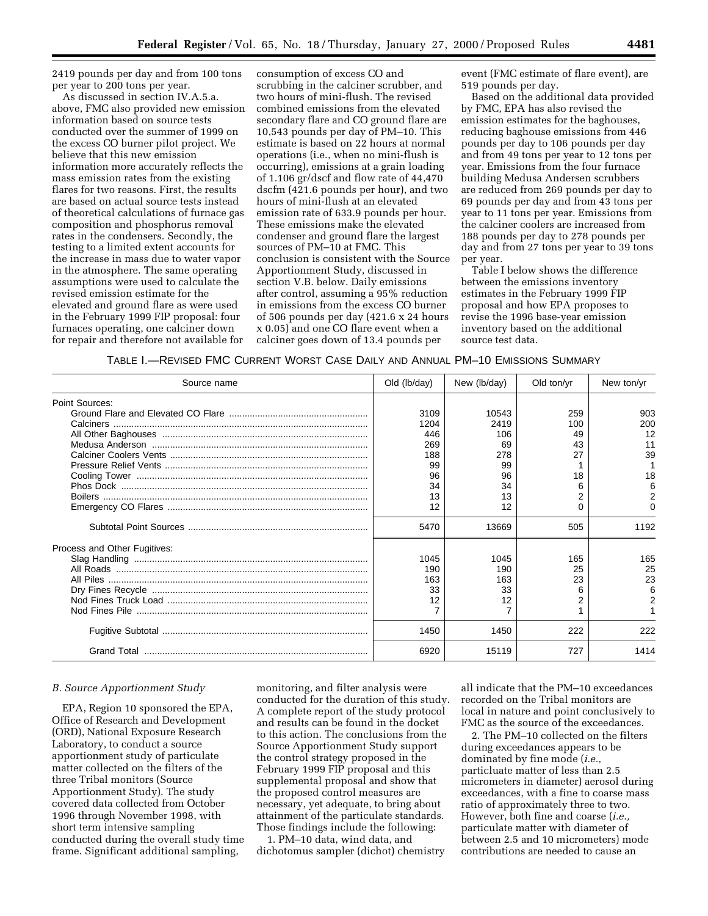2419 pounds per day and from 100 tons per year to 200 tons per year.

As discussed in section IV.A.5.a. above, FMC also provided new emission information based on source tests conducted over the summer of 1999 on the excess CO burner pilot project. We believe that this new emission information more accurately reflects the mass emission rates from the existing flares for two reasons. First, the results are based on actual source tests instead of theoretical calculations of furnace gas composition and phosphorus removal rates in the condensers. Secondly, the testing to a limited extent accounts for the increase in mass due to water vapor in the atmosphere. The same operating assumptions were used to calculate the revised emission estimate for the elevated and ground flare as were used in the February 1999 FIP proposal: four furnaces operating, one calciner down for repair and therefore not available for consumption of excess CO and scrubbing in the calciner scrubber, and two hours of mini-flush. The revised combined emissions from the elevated secondary flare and CO ground flare are 10,543 pounds per day of PM–10. This estimate is based on 22 hours at normal operations (i.e., when no mini-flush is occurring), emissions at a grain loading of 1.106 gr/dscf and flow rate of 44,470 dscfm (421.6 pounds per hour), and two hours of mini-flush at an elevated emission rate of 633.9 pounds per hour. These emissions make the elevated condenser and ground flare the largest sources of PM–10 at FMC. This conclusion is consistent with the Source Apportionment Study, discussed in section V.B. below. Daily emissions after control, assuming a 95% reduction in emissions from the excess CO burner of 506 pounds per day (421.6 x 24 hours x 0.05) and one CO flare event when a calciner goes down of 13.4 pounds per event (FMC estimate of flare event), are 519 pounds per day.

Based on the additional data provided by FMC, EPA has also revised the emission estimates for the baghouses, reducing baghouse emissions from 446 pounds per day to 106 pounds per day and from 49 tons per year to 12 tons per year. Emissions from the four furnace building Medusa Andersen scrubbers are reduced from 269 pounds per day to 69 pounds per day and from 43 tons per year to 11 tons per year. Emissions from the calciner coolers are increased from 188 pounds per day to 278 pounds per day and from 27 tons per year to 39 tons per year.

Table I below shows the difference between the emissions inventory estimates in the February 1999 FIP proposal and how EPA proposes to revise the 1996 base-year emission inventory based on the additional source test data.

TABLE I.—REVISED FMC CURRENT WORST CASE DAILY AND ANNUAL PM–10 EMISSIONS SUMMARY

| Source name | Old (lb/day) | New (lb/day) | Old ton/yr | New ton/yr |
|---|---|---|---|---|
| Point Sources: | | | | |
| Ground Flare and Elevated CO Flare | 3109 | 10543 | 259 | 903 |
| Calciners | 1204 | 2419 | 100 | 200 |
| All Other Baghouses | 446 | 106 | 49 | 12 |
| Medusa Anderson | 269 | 69 | 43 | 11 |
| Calciner Coolers Vents | 188 | 278 | 27 | 39 |
| Pressure Relief Vents | 99 | 99 | 1 | 1 |
| Cooling Tower | 96 | 96 | 18 | 18 |
| Phos Dock | 34 | 34 | 6 | 6 |
| Boilers | 13 | 13 | 2 | 2 |
| Emergency CO Flares | 12 | 12 | 0 | 0 |
| Subtotal Point Sources | 5470 | 13669 | 505 | 1192 |
| Process and Other Fugitives: | | | | |
| Slag Handling | 1045 | 1045 | 165 | 165 |
| All Roads | 190 | 190 | 25 | 25 |
| All Piles | 163 | 163 | 23 | 23 |
| Dry Fines Recycle | 33 | 33 | 6 | 6 |
| Nod Fines Truck Load | 12 | 12 | 2 | 2 |
| Nod Fines Pile | 7 | 7 | 1 | 1 |
| Fugitive Subtotal | 1450 | 1450 | 222 | 222 |
| Grand Total | 6920 | 15119 | 727 | 1414 |

*B. Source Apportionment Study*

EPA, Region 10 sponsored the EPA, Office of Research and Development (ORD), National Exposure Research Laboratory, to conduct a source apportionment study of particulate matter collected on the filters of the three Tribal monitors (Source Apportionment Study). The study covered data collected from October 1996 through November 1998, with short term intensive sampling conducted during the overall study time frame. Significant additional sampling, monitoring, and filter analysis were conducted for the duration of this study. A complete report of the study protocol and results can be found in the docket to this action. The conclusions from the Source Apportionment Study support the control strategy proposed in the February 1999 FIP proposal and this supplemental proposal and show that the proposed control measures are necessary, yet adequate, to bring about attainment of the particulate standards. Those findings include the following:

1. PM–10 data, wind data, and dichotomus sampler (dichot) chemistry all indicate that the PM–10 exceedances recorded on the Tribal monitors are local in nature and point conclusively to FMC as the source of the exceedances.

2. The PM–10 collected on the filters during exceedances appears to be dominated by fine mode (*i.e.,* particluate matter of less than 2.5 micrometers in diameter) aerosol during exceedances, with a fine to coarse mass ratio of approximately three to two. However, both fine and coarse (*i.e.,* particulate matter with diameter of between 2.5 and 10 micrometers) mode contributions are needed to cause an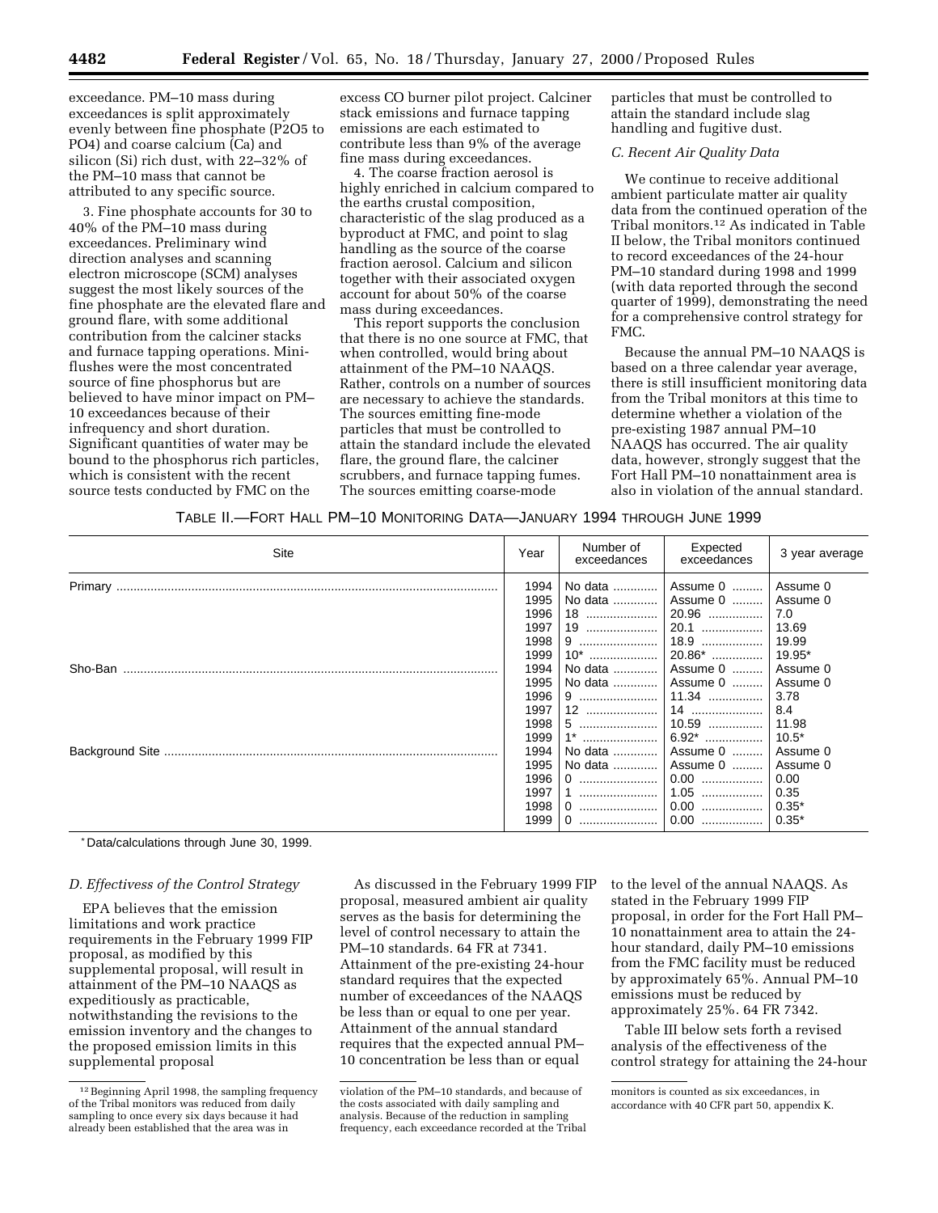exceedance. PM–10 mass during exceedances is split approximately evenly between fine phosphate (P2O5 to PO4) and coarse calcium (Ca) and silicon (Si) rich dust, with 22–32% of the PM–10 mass that cannot be attributed to any specific source.

3. Fine phosphate accounts for 30 to 40% of the PM–10 mass during exceedances. Preliminary wind direction analyses and scanning electron microscope (SCM) analyses suggest the most likely sources of the fine phosphate are the elevated flare and ground flare, with some additional contribution from the calciner stacks and furnace tapping operations. Mini-flushes were the most concentrated source of fine phosphorus but are believed to have minor impact on PM–10 exceedances because of their infrequency and short duration. Significant quantities of water may be bound to the phosphorus rich particles, which is consistent with the recent source tests conducted by FMC on the excess CO burner pilot project. Calciner stack emissions and furnace tapping emissions are each estimated to contribute less than 9% of the average fine mass during exceedances.

4. The coarse fraction aerosol is highly enriched in calcium compared to the earths crustal composition, characteristic of the slag produced as a byproduct at FMC, and point to slag handling as the source of the coarse fraction aerosol. Calcium and silicon together with their associated oxygen account for about 50% of the coarse mass during exceedances.

This report supports the conclusion that there is no one source at FMC, that when controlled, would bring about attainment of the PM–10 NAAQS. Rather, controls on a number of sources are necessary to achieve the standards. The sources emitting fine-mode particles that must be controlled to attain the standard include the elevated flare, the ground flare, the calciner scrubbers, and furnace tapping fumes. The sources emitting coarse-mode particles that must be controlled to attain the standard include slag handling and fugitive dust.

### C. Recent Air Quality Data

We continue to receive additional ambient particulate matter air quality data from the continued operation of the Tribal monitors.[12] As indicated in Table II below, the Tribal monitors continued to record exceedances of the 24-hour PM–10 standard during 1998 and 1999 (with data reported through the second quarter of 1999), demonstrating the need for a comprehensive control strategy for FMC.

Because the annual PM–10 NAAQS is based on a three calendar year average, there is still insufficient monitoring data from the Tribal monitors at this time to determine whether a violation of the pre-existing 1987 annual PM–10 NAAQS has occurred. The air quality data, however, strongly suggest that the Fort Hall PM–10 nonattainment area is also in violation of the annual standard.

TABLE II.—FORT HALL PM–10 MONITORING DATA—JANUARY 1994 THROUGH JUNE 1999

| Site | Year | Number of exceedances | Expected exceedances | 3 year average |
|---|---|---|---|---|
| Primary | 1994 | No data | Assume 0 | Assume 0 |
| | 1995 | No data | Assume 0 | Assume 0 |
| | 1996 | 18 | 20.96 | 7.0 |
| | 1997 | 19 | 20.1 | 13.69 |
| | 1998 | 9 | 18.9 | 19.99 |
| | 1999 | 10* | 20.86* | 19.95* |
| Sho-Ban | 1994 | No data | Assume 0 | Assume 0 |
| | 1995 | No data | Assume 0 | Assume 0 |
| | 1996 | 9 | 11.34 | 3.78 |
| | 1997 | 12 | 14 | 8.4 |
| | 1998 | 5 | 10.59 | 11.98 |
| | 1999 | 1* | 6.92* | 10.5* |
| Background Site | 1994 | No data | Assume 0 | Assume 0 |
| | 1995 | No data | Assume 0 | Assume 0 |
| | 1996 | 0 | 0.00 | 0.00 |
| | 1997 | 1 | 1.05 | 0.35 |
| | 1998 | 0 | 0.00 | 0.35* |
| | 1999 | 0 | 0.00 | 0.35* |

* Data/calculations through June 30, 1999.

### D. Effectivess of the Control Strategy

EPA believes that the emission limitations and work practice requirements in the February 1999 FIP proposal, as modified by this supplemental proposal, will result in attainment of the PM–10 NAAQS as expeditiously as practicable, notwithstanding the revisions to the emission inventory and the changes to the proposed emission limits in this supplemental proposal

As discussed in the February 1999 FIP proposal, measured ambient air quality serves as the basis for determining the level of control necessary to attain the PM–10 standards. 64 FR at 7341. Attainment of the pre-existing 24-hour standard requires that the expected number of exceedances of the NAAQS be less than or equal to one per year. Attainment of the annual standard requires that the expected annual PM–10 concentration be less than or equal to the level of the annual NAAQS. As stated in the February 1999 FIP proposal, in order for the Fort Hall PM–10 nonattainment area to attain the 24-hour standard, daily PM–10 emissions from the FMC facility must be reduced by approximately 65%. Annual PM–10 emissions must be reduced by approximately 25%. 64 FR 7342.

Table III below sets forth a revised analysis of the effectiveness of the control strategy for attaining the 24-hour

[12] Beginning April 1998, the sampling frequency of the Tribal monitors was reduced from daily sampling to once every six days because it had already been established that the area was in violation of the PM–10 standards, and because of the costs associated with daily sampling and analysis. Because of the reduction in sampling frequency, each exceedance recorded at the Tribal monitors is counted as six exceedances, in accordance with 40 CFR part 50, appendix K.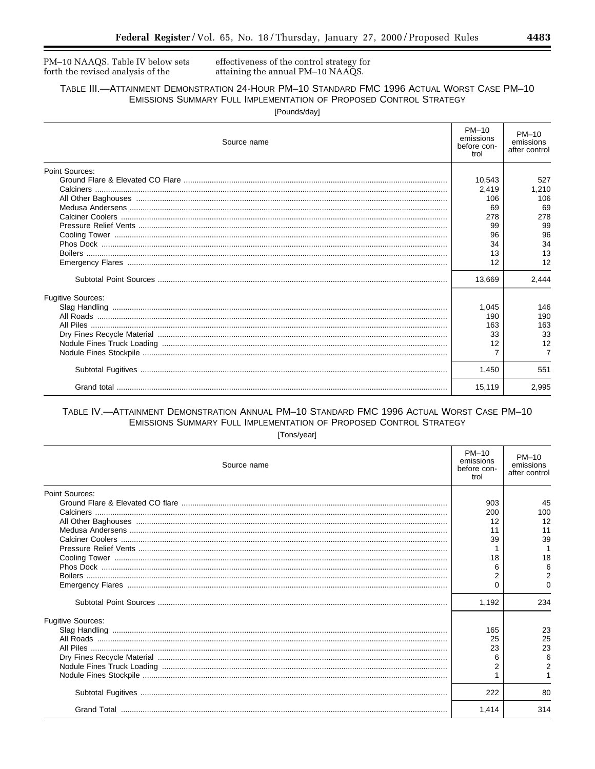PM–10 NAAQS. Table IV below sets forth the revised analysis of the effectiveness of the control strategy for attaining the annual PM–10 NAAQS.

TABLE III.—ATTAINMENT DEMONSTRATION 24-HOUR PM–10 STANDARD FMC 1996 ACTUAL WORST CASE PM–10 EMISSIONS SUMMARY FULL IMPLEMENTATION OF PROPOSED CONTROL STRATEGY

[Pounds/day]

| Source name | PM–10 emissions before control | PM–10 emissions after control |
|---|---|---|
| Point Sources: | | |
| Ground Flare & Elevated CO Flare | 10,543 | 527 |
| Calciners | 2,419 | 1,210 |
| All Other Baghouses | 106 | 106 |
| Medusa Andersens | 69 | 69 |
| Calciner Coolers | 278 | 278 |
| Pressure Relief Vents | 99 | 99 |
| Cooling Tower | 96 | 96 |
| Phos Dock | 34 | 34 |
| Boilers | 13 | 13 |
| Emergency Flares | 12 | 12 |
| Subtotal Point Sources | 13,669 | 2,444 |
| Fugitive Sources: | | |
| Slag Handling | 1,045 | 146 |
| All Roads | 190 | 190 |
| All Piles | 163 | 163 |
| Dry Fines Recycle Material | 33 | 33 |
| Nodule Fines Truck Loading | 12 | 12 |
| Nodule Fines Stockpile | 7 | 7 |
| Subtotal Fugitives | 1,450 | 551 |
| Grand total | 15,119 | 2,995 |

TABLE IV.—ATTAINMENT DEMONSTRATION ANNUAL PM–10 STANDARD FMC 1996 ACTUAL WORST CASE PM–10 EMISSIONS SUMMARY FULL IMPLEMENTATION OF PROPOSED CONTROL STRATEGY

[Tons/year]

| Source name | PM–10 emissions before control | PM–10 emissions after control |
|---|---|---|
| Point Sources: | | |
| Ground Flare & Elevated CO flare | 903 | 45 |
| Calciners | 200 | 100 |
| All Other Baghouses | 12 | 12 |
| Medusa Andersens | 11 | 11 |
| Calciner Coolers | 39 | 39 |
| Pressure Relief Vents | 1 | 1 |
| Cooling Tower | 18 | 18 |
| Phos Dock | 6 | 6 |
| Boilers | 2 | 2 |
| Emergency Flares | 0 | 0 |
| Subtotal Point Sources | 1,192 | 234 |
| Fugitive Sources: | | |
| Slag Handling | 165 | 23 |
| All Roads | 25 | 25 |
| All Piles | 23 | 23 |
| Dry Fines Recycle Material | 6 | 6 |
| Nodule Fines Truck Loading | 2 | 2 |
| Nodule Fines Stockpile | 1 | 1 |
| Subtotal Fugitives | 222 | 80 |
| Grand Total | 1,414 | 314 |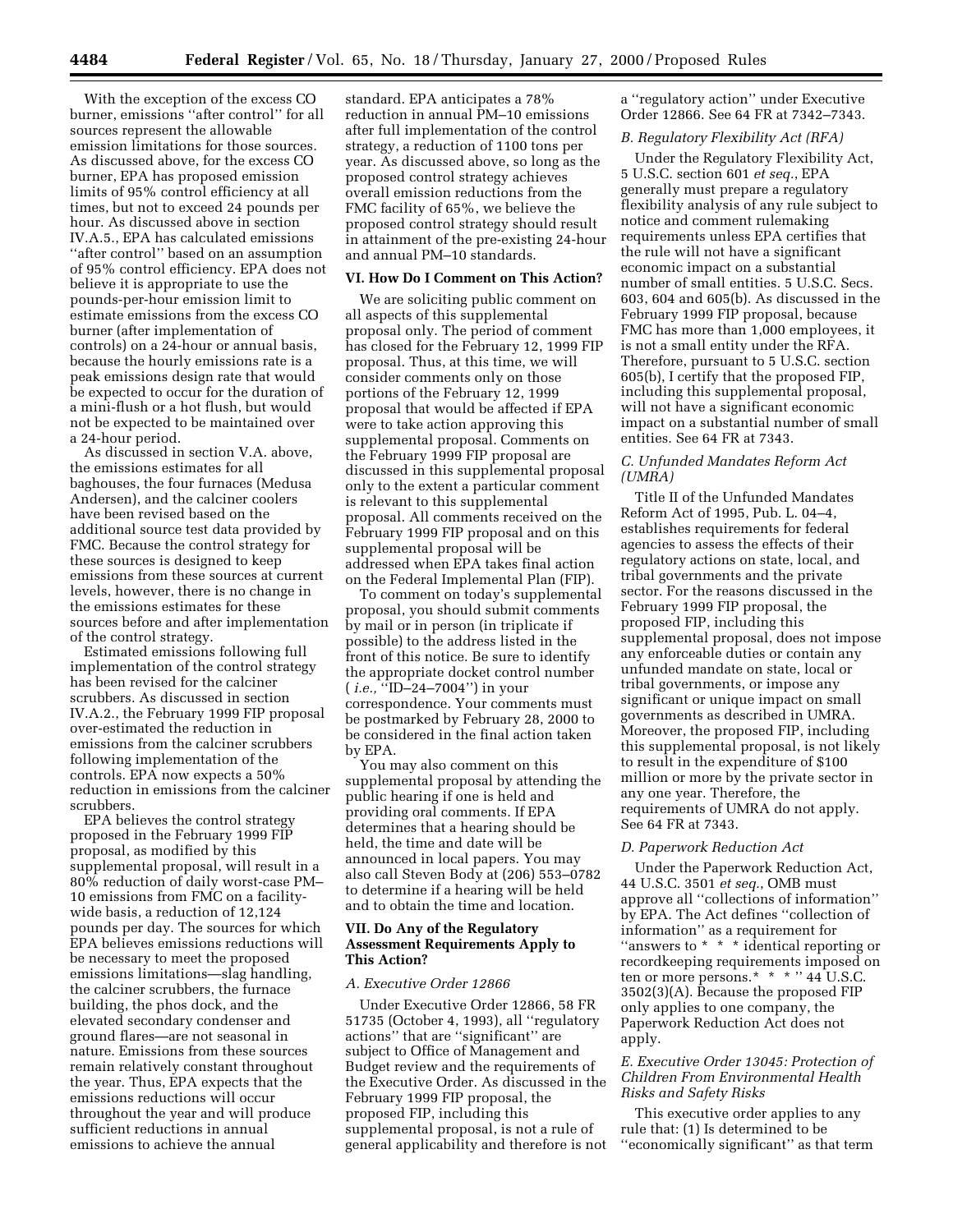With the exception of the excess CO burner, emissions ''after control'' for all sources represent the allowable emission limitations for those sources. As discussed above, for the excess CO burner, EPA has proposed emission limits of 95% control efficiency at all times, but not to exceed 24 pounds per hour. As discussed above in section IV.A.5., EPA has calculated emissions ''after control'' based on an assumption of 95% control efficiency. EPA does not believe it is appropriate to use the pounds-per-hour emission limit to estimate emissions from the excess CO burner (after implementation of controls) on a 24-hour or annual basis, because the hourly emissions rate is a peak emissions design rate that would be expected to occur for the duration of a mini-flush or a hot flush, but would not be expected to be maintained over a 24-hour period.

As discussed in section V.A. above, the emissions estimates for all baghouses, the four furnaces (Medusa Andersen), and the calciner coolers have been revised based on the additional source test data provided by FMC. Because the control strategy for these sources is designed to keep emissions from these sources at current levels, however, there is no change in the emissions estimates for these sources before and after implementation of the control strategy.

Estimated emissions following full implementation of the control strategy has been revised for the calciner scrubbers. As discussed in section IV.A.2., the February 1999 FIP proposal over-estimated the reduction in emissions from the calciner scrubbers following implementation of the controls. EPA now expects a 50% reduction in emissions from the calciner scrubbers.

EPA believes the control strategy proposed in the February 1999 FIP proposal, as modified by this supplemental proposal, will result in a 80% reduction of daily worst-case PM–10 emissions from FMC on a facility-wide basis, a reduction of 12,124 pounds per day. The sources for which EPA believes emissions reductions will be necessary to meet the proposed emissions limitations—slag handling, the calciner scrubbers, the furnace building, the phos dock, and the elevated secondary condenser and ground flares—are not seasonal in nature. Emissions from these sources remain relatively constant throughout the year. Thus, EPA expects that the emissions reductions will occur throughout the year and will produce sufficient reductions in annual emissions to achieve the annual standard. EPA anticipates a 78% reduction in annual PM–10 emissions after full implementation of the control strategy, a reduction of 1100 tons per year. As discussed above, so long as the proposed control strategy achieves overall emission reductions from the FMC facility of 65%, we believe the proposed control strategy should result in attainment of the pre-existing 24-hour and annual PM–10 standards.

## VI. How Do I Comment on This Action?

We are soliciting public comment on all aspects of this supplemental proposal only. The period of comment has closed for the February 12, 1999 FIP proposal. Thus, at this time, we will consider comments only on those portions of the February 12, 1999 proposal that would be affected if EPA were to take action approving this supplemental proposal. Comments on the February 1999 FIP proposal are discussed in this supplemental proposal only to the extent a particular comment is relevant to this supplemental proposal. All comments received on the February 1999 FIP proposal and on this supplemental proposal will be addressed when EPA takes final action on the Federal Implemental Plan (FIP).

To comment on today's supplemental proposal, you should submit comments by mail or in person (in triplicate if possible) to the address listed in the front of this notice. Be sure to identify the appropriate docket control number ( *i.e.,* ''ID–24–7004'') in your correspondence. Your comments must be postmarked by February 28, 2000 to be considered in the final action taken by EPA.

You may also comment on this supplemental proposal by attending the public hearing if one is held and providing oral comments. If EPA determines that a hearing should be held, the time and date will be announced in local papers. You may also call Steven Body at (206) 553–0782 to determine if a hearing will be held and to obtain the time and location.

## VII. Do Any of the Regulatory Assessment Requirements Apply to This Action?

### *A. Executive Order 12866*

Under Executive Order 12866, 58 FR 51735 (October 4, 1993), all ''regulatory actions'' that are ''significant'' are subject to Office of Management and Budget review and the requirements of the Executive Order. As discussed in the February 1999 FIP proposal, the proposed FIP, including this supplemental proposal, is not a rule of general applicability and therefore is not a ''regulatory action'' under Executive Order 12866. See 64 FR at 7342–7343.

### *B. Regulatory Flexibility Act (RFA)*

Under the Regulatory Flexibility Act, 5 U.S.C. section 601 *et seq.*, EPA generally must prepare a regulatory flexibility analysis of any rule subject to notice and comment rulemaking requirements unless EPA certifies that the rule will not have a significant economic impact on a substantial number of small entities. 5 U.S.C. Secs. 603, 604 and 605(b). As discussed in the February 1999 FIP proposal, because FMC has more than 1,000 employees, it is not a small entity under the RFA. Therefore, pursuant to 5 U.S.C. section 605(b), I certify that the proposed FIP, including this supplemental proposal, will not have a significant economic impact on a substantial number of small entities. See 64 FR at 7343.

### *C. Unfunded Mandates Reform Act (UMRA)*

Title II of the Unfunded Mandates Reform Act of 1995, Pub. L. 04–4, establishes requirements for federal agencies to assess the effects of their regulatory actions on state, local, and tribal governments and the private sector. For the reasons discussed in the February 1999 FIP proposal, the proposed FIP, including this supplemental proposal, does not impose any enforceable duties or contain any unfunded mandate on state, local or tribal governments, or impose any significant or unique impact on small governments as described in UMRA. Moreover, the proposed FIP, including this supplemental proposal, is not likely to result in the expenditure of $100 million or more by the private sector in any one year. Therefore, the requirements of UMRA do not apply. See 64 FR at 7343.

### *D. Paperwork Reduction Act*

Under the Paperwork Reduction Act, 44 U.S.C. 3501 *et seq.*, OMB must approve all ''collections of information'' by EPA. The Act defines ''collection of information'' as a requirement for ''answers to * * * identical reporting or recordkeeping requirements imposed on ten or more persons.* * * '' 44 U.S.C. 3502(3)(A). Because the proposed FIP only applies to one company, the Paperwork Reduction Act does not apply.

### *E. Executive Order 13045: Protection of Children From Environmental Health Risks and Safety Risks*

This executive order applies to any rule that: (1) Is determined to be ''economically significant'' as that term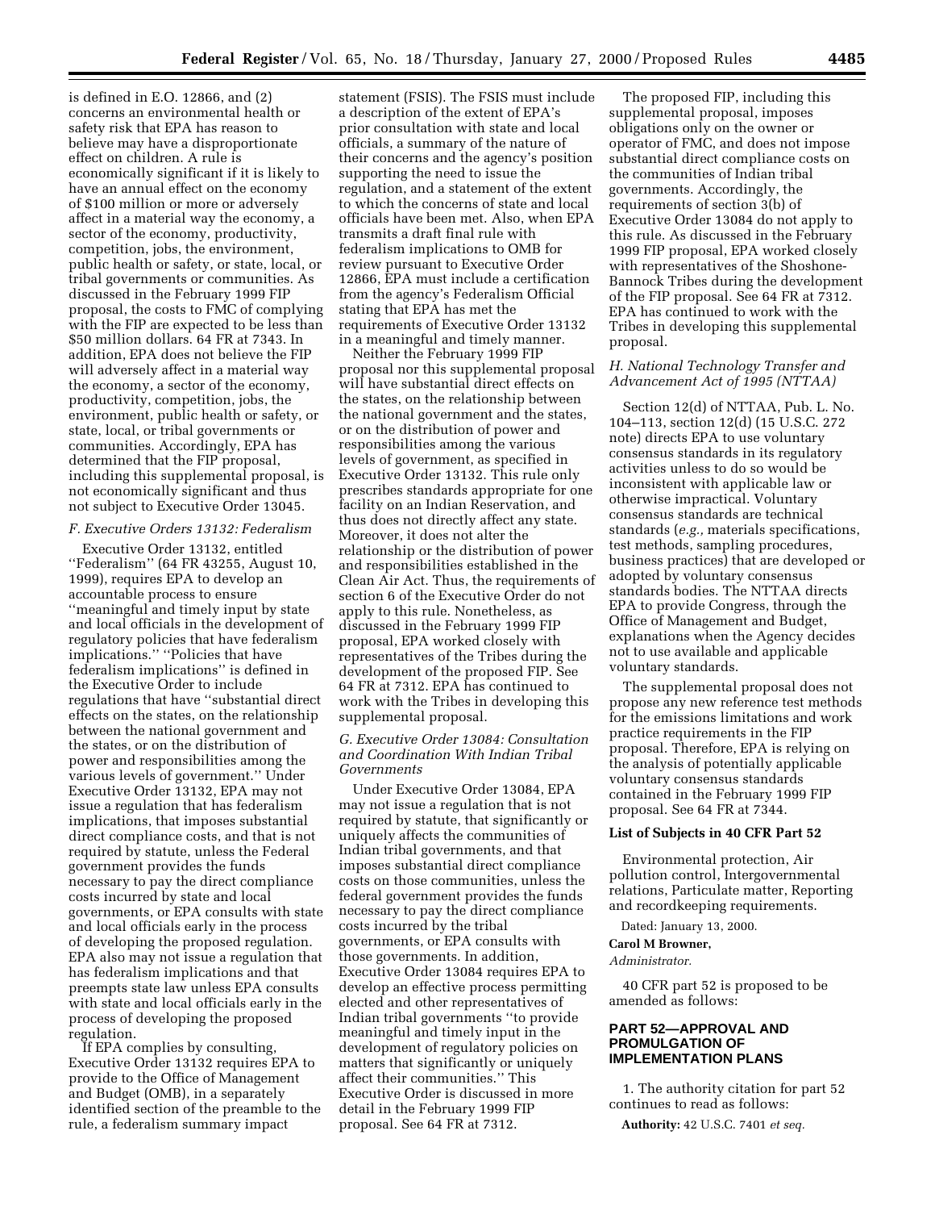is defined in E.O. 12866, and (2) concerns an environmental health or safety risk that EPA has reason to believe may have a disproportionate effect on children. A rule is economically significant if it is likely to have an annual effect on the economy of $100 million or more or adversely affect in a material way the economy, a sector of the economy, productivity, competition, jobs, the environment, public health or safety, or state, local, or tribal governments or communities. As discussed in the February 1999 FIP proposal, the costs to FMC of complying with the FIP are expected to be less than $50 million dollars. 64 FR at 7343. In addition, EPA does not believe the FIP will adversely affect in a material way the economy, a sector of the economy, productivity, competition, jobs, the environment, public health or safety, or state, local, or tribal governments or communities. Accordingly, EPA has determined that the FIP proposal, including this supplemental proposal, is not economically significant and thus not subject to Executive Order 13045.

### *F. Executive Orders 13132: Federalism*

Executive Order 13132, entitled ''Federalism'' (64 FR 43255, August 10, 1999), requires EPA to develop an accountable process to ensure ''meaningful and timely input by state and local officials in the development of regulatory policies that have federalism implications.'' ''Policies that have federalism implications'' is defined in the Executive Order to include regulations that have ''substantial direct effects on the states, on the relationship between the national government and the states, or on the distribution of power and responsibilities among the various levels of government.'' Under Executive Order 13132, EPA may not issue a regulation that has federalism implications, that imposes substantial direct compliance costs, and that is not required by statute, unless the Federal government provides the funds necessary to pay the direct compliance costs incurred by state and local governments, or EPA consults with state and local officials early in the process of developing the proposed regulation. EPA also may not issue a regulation that has federalism implications and that preempts state law unless EPA consults with state and local officials early in the process of developing the proposed regulation.

If EPA complies by consulting, Executive Order 13132 requires EPA to provide to the Office of Management and Budget (OMB), in a separately identified section of the preamble to the rule, a federalism summary impact statement (FSIS). The FSIS must include a description of the extent of EPA's prior consultation with state and local officials, a summary of the nature of their concerns and the agency's position supporting the need to issue the regulation, and a statement of the extent to which the concerns of state and local officials have been met. Also, when EPA transmits a draft final rule with federalism implications to OMB for review pursuant to Executive Order 12866, EPA must include a certification from the agency's Federalism Official stating that EPA has met the requirements of Executive Order 13132 in a meaningful and timely manner.

Neither the February 1999 FIP proposal nor this supplemental proposal will have substantial direct effects on the states, on the relationship between the national government and the states, or on the distribution of power and responsibilities among the various levels of government, as specified in Executive Order 13132. This rule only prescribes standards appropriate for one facility on an Indian Reservation, and thus does not directly affect any state. Moreover, it does not alter the relationship or the distribution of power and responsibilities established in the Clean Air Act. Thus, the requirements of section 6 of the Executive Order do not apply to this rule. Nonetheless, as discussed in the February 1999 FIP proposal, EPA worked closely with representatives of the Tribes during the development of the proposed FIP. See 64 FR at 7312. EPA has continued to work with the Tribes in developing this supplemental proposal.

### *G. Executive Order 13084: Consultation and Coordination With Indian Tribal Governments*

Under Executive Order 13084, EPA may not issue a regulation that is not required by statute, that significantly or uniquely affects the communities of Indian tribal governments, and that imposes substantial direct compliance costs on those communities, unless the federal government provides the funds necessary to pay the direct compliance costs incurred by the tribal governments, or EPA consults with those governments. In addition, Executive Order 13084 requires EPA to develop an effective process permitting elected and other representatives of Indian tribal governments ''to provide meaningful and timely input in the development of regulatory policies on matters that significantly or uniquely affect their communities.'' This Executive Order is discussed in more detail in the February 1999 FIP proposal. See 64 FR at 7312.

The proposed FIP, including this supplemental proposal, imposes obligations only on the owner or operator of FMC, and does not impose substantial direct compliance costs on the communities of Indian tribal governments. Accordingly, the requirements of section 3(b) of Executive Order 13084 do not apply to this rule. As discussed in the February 1999 FIP proposal, EPA worked closely with representatives of the Shoshone-Bannock Tribes during the development of the FIP proposal. See 64 FR at 7312. EPA has continued to work with the Tribes in developing this supplemental proposal.

### *H. National Technology Transfer and Advancement Act of 1995 (NTTAA)*

Section 12(d) of NTTAA, Pub. L. No. 104–113, section 12(d) (15 U.S.C. 272 note) directs EPA to use voluntary consensus standards in its regulatory activities unless to do so would be inconsistent with applicable law or otherwise impractical. Voluntary consensus standards are technical standards (*e.g.,* materials specifications, test methods, sampling procedures, business practices) that are developed or adopted by voluntary consensus standards bodies. The NTTAA directs EPA to provide Congress, through the Office of Management and Budget, explanations when the Agency decides not to use available and applicable voluntary standards.

The supplemental proposal does not propose any new reference test methods for the emissions limitations and work practice requirements in the FIP proposal. Therefore, EPA is relying on the analysis of potentially applicable voluntary consensus standards contained in the February 1999 FIP proposal. See 64 FR at 7344.

**List of Subjects in 40 CFR Part 52**

Environmental protection, Air pollution control, Intergovernmental relations, Particulate matter, Reporting and recordkeeping requirements.

Dated: January 13, 2000.

**Carol M Browner,**

*Administrator.*

40 CFR part 52 is proposed to be amended as follows:

## PART 52—APPROVAL AND PROMULGATION OF IMPLEMENTATION PLANS

1. The authority citation for part 52 continues to read as follows:

**Authority:** 42 U.S.C. 7401 *et seq.*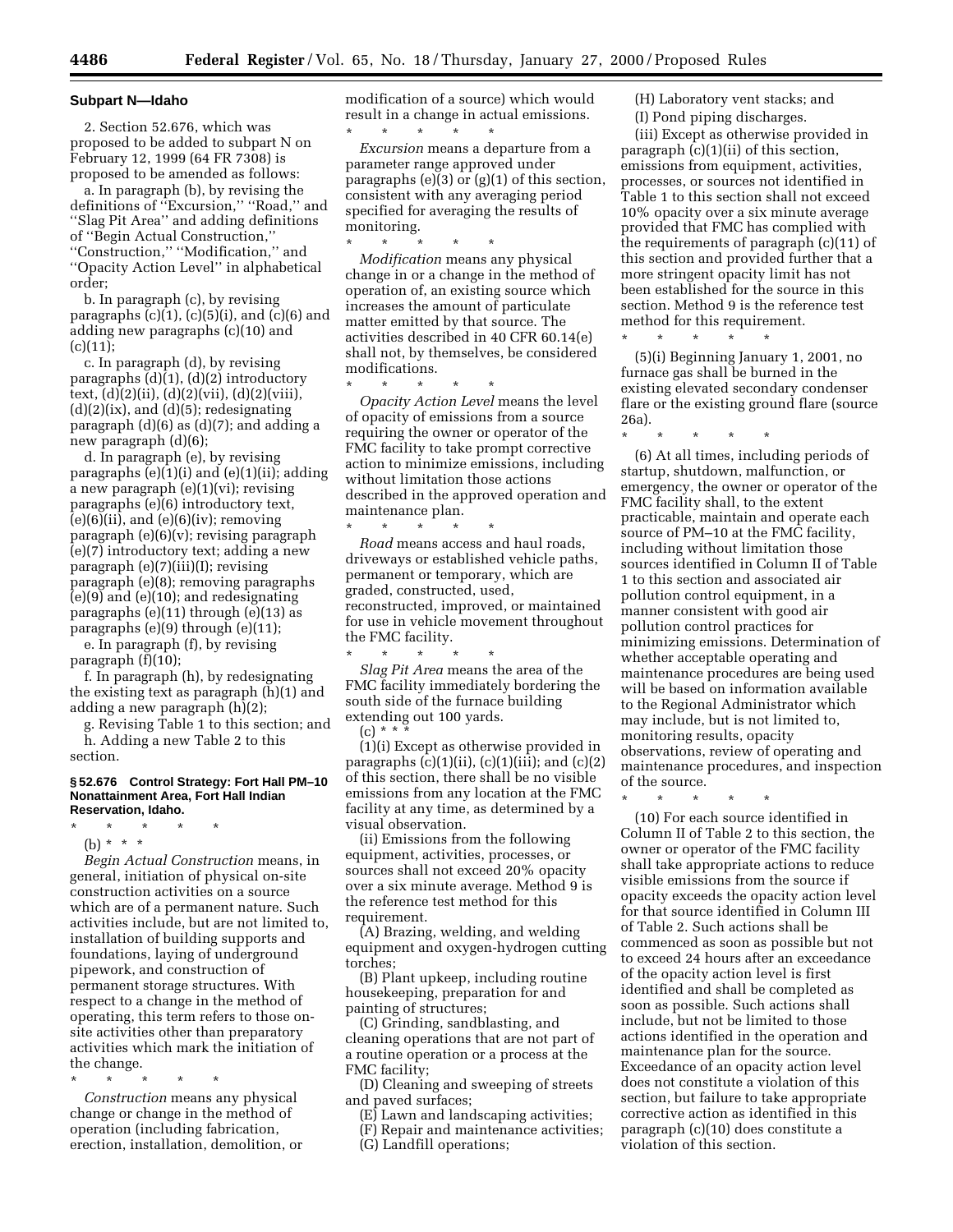### Subpart N—Idaho

2. Section 52.676, which was proposed to be added to subpart N on February 12, 1999 (64 FR 7308) is proposed to be amended as follows:

a. In paragraph (b), by revising the definitions of ''Excursion,'' ''Road,'' and ''Slag Pit Area'' and adding definitions of ''Begin Actual Construction,'' ''Construction,'' ''Modification,'' and ''Opacity Action Level'' in alphabetical order;

b. In paragraph (c), by revising paragraphs (c)(1), (c)(5)(i), and (c)(6) and adding new paragraphs (c)(10) and (c)(11);

c. In paragraph (d), by revising paragraphs (d)(1), (d)(2) introductory text, (d)(2)(ii), (d)(2)(vii), (d)(2)(viii), (d)(2)(ix), and (d)(5); redesignating paragraph (d)(6) as (d)(7); and adding a new paragraph (d)(6);

d. In paragraph (e), by revising paragraphs (e)(1)(i) and (e)(1)(ii); adding a new paragraph (e)(1)(vi); revising paragraphs (e)(6) introductory text, (e)(6)(ii), and (e)(6)(iv); removing paragraph (e)(6)(v); revising paragraph (e)(7) introductory text; adding a new paragraph (e)(7)(iii)(I); revising paragraph (e)(8); removing paragraphs (e)(9) and (e)(10); and redesignating paragraphs (e)(11) through (e)(13) as paragraphs (e)(9) through (e)(11);

e. In paragraph (f), by revising paragraph (f)(10);

f. In paragraph (h), by redesignating the existing text as paragraph (h)(1) and adding a new paragraph (h)(2);

g. Revising Table 1 to this section; and

h. Adding a new Table 2 to this section.

#### § 52.676 Control Strategy: Fort Hall PM–10 Nonattainment Area, Fort Hall Indian Reservation, Idaho.

\* \* \* \* \*

(b) \* \* \*

*Begin Actual Construction* means, in general, initiation of physical on-site construction activities on a source which are of a permanent nature. Such activities include, but are not limited to, installation of building supports and foundations, laying of underground pipework, and construction of permanent storage structures. With respect to a change in the method of operating, this term refers to those on-site activities other than preparatory activities which mark the initiation of the change.

\* \* \* \* \*

*Construction* means any physical change or change in the method of operation (including fabrication, erection, installation, demolition, or modification of a source) which would result in a change in actual emissions.

\* \* \* \* \*

*Excursion* means a departure from a parameter range approved under paragraphs (e)(3) or (g)(1) of this section, consistent with any averaging period specified for averaging the results of monitoring.

\* \* \* \* \*

*Modification* means any physical change in or a change in the method of operation of, an existing source which increases the amount of particulate matter emitted by that source. The activities described in 40 CFR 60.14(e) shall not, by themselves, be considered modifications.

\* \* \* \* \*

*Opacity Action Level* means the level of opacity of emissions from a source requiring the owner or operator of the FMC facility to take prompt corrective action to minimize emissions, including without limitation those actions described in the approved operation and maintenance plan.

\* \* \* \* \*

*Road* means access and haul roads, driveways or established vehicle paths, permanent or temporary, which are graded, constructed, used, reconstructed, improved, or maintained for use in vehicle movement throughout the FMC facility.

\* \* \* \* \*

*Slag Pit Area* means the area of the FMC facility immediately bordering the south side of the furnace building extending out 100 yards.

(c) \* \* \*

(1)(i) Except as otherwise provided in paragraphs (c)(1)(ii), (c)(1)(iii); and (c)(2) of this section, there shall be no visible emissions from any location at the FMC facility at any time, as determined by a visual observation.

(ii) Emissions from the following equipment, activities, processes, or sources shall not exceed 20% opacity over a six minute average. Method 9 is the reference test method for this requirement.

(A) Brazing, welding, and welding equipment and oxygen-hydrogen cutting torches;

(B) Plant upkeep, including routine housekeeping, preparation for and painting of structures;

(C) Grinding, sandblasting, and cleaning operations that are not part of a routine operation or a process at the FMC facility;

(D) Cleaning and sweeping of streets and paved surfaces;

(E) Lawn and landscaping activities;

(F) Repair and maintenance activities;

(G) Landfill operations;

(H) Laboratory vent stacks; and

(I) Pond piping discharges.

(iii) Except as otherwise provided in paragraph (c)(1)(ii) of this section, emissions from equipment, activities, processes, or sources not identified in Table 1 to this section shall not exceed 10% opacity over a six minute average provided that FMC has complied with the requirements of paragraph (c)(11) of this section and provided further that a more stringent opacity limit has not been established for the source in this section. Method 9 is the reference test method for this requirement.

\* \* \* \* \*

(5)(i) Beginning January 1, 2001, no furnace gas shall be burned in the existing elevated secondary condenser flare or the existing ground flare (source 26a).

\* \* \* \* \*

(6) At all times, including periods of startup, shutdown, malfunction, or emergency, the owner or operator of the FMC facility shall, to the extent practicable, maintain and operate each source of PM–10 at the FMC facility, including without limitation those sources identified in Column II of Table 1 to this section and associated air pollution control equipment, in a manner consistent with good air pollution control practices for minimizing emissions. Determination of whether acceptable operating and maintenance procedures are being used will be based on information available to the Regional Administrator which may include, but is not limited to, monitoring results, opacity observations, review of operating and maintenance procedures, and inspection of the source.

\* \* \* \* \*

(10) For each source identified in Column II of Table 2 to this section, the owner or operator of the FMC facility shall take appropriate actions to reduce visible emissions from the source if opacity exceeds the opacity action level for that source identified in Column III of Table 2. Such actions shall be commenced as soon as possible but not to exceed 24 hours after an exceedance of the opacity action level is first identified and shall be completed as soon as possible. Such actions shall include, but not be limited to those actions identified in the operation and maintenance plan for the source. Exceedance of an opacity action level does not constitute a violation of this section, but failure to take appropriate corrective action as identified in this paragraph (c)(10) does constitute a violation of this section.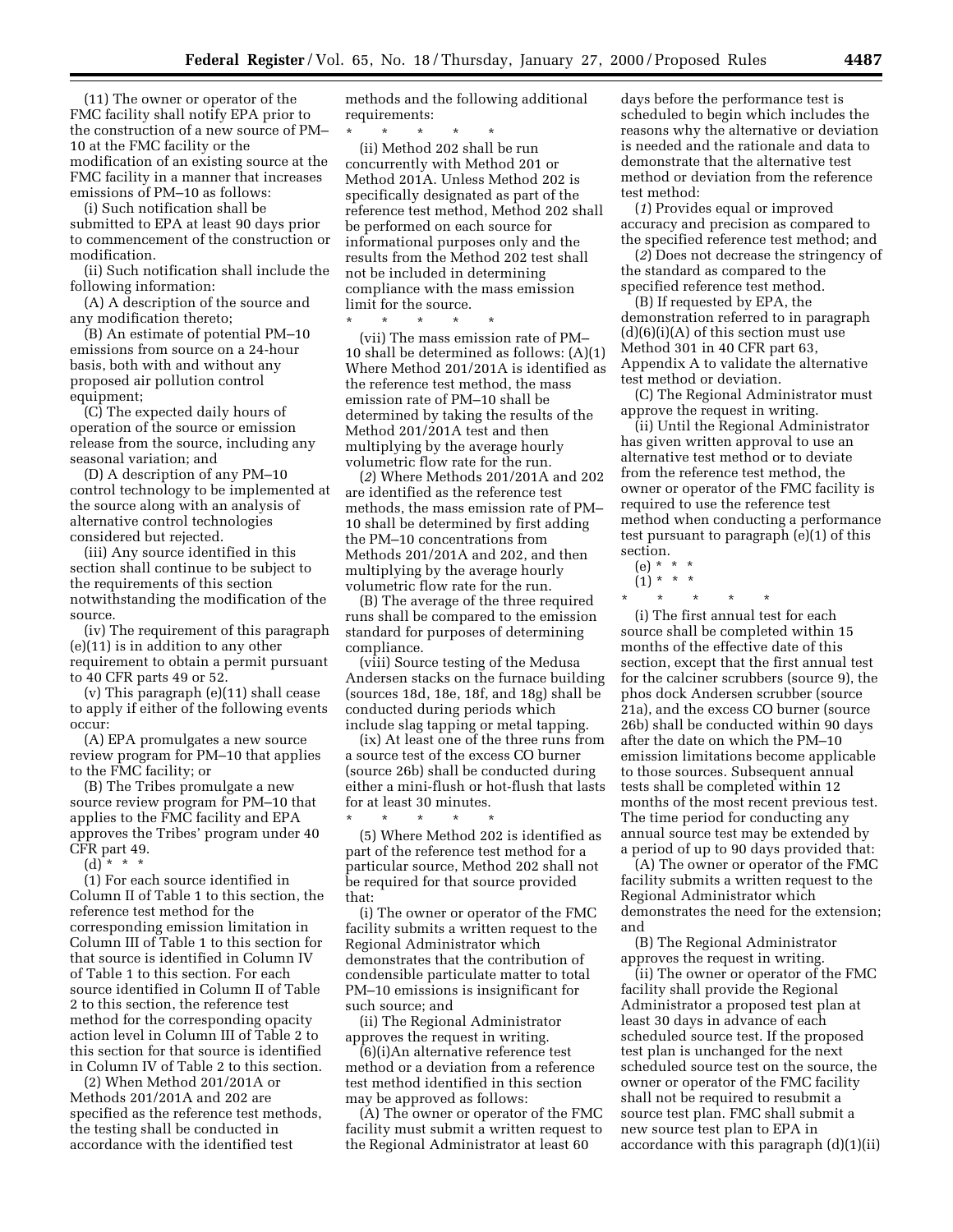(11) The owner or operator of the FMC facility shall notify EPA prior to the construction of a new source of PM–10 at the FMC facility or the modification of an existing source at the FMC facility in a manner that increases emissions of PM–10 as follows:

(i) Such notification shall be submitted to EPA at least 90 days prior to commencement of the construction or modification.

(ii) Such notification shall include the following information:

(A) A description of the source and any modification thereto;

(B) An estimate of potential PM–10 emissions from source on a 24-hour basis, both with and without any proposed air pollution control equipment;

(C) The expected daily hours of operation of the source or emission release from the source, including any seasonal variation; and

(D) A description of any PM–10 control technology to be implemented at the source along with an analysis of alternative control technologies considered but rejected.

(iii) Any source identified in this section shall continue to be subject to the requirements of this section notwithstanding the modification of the source.

(iv) The requirement of this paragraph (e)(11) is in addition to any other requirement to obtain a permit pursuant to 40 CFR parts 49 or 52.

(v) This paragraph (e)(11) shall cease to apply if either of the following events occur:

(A) EPA promulgates a new source review program for PM–10 that applies to the FMC facility; or

(B) The Tribes promulgate a new source review program for PM–10 that applies to the FMC facility and EPA approves the Tribes' program under 40 CFR part 49.

(d) * * *

(1) For each source identified in Column II of Table 1 to this section, the reference test method for the corresponding emission limitation in Column III of Table 1 to this section for that source is identified in Column IV of Table 1 to this section. For each source identified in Column II of Table 2 to this section, the reference test method for the corresponding opacity action level in Column III of Table 2 to this section for that source is identified in Column IV of Table 2 to this section.

(2) When Method 201/201A or Methods 201/201A and 202 are specified as the reference test methods, the testing shall be conducted in accordance with the identified test methods and the following additional requirements:

\* \* \* \* \*

(ii) Method 202 shall be run concurrently with Method 201 or Method 201A. Unless Method 202 is specifically designated as part of the reference test method, Method 202 shall be performed on each source for informational purposes only and the results from the Method 202 test shall not be included in determining compliance with the mass emission limit for the source.

\* \* \* \* \*

(vii) The mass emission rate of PM–10 shall be determined as follows: (A)(*1*) Where Method 201/201A is identified as the reference test method, the mass emission rate of PM–10 shall be determined by taking the results of the Method 201/201A test and then multiplying by the average hourly volumetric flow rate for the run.

(*2*) Where Methods 201/201A and 202 are identified as the reference test methods, the mass emission rate of PM–10 shall be determined by first adding the PM–10 concentrations from Methods 201/201A and 202, and then multiplying by the average hourly volumetric flow rate for the run.

(B) The average of the three required runs shall be compared to the emission standard for purposes of determining compliance.

(viii) Source testing of the Medusa Andersen stacks on the furnace building (sources 18d, 18e, 18f, and 18g) shall be conducted during periods which include slag tapping or metal tapping.

(ix) At least one of the three runs from a source test of the excess CO burner (source 26b) shall be conducted during either a mini-flush or hot-flush that lasts for at least 30 minutes.

\* \* \* \* \*

(5) Where Method 202 is identified as part of the reference test method for a particular source, Method 202 shall not be required for that source provided that:

(i) The owner or operator of the FMC facility submits a written request to the Regional Administrator which demonstrates that the contribution of condensible particulate matter to total PM–10 emissions is insignificant for such source; and

(ii) The Regional Administrator approves the request in writing.

(6)(i)An alternative reference test method or a deviation from a reference test method identified in this section may be approved as follows:

(A) The owner or operator of the FMC facility must submit a written request to the Regional Administrator at least 60 days before the performance test is scheduled to begin which includes the reasons why the alternative or deviation is needed and the rationale and data to demonstrate that the alternative test method or deviation from the reference test method:

(*1*) Provides equal or improved accuracy and precision as compared to the specified reference test method; and

(*2*) Does not decrease the stringency of the standard as compared to the specified reference test method.

(B) If requested by EPA, the demonstration referred to in paragraph (d)(6)(i)(A) of this section must use Method 301 in 40 CFR part 63, Appendix A to validate the alternative test method or deviation.

(C) The Regional Administrator must approve the request in writing.

(ii) Until the Regional Administrator has given written approval to use an alternative test method or to deviate from the reference test method, the owner or operator of the FMC facility is required to use the reference test method when conducting a performance test pursuant to paragraph (e)(1) of this section.

(e) * * *

(1) * * *

\* \* \* \* \*

(i) The first annual test for each source shall be completed within 15 months of the effective date of this section, except that the first annual test for the calciner scrubbers (source 9), the phos dock Andersen scrubber (source 21a), and the excess CO burner (source 26b) shall be conducted within 90 days after the date on which the PM–10 emission limitations become applicable to those sources. Subsequent annual tests shall be completed within 12 months of the most recent previous test. The time period for conducting any annual source test may be extended by a period of up to 90 days provided that:

(A) The owner or operator of the FMC facility submits a written request to the Regional Administrator which demonstrates the need for the extension; and

(B) The Regional Administrator approves the request in writing.

(ii) The owner or operator of the FMC facility shall provide the Regional Administrator a proposed test plan at least 30 days in advance of each scheduled source test. If the proposed test plan is unchanged for the next scheduled source test on the source, the owner or operator of the FMC facility shall not be required to resubmit a source test plan. FMC shall submit a new source test plan to EPA in accordance with this paragraph (d)(1)(ii)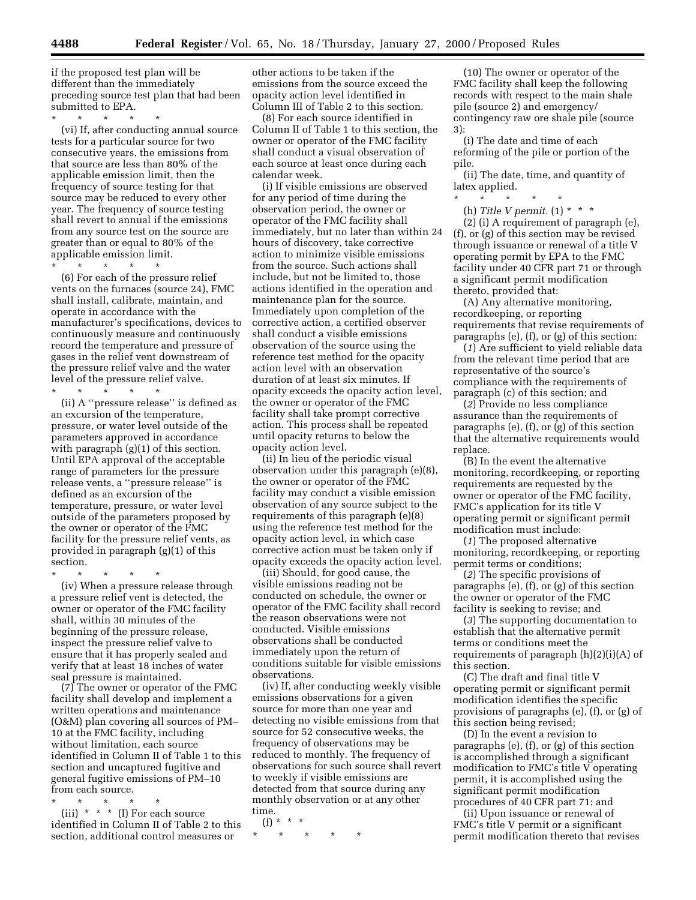if the proposed test plan will be different than the immediately preceding source test plan that had been submitted to EPA.

\* \* \* \* \*

(vi) If, after conducting annual source tests for a particular source for two consecutive years, the emissions from that source are less than 80% of the applicable emission limit, then the frequency of source testing for that source may be reduced to every other year. The frequency of source testing shall revert to annual if the emissions from any source test on the source are greater than or equal to 80% of the applicable emission limit.

\* \* \* \* \*

(6) For each of the pressure relief vents on the furnaces (source 24), FMC shall install, calibrate, maintain, and operate in accordance with the manufacturer's specifications, devices to continuously measure and continuously record the temperature and pressure of gases in the relief vent downstream of the pressure relief valve and the water level of the pressure relief valve.

\* \* \* \* \*

(ii) A ''pressure release'' is defined as an excursion of the temperature, pressure, or water level outside of the parameters approved in accordance with paragraph (g)(1) of this section. Until EPA approval of the acceptable range of parameters for the pressure release vents, a ''pressure release'' is defined as an excursion of the temperature, pressure, or water level outside of the parameters proposed by the owner or operator of the FMC facility for the pressure relief vents, as provided in paragraph (g)(1) of this section.

\* \* \* \* \*

(iv) When a pressure release through a pressure relief vent is detected, the owner or operator of the FMC facility shall, within 30 minutes of the beginning of the pressure release, inspect the pressure relief valve to ensure that it has properly sealed and verify that at least 18 inches of water seal pressure is maintained.

(7) The owner or operator of the FMC facility shall develop and implement a written operations and maintenance (O&M) plan covering all sources of PM–10 at the FMC facility, including without limitation, each source identified in Column II of Table 1 to this section and uncaptured fugitive and general fugitive emissions of PM–10 from each source.

\* \* \* \* \*

(iii) \* \* \* (I) For each source identified in Column II of Table 2 to this section, additional control measures or other actions to be taken if the emissions from the source exceed the opacity action level identified in Column III of Table 2 to this section.

(8) For each source identified in Column II of Table 1 to this section, the owner or operator of the FMC facility shall conduct a visual observation of each source at least once during each calendar week.

(i) If visible emissions are observed for any period of time during the observation period, the owner or operator of the FMC facility shall immediately, but no later than within 24 hours of discovery, take corrective action to minimize visible emissions from the source. Such actions shall include, but not be limited to, those actions identified in the operation and maintenance plan for the source. Immediately upon completion of the corrective action, a certified observer shall conduct a visible emissions observation of the source using the reference test method for the opacity action level with an observation duration of at least six minutes. If opacity exceeds the opacity action level, the owner or operator of the FMC facility shall take prompt corrective action. This process shall be repeated until opacity returns to below the opacity action level.

(ii) In lieu of the periodic visual observation under this paragraph (e)(8), the owner or operator of the FMC facility may conduct a visible emission observation of any source subject to the requirements of this paragraph (e)(8) using the reference test method for the opacity action level, in which case corrective action must be taken only if opacity exceeds the opacity action level.

(iii) Should, for good cause, the visible emissions reading not be conducted on schedule, the owner or operator of the FMC facility shall record the reason observations were not conducted. Visible emissions observations shall be conducted immediately upon the return of conditions suitable for visible emissions observations.

(iv) If, after conducting weekly visible emissions observations for a given source for more than one year and detecting no visible emissions from that source for 52 consecutive weeks, the frequency of observations may be reduced to monthly. The frequency of observations for such source shall revert to weekly if visible emissions are detected from that source during any monthly observation or at any other time.

(f) \* \* \*

\* \* \* \* \*

(10) The owner or operator of the FMC facility shall keep the following records with respect to the main shale pile (source 2) and emergency/contingency raw ore shale pile (source 3):

(i) The date and time of each reforming of the pile or portion of the pile.

(ii) The date, time, and quantity of latex applied.

\* \* \* \* \*

(h) *Title V permit.* (1) \* \* \*

(2) (i) A requirement of paragraph (e), (f), or (g) of this section may be revised through issuance or renewal of a title V operating permit by EPA to the FMC facility under 40 CFR part 71 or through a significant permit modification thereto, provided that:

(A) Any alternative monitoring, recordkeeping, or reporting requirements that revise requirements of paragraphs (e), (f), or (g) of this section:

(*1*) Are sufficient to yield reliable data from the relevant time period that are representative of the source's compliance with the requirements of paragraph (c) of this section; and

(*2*) Provide no less compliance assurance than the requirements of paragraphs (e), (f), or (g) of this section that the alternative requirements would replace.

(B) In the event the alternative monitoring, recordkeeping, or reporting requirements are requested by the owner or operator of the FMC facility, FMC's application for its title V operating permit or significant permit modification must include:

(*1*) The proposed alternative monitoring, recordkeeping, or reporting permit terms or conditions;

(*2*) The specific provisions of paragraphs (e), (f), or (g) of this section the owner or operator of the FMC facility is seeking to revise; and

(*3*) The supporting documentation to establish that the alternative permit terms or conditions meet the requirements of paragraph (h)(2)(i)(A) of this section.

(C) The draft and final title V operating permit or significant permit modification identifies the specific provisions of paragraphs (e), (f), or (g) of this section being revised;

(D) In the event a revision to paragraphs (e), (f), or (g) of this section is accomplished through a significant modification to FMC's title V operating permit, it is accomplished using the significant permit modification procedures of 40 CFR part 71; and

(ii) Upon issuance or renewal of FMC's title V permit or a significant permit modification thereto that revises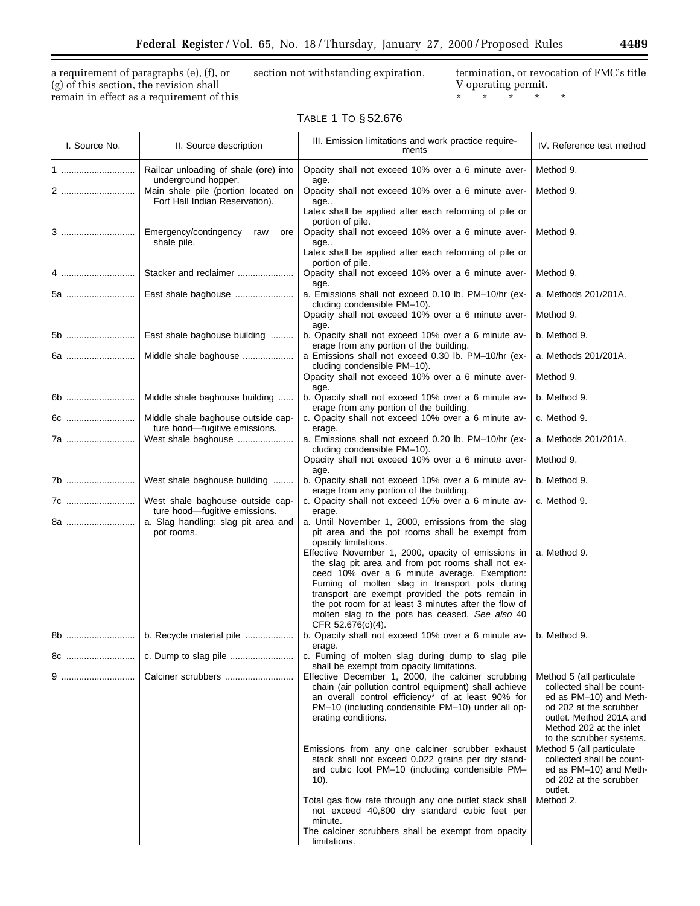a requirement of paragraphs (e), (f), or (g) of this section, the revision shall remain in effect as a requirement of this section not withstanding expiration, termination, or revocation of FMC's title V operating permit.

\* \* \* \* \*

TABLE 1 TO § 52.676

| I. Source No. | II. Source description | III. Emission limitations and work practice requirements | IV. Reference test method |
|---|---|---|---|
| 1 | Railcar unloading of shale (ore) into underground hopper. | Opacity shall not exceed 10% over a 6 minute average. | Method 9. |
| 2 | Main shale pile (portion located on Fort Hall Indian Reservation). | Opacity shall not exceed 10% over a 6 minute average.. | Method 9. |
| | | Latex shall be applied after each reforming of pile or portion of pile. | |
| 3 | Emergency/contingency raw ore shale pile. | Opacity shall not exceed 10% over a 6 minute average.. | Method 9. |
| | | Latex shall be applied after each reforming of pile or portion of pile. | |
| 4 | Stacker and reclaimer | Opacity shall not exceed 10% over a 6 minute average. | Method 9. |
| 5a | East shale baghouse | a. Emissions shall not exceed 0.10 lb. PM–10/hr (excluding condensible PM–10). | a. Methods 201/201A. |
| | | Opacity shall not exceed 10% over a 6 minute average. | Method 9. |
| 5b | East shale baghouse building | b. Opacity shall not exceed 10% over a 6 minute average from any portion of the building. | b. Method 9. |
| 6a | Middle shale baghouse | a Emissions shall not exceed 0.30 lb. PM–10/hr (excluding condensible PM–10). | a. Methods 201/201A. |
| | | Opacity shall not exceed 10% over a 6 minute average. | Method 9. |
| 6b | Middle shale baghouse building | b. Opacity shall not exceed 10% over a 6 minute average from any portion of the building. | b. Method 9. |
| 6c | Middle shale baghouse outside capture hood—fugitive emissions. | c. Opacity shall not exceed 10% over a 6 minute average. | c. Method 9. |
| 7a | West shale baghouse | a. Emissions shall not exceed 0.20 lb. PM–10/hr (excluding condensible PM–10). | a. Methods 201/201A. |
| | | Opacity shall not exceed 10% over a 6 minute average. | Method 9. |
| 7b | West shale baghouse building | b. Opacity shall not exceed 10% over a 6 minute average from any portion of the building. | b. Method 9. |
| 7c | West shale baghouse outside capture hood—fugitive emissions. | c. Opacity shall not exceed 10% over a 6 minute average. | c. Method 9. |
| 8a | a. Slag handling: slag pit area and pot rooms. | a. Until November 1, 2000, emissions from the slag pit area and the pot rooms shall be exempt from opacity limitations. | |
| | | Effective November 1, 2000, opacity of emissions in the slag pit area and from pot rooms shall not exceed 10% over a 6 minute average. Exemption: Fuming of molten slag in transport pots during transport are exempt provided the pots remain in the pot room for at least 3 minutes after the flow of molten slag to the pots has ceased. *See also* 40 CFR 52.676(c)(4). | a. Method 9. |
| 8b | b. Recycle material pile | b. Opacity shall not exceed 10% over a 6 minute average. | b. Method 9. |
| 8c | c. Dump to slag pile | c. Fuming of molten slag during dump to slag pile shall be exempt from opacity limitations. | |
| 9 | Calciner scrubbers | Effective December 1, 2000, the calciner scrubbing chain (air pollution control equipment) shall achieve an overall control efficiency\* of at least 90% for PM–10 (including condensible PM–10) under all operating conditions. | Method 5 (all particulate collected shall be counted as PM–10) and Method 202 at the scrubber outlet. Method 201A and Method 202 at the inlet to the scrubber systems. |
| | | Emissions from any one calciner scrubber exhaust stack shall not exceed 0.022 grains per dry standard cubic foot PM–10 (including condensible PM–10). | Method 5 (all particulate collected shall be counted as PM–10) and Method 202 at the scrubber outlet. |
| | | Total gas flow rate through any one outlet stack shall not exceed 40,800 dry standard cubic feet per minute. | Method 2. |
| | | The calciner scrubbers shall be exempt from opacity limitations. | |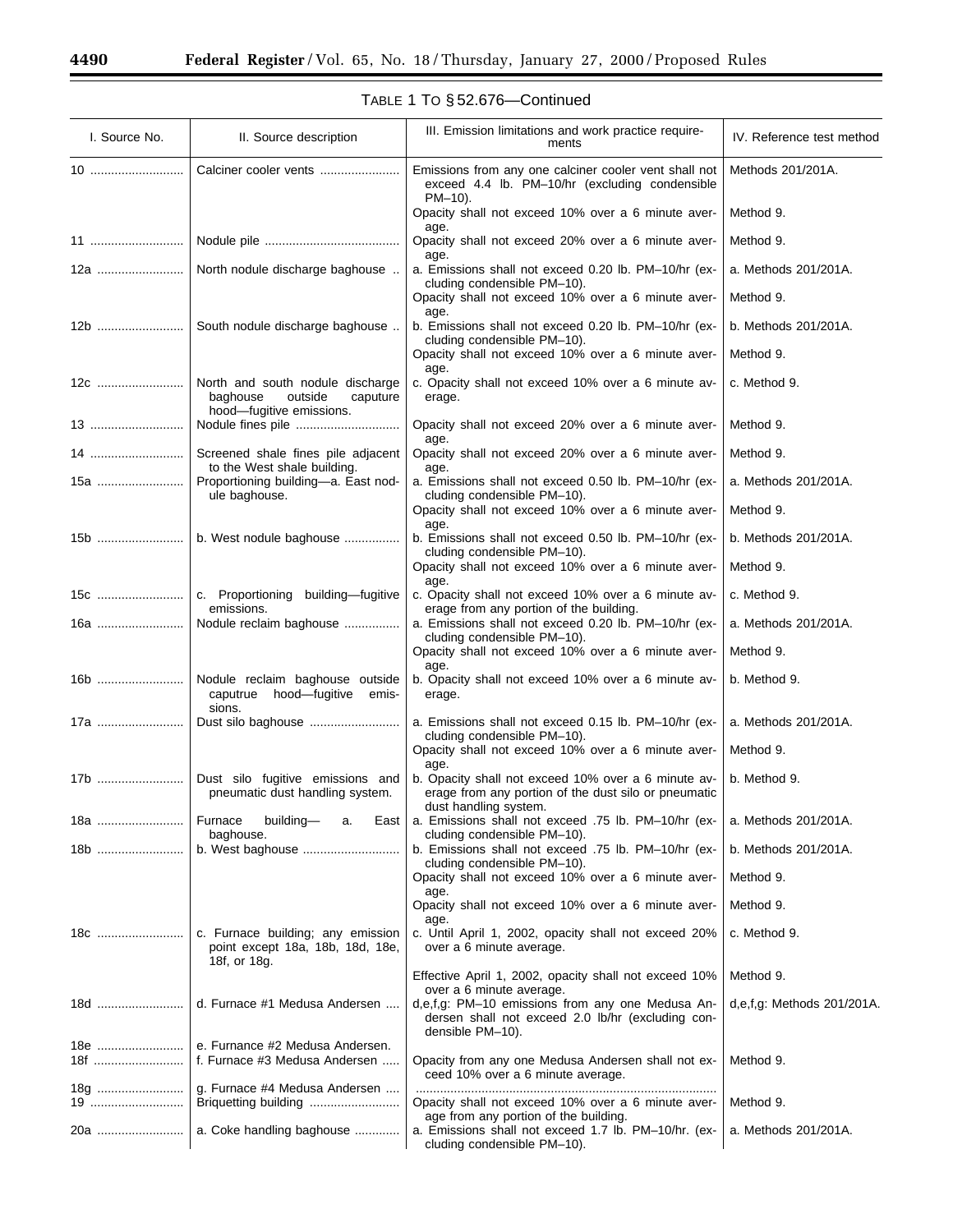TABLE 1 TO § 52.676—Continued

| I. Source No. | II. Source description | III. Emission limitations and work practice requirements | IV. Reference test method |
|---|---|---|---|
| 10 | Calciner cooler vents | Emissions from any one calciner cooler vent shall not exceed 4.4 lb. PM–10/hr (excluding condensible PM–10). | Methods 201/201A. |
| | | Opacity shall not exceed 10% over a 6 minute average. | Method 9. |
| 11 | Nodule pile | Opacity shall not exceed 20% over a 6 minute average. | Method 9. |
| 12a | North nodule discharge baghouse | a. Emissions shall not exceed 0.20 lb. PM–10/hr (excluding condensible PM–10). | a. Methods 201/201A. |
| | | Opacity shall not exceed 10% over a 6 minute average. | Method 9. |
| 12b | South nodule discharge baghouse | b. Emissions shall not exceed 0.20 lb. PM–10/hr (excluding condensible PM–10). | b. Methods 201/201A. |
| | | Opacity shall not exceed 10% over a 6 minute average. | Method 9. |
| 12c | North and south nodule discharge baghouse outside caputure hood—fugitive emissions. | c. Opacity shall not exceed 10% over a 6 minute average. | c. Method 9. |
| 13 | Nodule fines pile | Opacity shall not exceed 20% over a 6 minute average. | Method 9. |
| 14 | Screened shale fines pile adjacent to the West shale building. | Opacity shall not exceed 20% over a 6 minute average. | Method 9. |
| 15a | Proportioning building—a. East nodule baghouse. | a. Emissions shall not exceed 0.50 lb. PM–10/hr (excluding condensible PM–10). | a. Methods 201/201A. |
| | | Opacity shall not exceed 10% over a 6 minute average. | Method 9. |
| 15b | b. West nodule baghouse | b. Emissions shall not exceed 0.50 lb. PM–10/hr (excluding condensible PM–10). | b. Methods 201/201A. |
| | | Opacity shall not exceed 10% over a 6 minute average. | Method 9. |
| 15c | c. Proportioning building—fugitive emissions. | c. Opacity shall not exceed 10% over a 6 minute average from any portion of the building. | c. Method 9. |
| 16a | Nodule reclaim baghouse | a. Emissions shall not exceed 0.20 lb. PM–10/hr (excluding condensible PM–10). | a. Methods 201/201A. |
| | | Opacity shall not exceed 10% over a 6 minute average. | Method 9. |
| 16b | Nodule reclaim baghouse outside caputrue hood—fugitive emissions. | b. Opacity shall not exceed 10% over a 6 minute average. | b. Method 9. |
| 17a | Dust silo baghouse | a. Emissions shall not exceed 0.15 lb. PM–10/hr (excluding condensible PM–10). | a. Methods 201/201A. |
| | | Opacity shall not exceed 10% over a 6 minute average. | Method 9. |
| 17b | Dust silo fugitive emissions and pneumatic dust handling system. | b. Opacity shall not exceed 10% over a 6 minute average from any portion of the dust silo or pneumatic dust handling system. | b. Method 9. |
| 18a | Furnace building— a. East baghouse. | a. Emissions shall not exceed .75 lb. PM–10/hr (excluding condensible PM–10). | a. Methods 201/201A. |
| 18b | b. West baghouse | b. Emissions shall not exceed .75 lb. PM–10/hr (excluding condensible PM–10). | b. Methods 201/201A. |
| | | Opacity shall not exceed 10% over a 6 minute average. | Method 9. |
| | | Opacity shall not exceed 10% over a 6 minute average. | Method 9. |
| 18c | c. Furnace building; any emission point except 18a, 18b, 18d, 18e, 18f, or 18g. | c. Until April 1, 2002, opacity shall not exceed 20% over a 6 minute average. | c. Method 9. |
| | | Effective April 1, 2002, opacity shall not exceed 10% over a 6 minute average. | Method 9. |
| 18d | d. Furnace #1 Medusa Andersen | d,e,f,g: PM–10 emissions from any one Medusa Andersen shall not exceed 2.0 lb/hr (excluding condensible PM–10). | d,e,f,g: Methods 201/201A. |
| 18e | e. Furnace #2 Medusa Andersen. | | |
| 18f | f. Furnace #3 Medusa Andersen | Opacity from any one Medusa Andersen shall not exceed 10% over a 6 minute average. | Method 9. |
| 18g | g. Furnace #4 Medusa Andersen | | |
| 19 | Briquetting building | Opacity shall not exceed 10% over a 6 minute average from any portion of the building. | Method 9. |
| 20a | a. Coke handling baghouse | a. Emissions shall not exceed 1.7 lb. PM–10/hr. (excluding condensible PM–10). | a. Methods 201/201A. |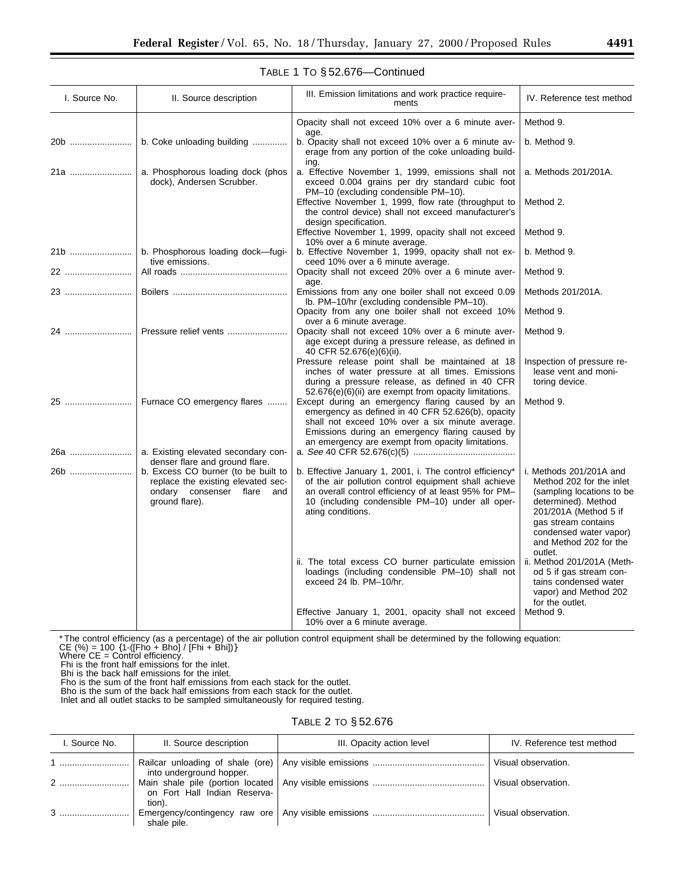TABLE 1 TO § 52.676—Continued

| I. Source No. | II. Source description | III. Emission limitations and work practice requirements | IV. Reference test method |
|---|---|---|---|
| | | Opacity shall not exceed 10% over a 6 minute average. | Method 9. |
| 20b | b. Coke unloading building | b. Opacity shall not exceed 10% over a 6 minute average from any portion of the coke unloading building. | b. Method 9. |
| 21a | a. Phosphorous loading dock (phos dock), Andersen Scrubber. | a. Effective November 1, 1999, emissions shall not exceed 0.004 grains per dry standard cubic foot PM–10 (excluding condensible PM–10). | a. Methods 201/201A. |
| | | Effective November 1, 1999, flow rate (throughput to the control device) shall not exceed manufacturer's design specification. | Method 2. |
| | | Effective November 1, 1999, opacity shall not exceed 10% over a 6 minute average. | Method 9. |
| 21b | b. Phosphorous loading dock—fugitive emissions. | b. Effective November 1, 1999, opacity shall not exceed 10% over a 6 minute average. | b. Method 9. |
| 22 | All roads | Opacity shall not exceed 20% over a 6 minute average. | Method 9. |
| 23 | Boilers | Emissions from any one boiler shall not exceed 0.09 lb. PM–10/hr (excluding condensible PM–10). | Methods 201/201A. |
| | | Opacity from any one boiler shall not exceed 10% over a 6 minute average. | Method 9. |
| 24 | Pressure relief vents | Opacity shall not exceed 10% over a 6 minute average except during a pressure release, as defined in 40 CFR 52.676(e)(6)(ii). | Method 9. |
| | | Pressure release point shall be maintained at 18 inches of water pressure at all times. Emissions during a pressure release, as defined in 40 CFR 52.676(e)(6)(ii) are exempt from opacity limitations. | Inspection of pressure release vent and monitoring device. |
| 25 | Furnace CO emergency flares | Except during an emergency flaring caused by an emergency as defined in 40 CFR 52.626(b), opacity shall not exceed 10% over a six minute average. Emissions during an emergency flaring caused by an emergency are exempt from opacity limitations. | Method 9. |
| 26a | a. Existing elevated secondary condenser flare and ground flare. | a. *See* 40 CFR 52.676(c)(5) | |
| 26b | b. Excess CO burner (to be built to replace the existing elevated secondary consenser flare and ground flare). | b. Effective January 1, 2001, i. The control efficiency* of the air pollution control equipment shall achieve an overall control efficiency of at least 95% for PM–10 (including condensible PM–10) under all operating conditions. | i. Methods 201/201A and Method 202 for the inlet (sampling locations to be determined). Method 201/201A (Method 5 if gas stream contains condensed water vapor) and Method 202 for the outlet. |
| | | ii. The total excess CO burner particulate emission loadings (including condensible PM–10) shall not exceed 24 lb. PM–10/hr. | ii. Method 201/201A (Method 5 if gas stream contains condensed water vapor) and Method 202 for the outlet. |
| | | Effective January 1, 2001, opacity shall not exceed 10% over a 6 minute average. | Method 9. |

*The control efficiency (as a percentage) of the air pollution control equipment shall be determined by the following equation:

CE (%) = 100 {1-([Fho + Bho] / [Fhi + Bhi])}

Where CE = Control efficiency.

Fhi is the front half emissions for the inlet.

Bhi is the back half emissions for the inlet.

Fho is the sum of the front half emissions from each stack for the outlet.

Bho is the sum of the back half emissions from each stack for the outlet.

Inlet and all outlet stacks to be sampled simultaneously for required testing.

TABLE 2 TO § 52.676

| I. Source No. | II. Source description | III. Opacity action level | IV. Reference test method |
|---|---|---|---|
| 1 | Railcar unloading of shale (ore) into underground hopper. | Any visible emissions | Visual observation. |
| 2 | Main shale pile (portion located on Fort Hall Indian Reservation). | Any visible emissions | Visual observation. |
| 3 | Emergency/contingency raw ore shale pile. | Any visible emissions | Visual observation. |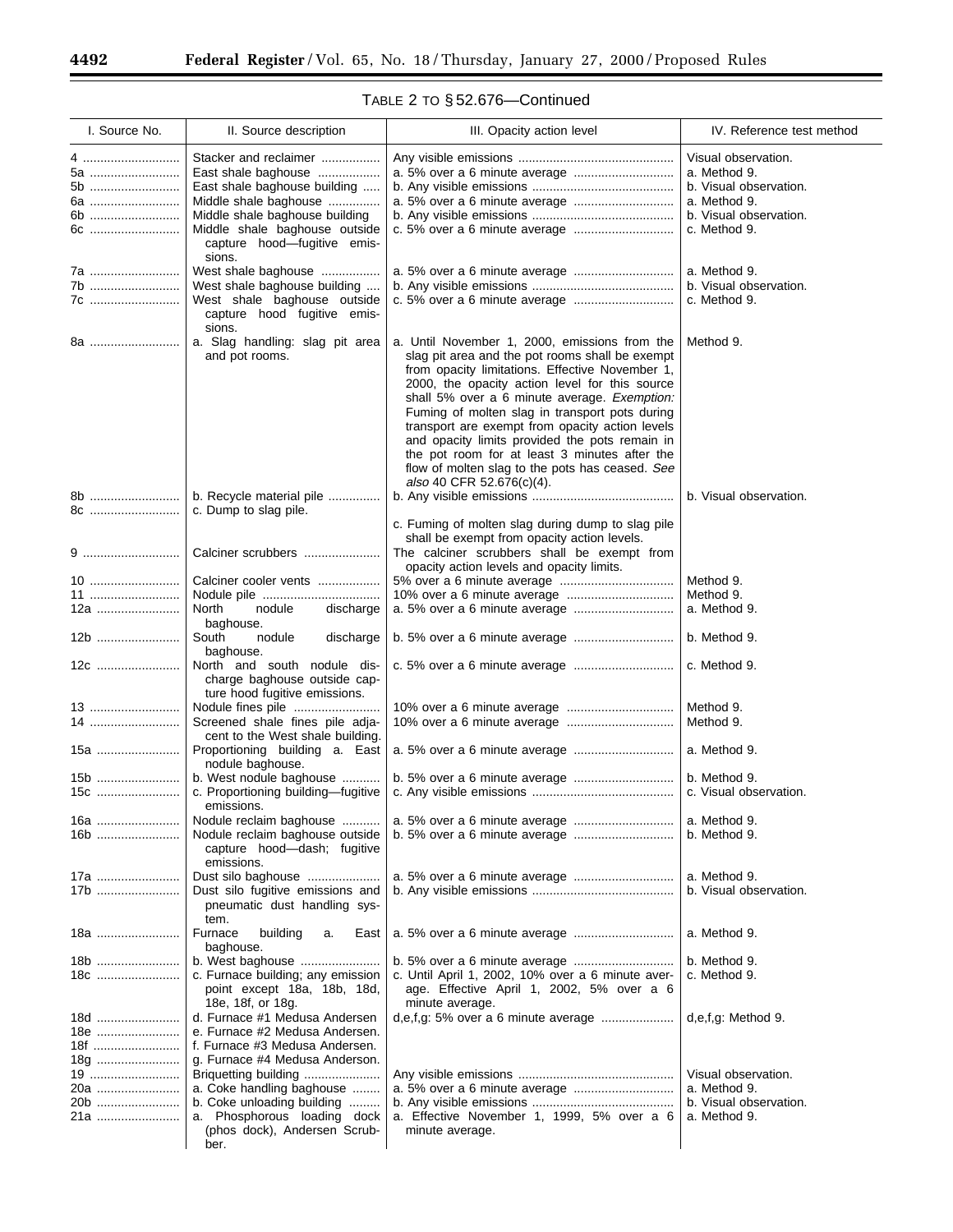TABLE 2 TO § 52.676—Continued

| I. Source No. | II. Source description | III. Opacity action level | IV. Reference test method |
|---|---|---|---|
| 4 | Stacker and reclaimer | Any visible emissions | Visual observation. |
| 5a | East shale baghouse | a. 5% over a 6 minute average | a. Method 9. |
| 5b | East shale baghouse building | b. Any visible emissions | b. Visual observation. |
| 6a | Middle shale baghouse | a. 5% over a 6 minute average | a. Method 9. |
| 6b | Middle shale baghouse building | b. Any visible emissions | b. Visual observation. |
| 6c | Middle shale baghouse outside capture hood—fugitive emissions. | c. 5% over a 6 minute average | c. Method 9. |
| 7a | West shale baghouse | a. 5% over a 6 minute average | a. Method 9. |
| 7b | West shale baghouse building | b. Any visible emissions | b. Visual observation. |
| 7c | West shale baghouse outside capture hood fugitive emissions. | c. 5% over a 6 minute average | c. Method 9. |
| 8a | a. Slag handling: slag pit area and pot rooms. | a. Until November 1, 2000, emissions from the slag pit area and the pot rooms shall be exempt from opacity limitations. Effective November 1, 2000, the opacity action level for this source shall 5% over a 6 minute average. *Exemption:* Fuming of molten slag in transport pots during transport are exempt from opacity action levels and opacity limits provided the pots remain in the pot room for at least 3 minutes after the flow of molten slag to the pots has ceased. *See also* 40 CFR 52.676(c)(4). | Method 9. |
| 8b | b. Recycle material pile | b. Any visible emissions | b. Visual observation. |
| 8c | c. Dump to slag pile. | c. Fuming of molten slag during dump to slag pile shall be exempt from opacity action levels. | |
| 9 | Calciner scrubbers | The calciner scrubbers shall be exempt from opacity action levels and opacity limits. | |
| 10 | Calciner cooler vents | 5% over a 6 minute average | Method 9. |
| 11 | Nodule pile | 10% over a 6 minute average | Method 9. |
| 12a | North nodule discharge baghouse. | a. 5% over a 6 minute average | a. Method 9. |
| 12b | South nodule discharge baghouse. | b. 5% over a 6 minute average | b. Method 9. |
| 12c | North and south nodule discharge baghouse outside capture hood fugitive emissions. | c. 5% over a 6 minute average | c. Method 9. |
| 13 | Nodule fines pile | 10% over a 6 minute average | Method 9. |
| 14 | Screened shale fines pile adjacent to the West shale building. | 10% over a 6 minute average | Method 9. |
| 15a | Proportioning building a. East nodule baghouse. | a. 5% over a 6 minute average | a. Method 9. |
| 15b | b. West nodule baghouse | b. 5% over a 6 minute average | b. Method 9. |
| 15c | c. Proportioning building—fugitive emissions. | c. Any visible emissions | c. Visual observation. |
| 16a | Nodule reclaim baghouse | a. 5% over a 6 minute average | a. Method 9. |
| 16b | Nodule reclaim baghouse outside capture hood—dash; fugitive emissions. | b. 5% over a 6 minute average | b. Method 9. |
| 17a | Dust silo baghouse | a. 5% over a 6 minute average | a. Method 9. |
| 17b | Dust silo fugitive emissions and pneumatic dust handling system. | b. Any visible emissions | b. Visual observation. |
| 18a | Furnace building a. East baghouse. | a. 5% over a 6 minute average | a. Method 9. |
| 18b | b. West baghouse | b. 5% over a 6 minute average | b. Method 9. |
| 18c | c. Furnace building; any emission point except 18a, 18b, 18d, 18e, 18f, or 18g. | c. Until April 1, 2002, 10% over a 6 minute average. Effective April 1, 2002, 5% over a 6 minute average. | c. Method 9. |
| 18d | d. Furnace #1 Medusa Andersen | d,e,f,g: 5% over a 6 minute average | d,e,f,g: Method 9. |
| 18e | e. Furnace #2 Medusa Andersen. | | |
| 18f | f. Furnace #3 Medusa Andersen. | | |
| 18g | g. Furnace #4 Medusa Anderson. | | |
| 19 | Briquetting building | Any visible emissions | Visual observation. |
| 20a | a. Coke handling baghouse | a. 5% over a 6 minute average | a. Method 9. |
| 20b | b. Coke unloading building | b. Any visible emissions | b. Visual observation. |
| 21a | a. Phosphorous loading dock (phos dock), Andersen Scrubber. | a. Effective November 1, 1999, 5% over a 6 minute average. | a. Method 9. |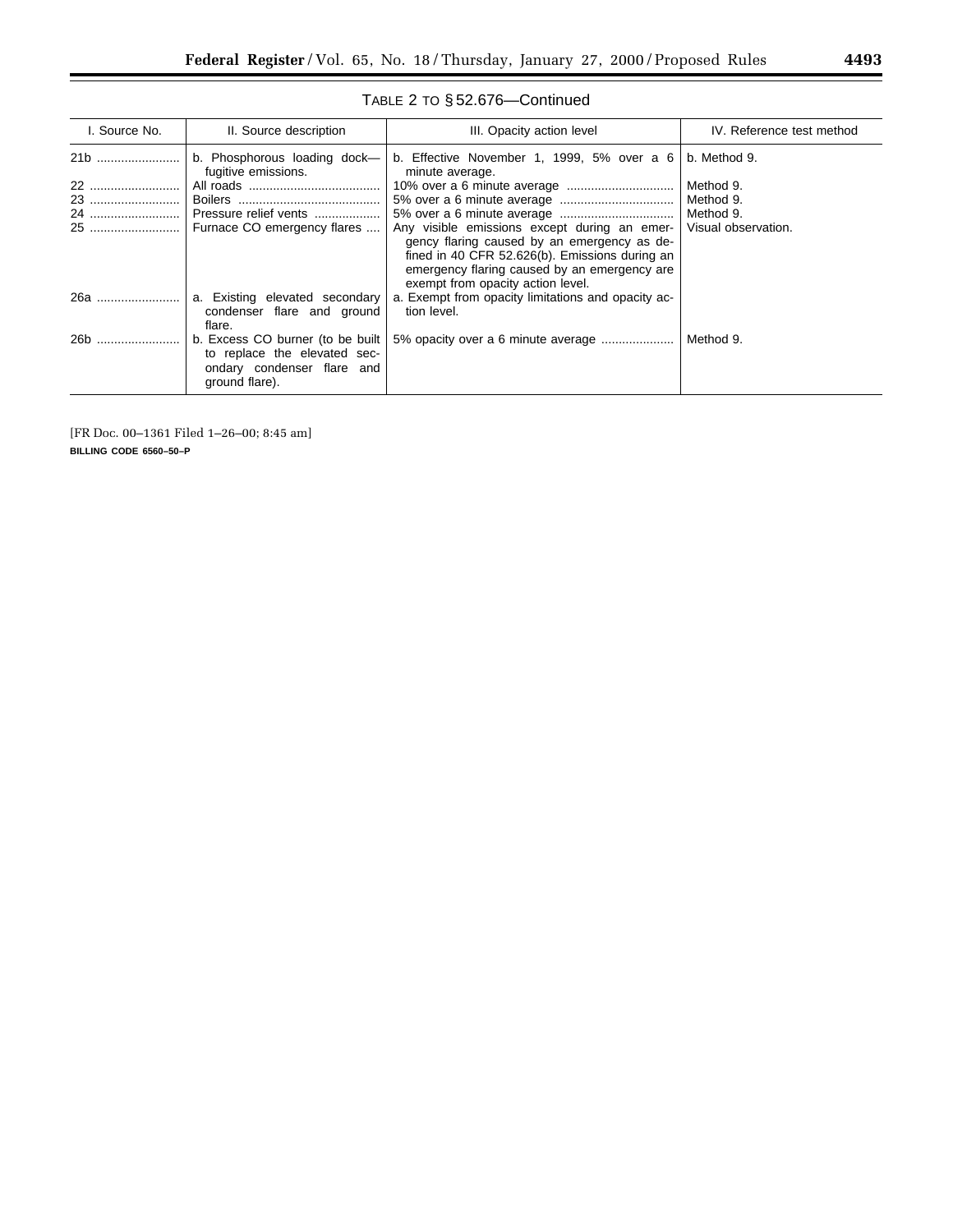TABLE 2 TO § 52.676—Continued

| I. Source No. | II. Source description | III. Opacity action level | IV. Reference test method |
| --- | --- | --- | --- |
| 21b | b. Phosphorous loading dock—fugitive emissions. | b. Effective November 1, 1999, 5% over a 6 minute average. | b. Method 9. |
| 22 | All roads | 10% over a 6 minute average | Method 9. |
| 23 | Boilers | 5% over a 6 minute average | Method 9. |
| 24 | Pressure relief vents | 5% over a 6 minute average | Method 9. |
| 25 | Furnace CO emergency flares | Any visible emissions except during an emergency flaring caused by an emergency as defined in 40 CFR 52.626(b). Emissions during an emergency flaring caused by an emergency are exempt from opacity action level. | Visual observation. |
| 26a | a. Existing elevated secondary condenser flare and ground flare. | a. Exempt from opacity limitations and opacity action level. | |
| 26b | b. Excess CO burner (to be built to replace the elevated secondary condenser flare and ground flare). | 5% opacity over a 6 minute average | Method 9. |

[FR Doc. 00–1361 Filed 1–26–00; 8:45 am]

**BILLING CODE 6560–50–P**